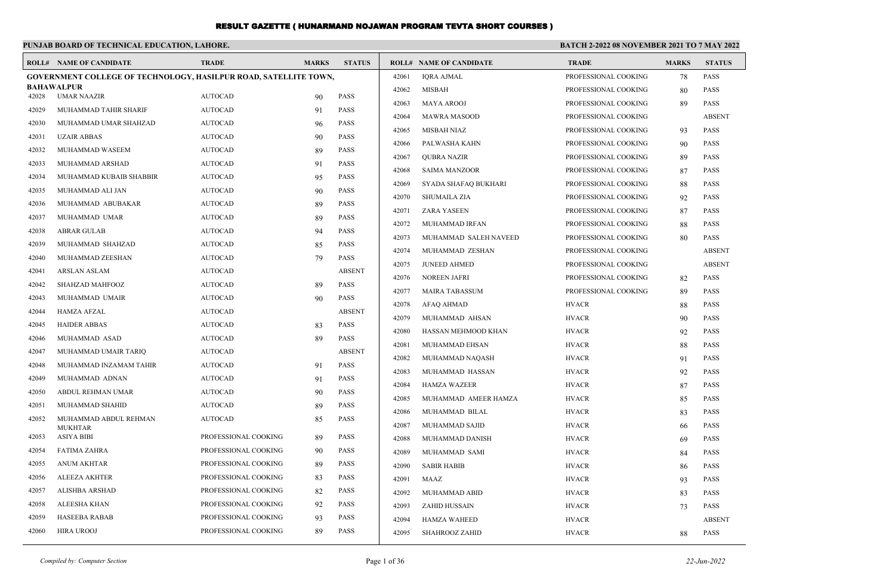# RESULT GAZETTE ( HUNARMAND NOJAWAN PROGRAM TEVTA SHORT COURSES )

**PUNJAB BOARD OF TECHNICAL EDUCATION, LAHORE.**

**BATCH 2-2022 08 NOVEMBER 2021 TO 7 MAY 2022**

**GOVERNMENT COLLEGE OF TECHNOLOGY, HASILPUR ROAD, SATELLITE TOWN, BAHAWALPUR**

| ROLL# | NAME OF CANDIDATE | TRADE | MARKS | STATUS |
|---|---|---|---|---|
| 42028 | UMAR NAAZIR | AUTOCAD | 90 | PASS |
| 42029 | MUHAMMAD TAHIR SHARIF | AUTOCAD | 91 | PASS |
| 42030 | MUHAMMAD UMAR SHAHZAD | AUTOCAD | 96 | PASS |
| 42031 | UZAIR ABBAS | AUTOCAD | 90 | PASS |
| 42032 | MUHAMMAD WASEEM | AUTOCAD | 89 | PASS |
| 42033 | MUHAMMAD ARSHAD | AUTOCAD | 91 | PASS |
| 42034 | MUHAMMAD KUBAIB SHABBIR | AUTOCAD | 95 | PASS |
| 42035 | MUHAMMAD ALI JAN | AUTOCAD | 90 | PASS |
| 42036 | MUHAMMAD ABUBAKAR | AUTOCAD | 89 | PASS |
| 42037 | MUHAMMAD UMAR | AUTOCAD | 89 | PASS |
| 42038 | ABRAR GULAB | AUTOCAD | 94 | PASS |
| 42039 | MUHAMMAD SHAHZAD | AUTOCAD | 85 | PASS |
| 42040 | MUHAMMAD ZEESHAN | AUTOCAD | 79 | PASS |
| 42041 | ARSLAN ASLAM | AUTOCAD | | ABSENT |
| 42042 | SHAHZAD MAHFOOZ | AUTOCAD | 89 | PASS |
| 42043 | MUHAMMAD UMAIR | AUTOCAD | 90 | PASS |
| 42044 | HAMZA AFZAL | AUTOCAD | | ABSENT |
| 42045 | HAIDER ABBAS | AUTOCAD | 83 | PASS |
| 42046 | MUHAMMAD ASAD | AUTOCAD | 89 | PASS |
| 42047 | MUHAMMAD UMAIR TARIQ | AUTOCAD | | ABSENT |
| 42048 | MUHAMMAD INZAMAM TAHIR | AUTOCAD | 91 | PASS |
| 42049 | MUHAMMAD ADNAN | AUTOCAD | 91 | PASS |
| 42050 | ABDUL REHMAN UMAR | AUTOCAD | 90 | PASS |
| 42051 | MUHAMMAD SHAHID | AUTOCAD | 89 | PASS |
| 42052 | MUHAMMAD ABDUL REHMAN MUKHTAR | AUTOCAD | 85 | PASS |
| 42053 | ASIYA BIBI | PROFESSIONAL COOKING | 89 | PASS |
| 42054 | FATIMA ZAHRA | PROFESSIONAL COOKING | 90 | PASS |
| 42055 | ANUM AKHTAR | PROFESSIONAL COOKING | 89 | PASS |
| 42056 | ALEEZA AKHTER | PROFESSIONAL COOKING | 83 | PASS |
| 42057 | ALISHBA ARSHAD | PROFESSIONAL COOKING | 82 | PASS |
| 42058 | ALEESHA KHAN | PROFESSIONAL COOKING | 92 | PASS |
| 42059 | HASEEBA RABAB | PROFESSIONAL COOKING | 93 | PASS |
| 42060 | HIRA UROOJ | PROFESSIONAL COOKING | 89 | PASS |
| 42061 | IQRA AJMAL | PROFESSIONAL COOKING | 78 | PASS |
| 42062 | MISBAH | PROFESSIONAL COOKING | 80 | PASS |
| 42063 | MAYA AROOJ | PROFESSIONAL COOKING | 89 | PASS |
| 42064 | MAWRA MASOOD | PROFESSIONAL COOKING | | ABSENT |
| 42065 | MISBAH NIAZ | PROFESSIONAL COOKING | 93 | PASS |
| 42066 | PALWASHA KAHN | PROFESSIONAL COOKING | 90 | PASS |
| 42067 | QUBRA NAZIR | PROFESSIONAL COOKING | 89 | PASS |
| 42068 | SAIMA MANZOOR | PROFESSIONAL COOKING | 87 | PASS |
| 42069 | SYADA SHAFAQ BUKHARI | PROFESSIONAL COOKING | 88 | PASS |
| 42070 | SHUMAILA ZIA | PROFESSIONAL COOKING | 92 | PASS |
| 42071 | ZARA YASEEN | PROFESSIONAL COOKING | 87 | PASS |
| 42072 | MUHAMMAD IRFAN | PROFESSIONAL COOKING | 88 | PASS |
| 42073 | MUHAMMAD SALEH NAVEED | PROFESSIONAL COOKING | 80 | PASS |
| 42074 | MUHAMMAD ZESHAN | PROFESSIONAL COOKING | | ABSENT |
| 42075 | JUNEED AHMED | PROFESSIONAL COOKING | | ABSENT |
| 42076 | NOREEN JAFRI | PROFESSIONAL COOKING | 82 | PASS |
| 42077 | MAIRA TABASSUM | PROFESSIONAL COOKING | 89 | PASS |
| 42078 | AFAQ AHMAD | HVACR | 88 | PASS |
| 42079 | MUHAMMAD AHSAN | HVACR | 90 | PASS |
| 42080 | HASSAN MEHMOOD KHAN | HVACR | 92 | PASS |
| 42081 | MUHAMMAD EHSAN | HVACR | 88 | PASS |
| 42082 | MUHAMMAD NAQASH | HVACR | 91 | PASS |
| 42083 | MUHAMMAD HASSAN | HVACR | 92 | PASS |
| 42084 | HAMZA WAZEER | HVACR | 87 | PASS |
| 42085 | MUHAMMAD AMEER HAMZA | HVACR | 85 | PASS |
| 42086 | MUHAMMAD BILAL | HVACR | 83 | PASS |
| 42087 | MUHAMMAD SAJID | HVACR | 66 | PASS |
| 42088 | MUHAMMAD DANISH | HVACR | 69 | PASS |
| 42089 | MUHAMMAD SAMI | HVACR | 84 | PASS |
| 42090 | SABIR HABIB | HVACR | 86 | PASS |
| 42091 | MAAZ | HVACR | 93 | PASS |
| 42092 | MUHAMMAD ABID | HVACR | 83 | PASS |
| 42093 | ZAHID HUSSAIN | HVACR | 73 | PASS |
| 42094 | HAMZA WAHEED | HVACR | | ABSENT |
| 42095 | SHAHROOZ ZAHID | HVACR | 88 | PASS |

*Compiled by: Computer Section*

*22-Jun-2022*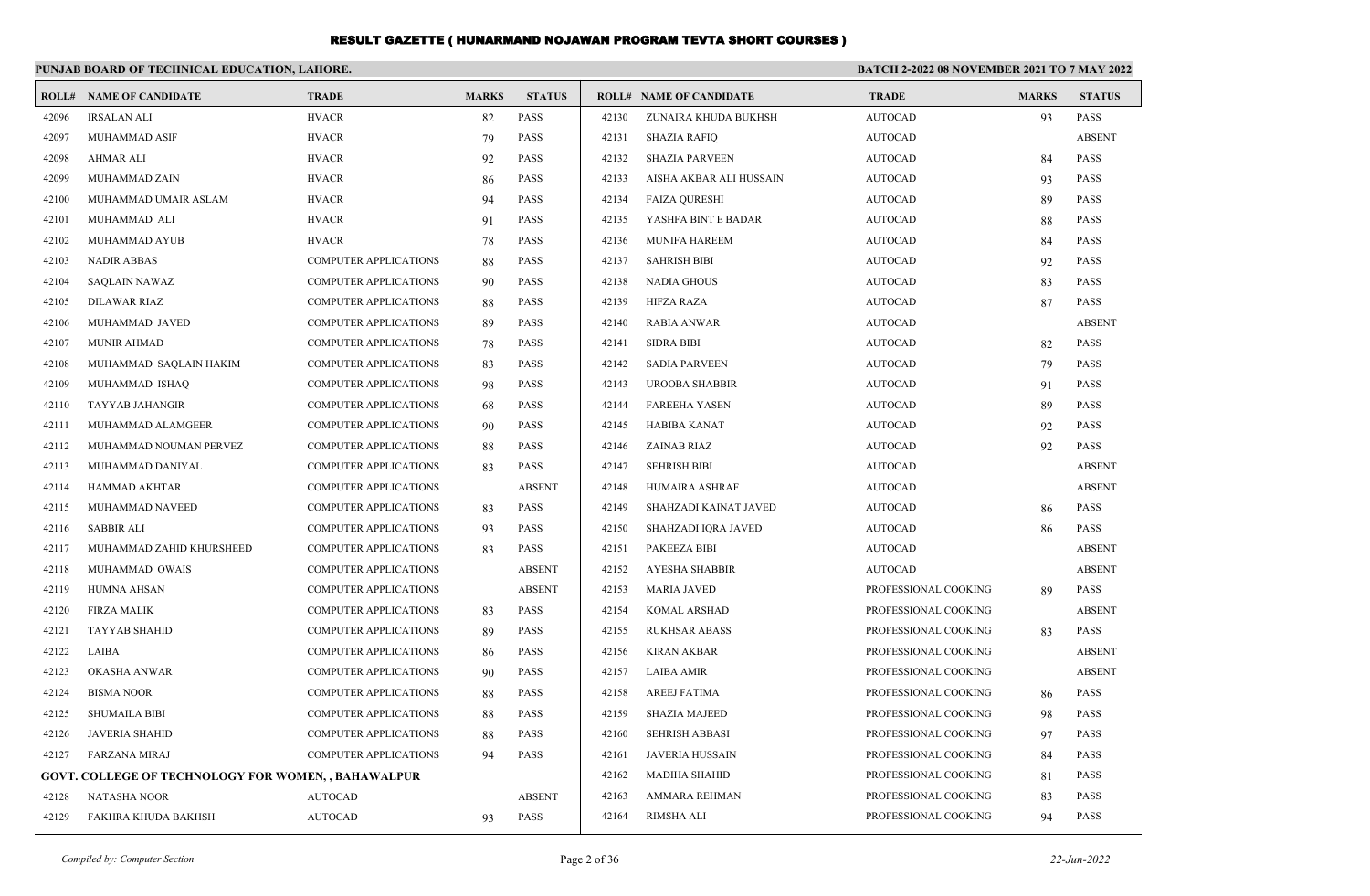# RESULT GAZETTE ( HUNARMAND NOJAWAN PROGRAM TEVTA SHORT COURSES )

**PUNJAB BOARD OF TECHNICAL EDUCATION, LAHORE.**

**BATCH 2-2022 08 NOVEMBER 2021 TO 7 MAY 2022**

| ROLL# | NAME OF CANDIDATE | TRADE | MARKS | STATUS |
|---|---|---|---|---|
| 42096 | IRSALAN ALI | HVACR | 82 | PASS |
| 42097 | MUHAMMAD ASIF | HVACR | 79 | PASS |
| 42098 | AHMAR ALI | HVACR | 92 | PASS |
| 42099 | MUHAMMAD ZAIN | HVACR | 86 | PASS |
| 42100 | MUHAMMAD UMAIR ASLAM | HVACR | 94 | PASS |
| 42101 | MUHAMMAD ALI | HVACR | 91 | PASS |
| 42102 | MUHAMMAD AYUB | HVACR | 78 | PASS |
| 42103 | NADIR ABBAS | COMPUTER APPLICATIONS | 88 | PASS |
| 42104 | SAQLAIN NAWAZ | COMPUTER APPLICATIONS | 90 | PASS |
| 42105 | DILAWAR RIAZ | COMPUTER APPLICATIONS | 88 | PASS |
| 42106 | MUHAMMAD JAVED | COMPUTER APPLICATIONS | 89 | PASS |
| 42107 | MUNIR AHMAD | COMPUTER APPLICATIONS | 78 | PASS |
| 42108 | MUHAMMAD SAQLAIN HAKIM | COMPUTER APPLICATIONS | 83 | PASS |
| 42109 | MUHAMMAD ISHAQ | COMPUTER APPLICATIONS | 98 | PASS |
| 42110 | TAYYAB JAHANGIR | COMPUTER APPLICATIONS | 68 | PASS |
| 42111 | MUHAMMAD ALAMGEER | COMPUTER APPLICATIONS | 90 | PASS |
| 42112 | MUHAMMAD NOUMAN PERVEZ | COMPUTER APPLICATIONS | 88 | PASS |
| 42113 | MUHAMMAD DANIYAL | COMPUTER APPLICATIONS | 83 | PASS |
| 42114 | HAMMAD AKHTAR | COMPUTER APPLICATIONS | | ABSENT |
| 42115 | MUHAMMAD NAVEED | COMPUTER APPLICATIONS | 83 | PASS |
| 42116 | SABBIR ALI | COMPUTER APPLICATIONS | 93 | PASS |
| 42117 | MUHAMMAD ZAHID KHURSHEED | COMPUTER APPLICATIONS | 83 | PASS |
| 42118 | MUHAMMAD OWAIS | COMPUTER APPLICATIONS | | ABSENT |
| 42119 | HUMNA AHSAN | COMPUTER APPLICATIONS | | ABSENT |
| 42120 | FIRZA MALIK | COMPUTER APPLICATIONS | 83 | PASS |
| 42121 | TAYYAB SHAHID | COMPUTER APPLICATIONS | 89 | PASS |
| 42122 | LAIBA | COMPUTER APPLICATIONS | 86 | PASS |
| 42123 | OKASHA ANWAR | COMPUTER APPLICATIONS | 90 | PASS |
| 42124 | BISMA NOOR | COMPUTER APPLICATIONS | 88 | PASS |
| 42125 | SHUMAILA BIBI | COMPUTER APPLICATIONS | 88 | PASS |
| 42126 | JAVERIA SHAHID | COMPUTER APPLICATIONS | 88 | PASS |
| 42127 | FARZANA MIRAJ | COMPUTER APPLICATIONS | 94 | PASS |
| **GOVT. COLLEGE OF TECHNOLOGY FOR WOMEN, , BAHAWALPUR** | | | | |
| 42128 | NATASHA NOOR | AUTOCAD | | ABSENT |
| 42129 | FAKHRA KHUDA BAKHSH | AUTOCAD | 93 | PASS |
| 42130 | ZUNAIRA KHUDA BUKHSH | AUTOCAD | 93 | PASS |
| 42131 | SHAZIA RAFIQ | AUTOCAD | | ABSENT |
| 42132 | SHAZIA PARVEEN | AUTOCAD | 84 | PASS |
| 42133 | AISHA AKBAR ALI HUSSAIN | AUTOCAD | 93 | PASS |
| 42134 | FAIZA QURESHI | AUTOCAD | 89 | PASS |
| 42135 | YASHFA BINT E BADAR | AUTOCAD | 88 | PASS |
| 42136 | MUNIFA HAREEM | AUTOCAD | 84 | PASS |
| 42137 | SAHRISH BIBI | AUTOCAD | 92 | PASS |
| 42138 | NADIA GHOUS | AUTOCAD | 83 | PASS |
| 42139 | HIFZA RAZA | AUTOCAD | 87 | PASS |
| 42140 | RABIA ANWAR | AUTOCAD | | ABSENT |
| 42141 | SIDRA BIBI | AUTOCAD | 82 | PASS |
| 42142 | SADIA PARVEEN | AUTOCAD | 79 | PASS |
| 42143 | UROOBA SHABBIR | AUTOCAD | 91 | PASS |
| 42144 | FAREEHA YASEN | AUTOCAD | 89 | PASS |
| 42145 | HABIBA KANAT | AUTOCAD | 92 | PASS |
| 42146 | ZAINAB RIAZ | AUTOCAD | 92 | PASS |
| 42147 | SEHRISH BIBI | AUTOCAD | | ABSENT |
| 42148 | HUMAIRA ASHRAF | AUTOCAD | | ABSENT |
| 42149 | SHAHZADI KAINAT JAVED | AUTOCAD | 86 | PASS |
| 42150 | SHAHZADI IQRA JAVED | AUTOCAD | 86 | PASS |
| 42151 | PAKEEZA BIBI | AUTOCAD | | ABSENT |
| 42152 | AYESHA SHABBIR | AUTOCAD | | ABSENT |
| 42153 | MARIA JAVED | PROFESSIONAL COOKING | 89 | PASS |
| 42154 | KOMAL ARSHAD | PROFESSIONAL COOKING | | ABSENT |
| 42155 | RUKHSAR ABASS | PROFESSIONAL COOKING | 83 | PASS |
| 42156 | KIRAN AKBAR | PROFESSIONAL COOKING | | ABSENT |
| 42157 | LAIBA AMIR | PROFESSIONAL COOKING | | ABSENT |
| 42158 | AREEJ FATIMA | PROFESSIONAL COOKING | 86 | PASS |
| 42159 | SHAZIA MAJEED | PROFESSIONAL COOKING | 98 | PASS |
| 42160 | SEHRISH ABBASI | PROFESSIONAL COOKING | 97 | PASS |
| 42161 | JAVERIA HUSSAIN | PROFESSIONAL COOKING | 84 | PASS |
| 42162 | MADIHA SHAHID | PROFESSIONAL COOKING | 81 | PASS |
| 42163 | AMMARA REHMAN | PROFESSIONAL COOKING | 83 | PASS |
| 42164 | RIMSHA ALI | PROFESSIONAL COOKING | 94 | PASS |

*Compiled by: Computer Section*

*22-Jun-2022*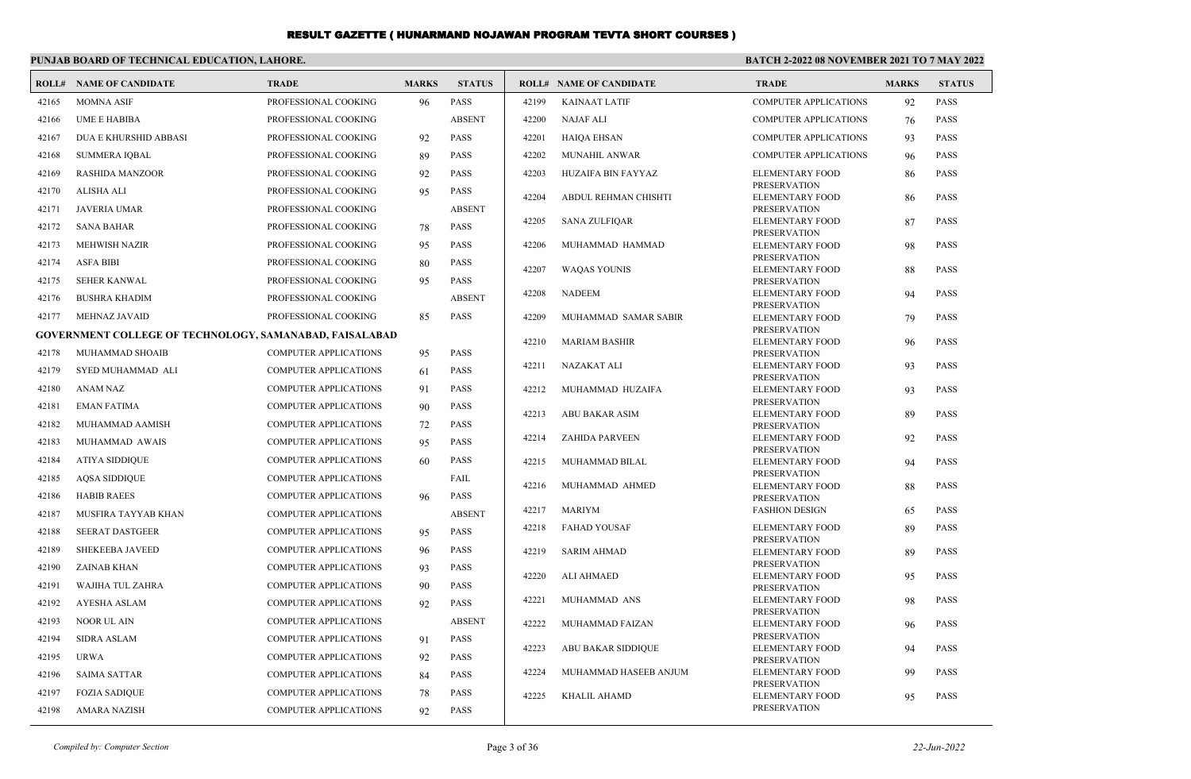# RESULT GAZETTE ( HUNARMAND NOJAWAN PROGRAM TEVTA SHORT COURSES )

**PUNJAB BOARD OF TECHNICAL EDUCATION, LAHORE.**

**BATCH 2-2022 08 NOVEMBER 2021 TO 7 MAY 2022**

| ROLL# | NAME OF CANDIDATE | TRADE | MARKS | STATUS |
|---|---|---|---|---|
| 42165 | MOMNA ASIF | PROFESSIONAL COOKING | 96 | PASS |
| 42166 | UME E HABIBA | PROFESSIONAL COOKING | | ABSENT |
| 42167 | DUA E KHURSHID ABBASI | PROFESSIONAL COOKING | 92 | PASS |
| 42168 | SUMMERA IQBAL | PROFESSIONAL COOKING | 89 | PASS |
| 42169 | RASHIDA MANZOOR | PROFESSIONAL COOKING | 92 | PASS |
| 42170 | ALISHA ALI | PROFESSIONAL COOKING | 95 | PASS |
| 42171 | JAVERIA UMAR | PROFESSIONAL COOKING | | ABSENT |
| 42172 | SANA BAHAR | PROFESSIONAL COOKING | 78 | PASS |
| 42173 | MEHWISH NAZIR | PROFESSIONAL COOKING | 95 | PASS |
| 42174 | ASFA BIBI | PROFESSIONAL COOKING | 80 | PASS |
| 42175 | SEHER KANWAL | PROFESSIONAL COOKING | 95 | PASS |
| 42176 | BUSHRA KHADIM | PROFESSIONAL COOKING | | ABSENT |
| 42177 | MEHNAZ JAVAID | PROFESSIONAL COOKING | 85 | PASS |
| **GOVERNMENT COLLEGE OF TECHNOLOGY, SAMANABAD, FAISALABAD** | | | | |
| 42178 | MUHAMMAD SHOAIB | COMPUTER APPLICATIONS | 95 | PASS |
| 42179 | SYED MUHAMMAD ALI | COMPUTER APPLICATIONS | 61 | PASS |
| 42180 | ANAM NAZ | COMPUTER APPLICATIONS | 91 | PASS |
| 42181 | EMAN FATIMA | COMPUTER APPLICATIONS | 90 | PASS |
| 42182 | MUHAMMAD AAMISH | COMPUTER APPLICATIONS | 72 | PASS |
| 42183 | MUHAMMAD AWAIS | COMPUTER APPLICATIONS | 95 | PASS |
| 42184 | ATIYA SIDDIQUE | COMPUTER APPLICATIONS | 60 | PASS |
| 42185 | AQSA SIDDIQUE | COMPUTER APPLICATIONS | | FAIL |
| 42186 | HABIB RAEES | COMPUTER APPLICATIONS | 96 | PASS |
| 42187 | MUSFIRA TAYYAB KHAN | COMPUTER APPLICATIONS | | ABSENT |
| 42188 | SEERAT DASTGEER | COMPUTER APPLICATIONS | 95 | PASS |
| 42189 | SHEKEEBA JAVEED | COMPUTER APPLICATIONS | 96 | PASS |
| 42190 | ZAINAB KHAN | COMPUTER APPLICATIONS | 93 | PASS |
| 42191 | WAJIHA TUL ZAHRA | COMPUTER APPLICATIONS | 90 | PASS |
| 42192 | AYESHA ASLAM | COMPUTER APPLICATIONS | 92 | PASS |
| 42193 | NOOR UL AIN | COMPUTER APPLICATIONS | | ABSENT |
| 42194 | SIDRA ASLAM | COMPUTER APPLICATIONS | 91 | PASS |
| 42195 | URWA | COMPUTER APPLICATIONS | 92 | PASS |
| 42196 | SAIMA SATTAR | COMPUTER APPLICATIONS | 84 | PASS |
| 42197 | FOZIA SADIQUE | COMPUTER APPLICATIONS | 78 | PASS |
| 42198 | AMARA NAZISH | COMPUTER APPLICATIONS | 92 | PASS |
| 42199 | KAINAAT LATIF | COMPUTER APPLICATIONS | 92 | PASS |
| 42200 | NAJAF ALI | COMPUTER APPLICATIONS | 76 | PASS |
| 42201 | HAIQA EHSAN | COMPUTER APPLICATIONS | 93 | PASS |
| 42202 | MUNAHIL ANWAR | COMPUTER APPLICATIONS | 96 | PASS |
| 42203 | HUZAIFA BIN FAYYAZ | ELEMENTARY FOOD PRESERVATION | 86 | PASS |
| 42204 | ABDUL REHMAN CHISHTI | ELEMENTARY FOOD PRESERVATION | 86 | PASS |
| 42205 | SANA ZULFIQAR | ELEMENTARY FOOD PRESERVATION | 87 | PASS |
| 42206 | MUHAMMAD HAMMAD | ELEMENTARY FOOD PRESERVATION | 98 | PASS |
| 42207 | WAQAS YOUNIS | ELEMENTARY FOOD PRESERVATION | 88 | PASS |
| 42208 | NADEEM | ELEMENTARY FOOD PRESERVATION | 94 | PASS |
| 42209 | MUHAMMAD SAMAR SABIR | ELEMENTARY FOOD PRESERVATION | 79 | PASS |
| 42210 | MARIAM BASHIR | ELEMENTARY FOOD PRESERVATION | 96 | PASS |
| 42211 | NAZAKAT ALI | ELEMENTARY FOOD PRESERVATION | 93 | PASS |
| 42212 | MUHAMMAD HUZAIFA | ELEMENTARY FOOD PRESERVATION | 93 | PASS |
| 42213 | ABU BAKAR ASIM | ELEMENTARY FOOD PRESERVATION | 89 | PASS |
| 42214 | ZAHIDA PARVEEN | ELEMENTARY FOOD PRESERVATION | 92 | PASS |
| 42215 | MUHAMMAD BILAL | ELEMENTARY FOOD PRESERVATION | 94 | PASS |
| 42216 | MUHAMMAD AHMED | ELEMENTARY FOOD PRESERVATION | 88 | PASS |
| 42217 | MARIYM | FASHION DESIGN | 65 | PASS |
| 42218 | FAHAD YOUSAF | ELEMENTARY FOOD PRESERVATION | 89 | PASS |
| 42219 | SARIM AHMAD | ELEMENTARY FOOD PRESERVATION | 89 | PASS |
| 42220 | ALI AHMAED | ELEMENTARY FOOD PRESERVATION | 95 | PASS |
| 42221 | MUHAMMAD ANS | ELEMENTARY FOOD PRESERVATION | 98 | PASS |
| 42222 | MUHAMMAD FAIZAN | ELEMENTARY FOOD PRESERVATION | 96 | PASS |
| 42223 | ABU BAKAR SIDDIQUE | ELEMENTARY FOOD PRESERVATION | 94 | PASS |
| 42224 | MUHAMMAD HASEEB ANJUM | ELEMENTARY FOOD PRESERVATION | 99 | PASS |
| 42225 | KHALIL AHAMD | ELEMENTARY FOOD PRESERVATION | 95 | PASS |

*Compiled by: Computer Section* *22-Jun-2022*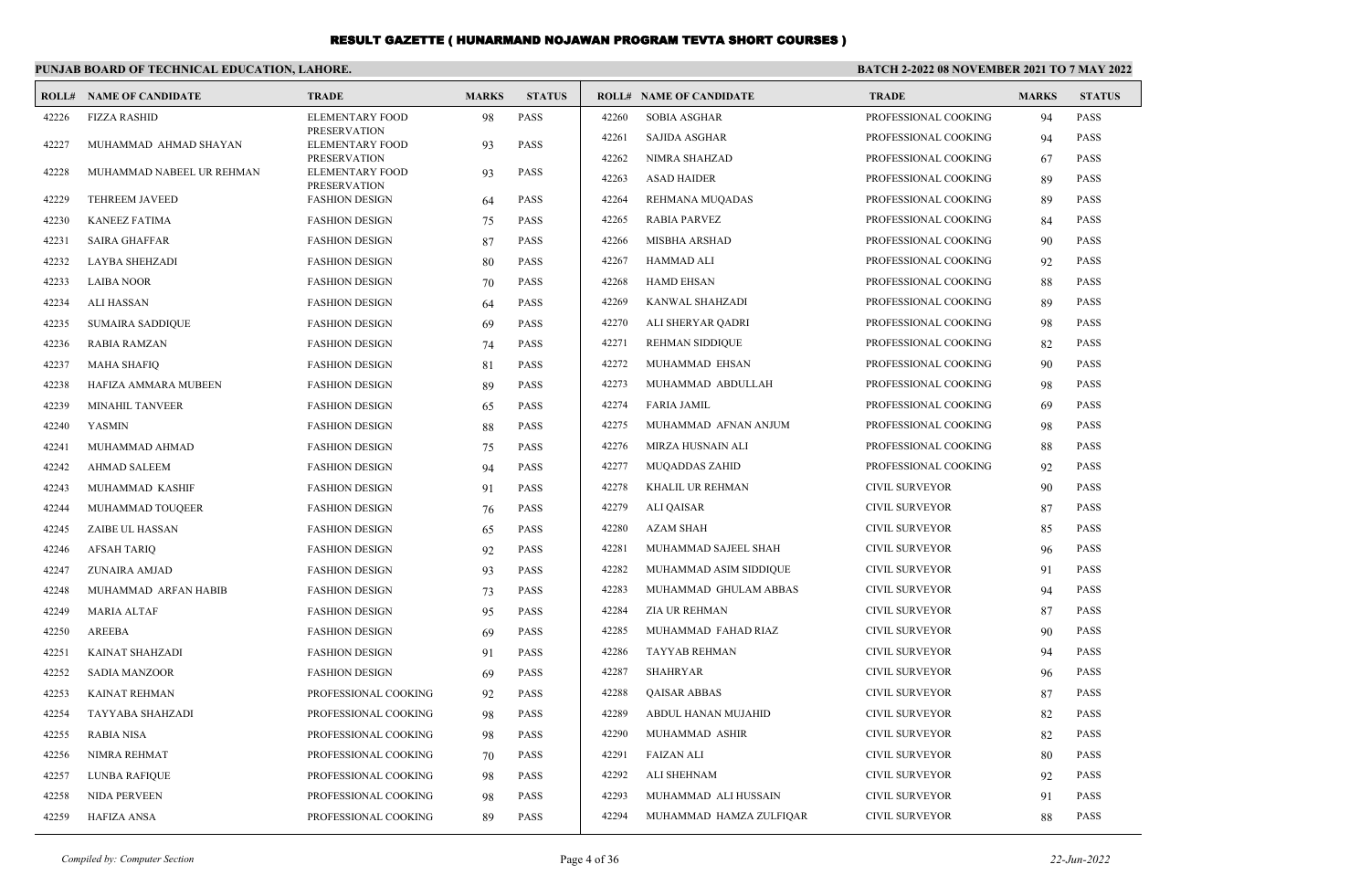# RESULT GAZETTE ( HUNARMAND NOJAWAN PROGRAM TEVTA SHORT COURSES )

**PUNJAB BOARD OF TECHNICAL EDUCATION, LAHORE.**

**BATCH 2-2022 08 NOVEMBER 2021 TO 7 MAY 2022**

| ROLL# | NAME OF CANDIDATE | TRADE | MARKS | STATUS |
|---|---|---|---|---|
| 42226 | FIZZA RASHID | ELEMENTARY FOOD PRESERVATION | 98 | PASS |
| 42227 | MUHAMMAD AHMAD SHAYAN | ELEMENTARY FOOD PRESERVATION | 93 | PASS |
| 42228 | MUHAMMAD NABEEL UR REHMAN | ELEMENTARY FOOD PRESERVATION | 93 | PASS |
| 42229 | TEHREEM JAVEED | FASHION DESIGN | 64 | PASS |
| 42230 | KANEEZ FATIMA | FASHION DESIGN | 75 | PASS |
| 42231 | SAIRA GHAFFAR | FASHION DESIGN | 87 | PASS |
| 42232 | LAYBA SHEHZADI | FASHION DESIGN | 80 | PASS |
| 42233 | LAIBA NOOR | FASHION DESIGN | 70 | PASS |
| 42234 | ALI HASSAN | FASHION DESIGN | 64 | PASS |
| 42235 | SUMAIRA SADDIQUE | FASHION DESIGN | 69 | PASS |
| 42236 | RABIA RAMZAN | FASHION DESIGN | 74 | PASS |
| 42237 | MAHA SHAFIQ | FASHION DESIGN | 81 | PASS |
| 42238 | HAFIZA AMMARA MUBEEN | FASHION DESIGN | 89 | PASS |
| 42239 | MINAHIL TANVEER | FASHION DESIGN | 65 | PASS |
| 42240 | YASMIN | FASHION DESIGN | 88 | PASS |
| 42241 | MUHAMMAD AHMAD | FASHION DESIGN | 75 | PASS |
| 42242 | AHMAD SALEEM | FASHION DESIGN | 94 | PASS |
| 42243 | MUHAMMAD KASHIF | FASHION DESIGN | 91 | PASS |
| 42244 | MUHAMMAD TOUQEER | FASHION DESIGN | 76 | PASS |
| 42245 | ZAIBE UL HASSAN | FASHION DESIGN | 65 | PASS |
| 42246 | AFSAH TARIQ | FASHION DESIGN | 92 | PASS |
| 42247 | ZUNAIRA AMJAD | FASHION DESIGN | 93 | PASS |
| 42248 | MUHAMMAD ARFAN HABIB | FASHION DESIGN | 73 | PASS |
| 42249 | MARIA ALTAF | FASHION DESIGN | 95 | PASS |
| 42250 | AREEBA | FASHION DESIGN | 69 | PASS |
| 42251 | KAINAT SHAHZADI | FASHION DESIGN | 91 | PASS |
| 42252 | SADIA MANZOOR | FASHION DESIGN | 69 | PASS |
| 42253 | KAINAT REHMAN | PROFESSIONAL COOKING | 92 | PASS |
| 42254 | TAYYABA SHAHZADI | PROFESSIONAL COOKING | 98 | PASS |
| 42255 | RABIA NISA | PROFESSIONAL COOKING | 98 | PASS |
| 42256 | NIMRA REHMAT | PROFESSIONAL COOKING | 70 | PASS |
| 42257 | LUNBA RAFIQUE | PROFESSIONAL COOKING | 98 | PASS |
| 42258 | NIDA PERVEEN | PROFESSIONAL COOKING | 98 | PASS |
| 42259 | HAFIZA ANSA | PROFESSIONAL COOKING | 89 | PASS |
| 42260 | SOBIA ASGHAR | PROFESSIONAL COOKING | 94 | PASS |
| 42261 | SAJIDA ASGHAR | PROFESSIONAL COOKING | 94 | PASS |
| 42262 | NIMRA SHAHZAD | PROFESSIONAL COOKING | 67 | PASS |
| 42263 | ASAD HAIDER | PROFESSIONAL COOKING | 89 | PASS |
| 42264 | REHMANA MUQADAS | PROFESSIONAL COOKING | 89 | PASS |
| 42265 | RABIA PARVEZ | PROFESSIONAL COOKING | 84 | PASS |
| 42266 | MISBHA ARSHAD | PROFESSIONAL COOKING | 90 | PASS |
| 42267 | HAMMAD ALI | PROFESSIONAL COOKING | 92 | PASS |
| 42268 | HAMD EHSAN | PROFESSIONAL COOKING | 88 | PASS |
| 42269 | KANWAL SHAHZADI | PROFESSIONAL COOKING | 89 | PASS |
| 42270 | ALI SHERYAR QADRI | PROFESSIONAL COOKING | 98 | PASS |
| 42271 | REHMAN SIDDIQUE | PROFESSIONAL COOKING | 82 | PASS |
| 42272 | MUHAMMAD EHSAN | PROFESSIONAL COOKING | 90 | PASS |
| 42273 | MUHAMMAD ABDULLAH | PROFESSIONAL COOKING | 98 | PASS |
| 42274 | FARIA JAMIL | PROFESSIONAL COOKING | 69 | PASS |
| 42275 | MUHAMMAD AFNAN ANJUM | PROFESSIONAL COOKING | 98 | PASS |
| 42276 | MIRZA HUSNAIN ALI | PROFESSIONAL COOKING | 88 | PASS |
| 42277 | MUQADDAS ZAHID | PROFESSIONAL COOKING | 92 | PASS |
| 42278 | KHALIL UR REHMAN | CIVIL SURVEYOR | 90 | PASS |
| 42279 | ALI QAISAR | CIVIL SURVEYOR | 87 | PASS |
| 42280 | AZAM SHAH | CIVIL SURVEYOR | 85 | PASS |
| 42281 | MUHAMMAD SAJEEL SHAH | CIVIL SURVEYOR | 96 | PASS |
| 42282 | MUHAMMAD ASIM SIDDIQUE | CIVIL SURVEYOR | 91 | PASS |
| 42283 | MUHAMMAD GHULAM ABBAS | CIVIL SURVEYOR | 94 | PASS |
| 42284 | ZIA UR REHMAN | CIVIL SURVEYOR | 87 | PASS |
| 42285 | MUHAMMAD FAHAD RIAZ | CIVIL SURVEYOR | 90 | PASS |
| 42286 | TAYYAB REHMAN | CIVIL SURVEYOR | 94 | PASS |
| 42287 | SHAHRYAR | CIVIL SURVEYOR | 96 | PASS |
| 42288 | QAISAR ABBAS | CIVIL SURVEYOR | 87 | PASS |
| 42289 | ABDUL HANAN MUJAHID | CIVIL SURVEYOR | 82 | PASS |
| 42290 | MUHAMMAD ASHIR | CIVIL SURVEYOR | 82 | PASS |
| 42291 | FAIZAN ALI | CIVIL SURVEYOR | 80 | PASS |
| 42292 | ALI SHEHNAM | CIVIL SURVEYOR | 92 | PASS |
| 42293 | MUHAMMAD ALI HUSSAIN | CIVIL SURVEYOR | 91 | PASS |
| 42294 | MUHAMMAD HAMZA ZULFIQAR | CIVIL SURVEYOR | 88 | PASS |

*Compiled by: Computer Section*

*22-Jun-2022*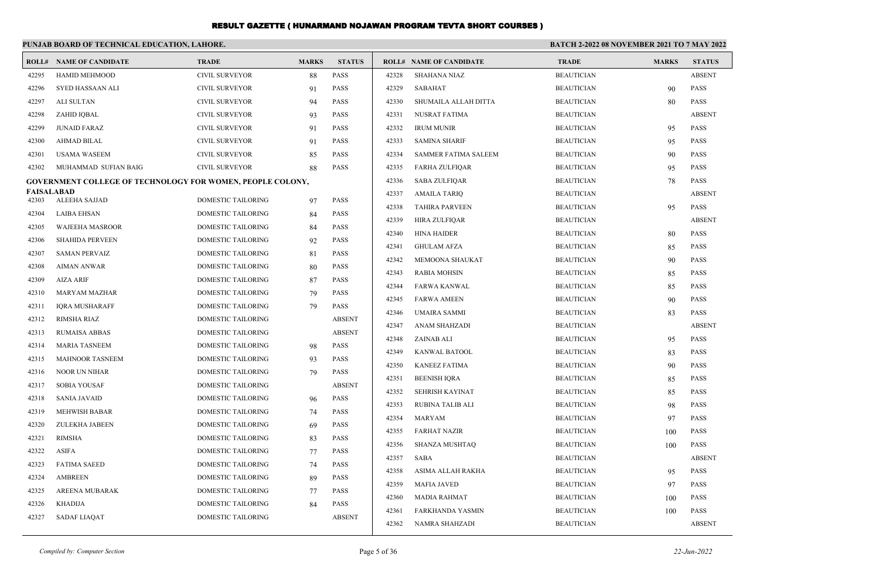# RESULT GAZETTE ( HUNARMAND NOJAWAN PROGRAM TEVTA SHORT COURSES )

**PUNJAB BOARD OF TECHNICAL EDUCATION, LAHORE.**

**BATCH 2-2022 08 NOVEMBER 2021 TO 7 MAY 2022**

| ROLL# | NAME OF CANDIDATE | TRADE | MARKS | STATUS |
|---|---|---|---|---|
| 42295 | HAMID MEHMOOD | CIVIL SURVEYOR | 88 | PASS |
| 42296 | SYED HASSAAN ALI | CIVIL SURVEYOR | 91 | PASS |
| 42297 | ALI SULTAN | CIVIL SURVEYOR | 94 | PASS |
| 42298 | ZAHID IQBAL | CIVIL SURVEYOR | 93 | PASS |
| 42299 | JUNAID FARAZ | CIVIL SURVEYOR | 91 | PASS |
| 42300 | AHMAD BILAL | CIVIL SURVEYOR | 91 | PASS |
| 42301 | USAMA WASEEM | CIVIL SURVEYOR | 85 | PASS |
| 42302 | MUHAMMAD SUFIAN BAIG | CIVIL SURVEYOR | 88 | PASS |

**GOVERNMENT COLLEGE OF TECHNOLOGY FOR WOMEN, PEOPLE COLONY, FAISALABAD**

| ROLL# | NAME OF CANDIDATE | TRADE | MARKS | STATUS |
|---|---|---|---|---|
| 42303 | ALEEHA SAJJAD | DOMESTIC TAILORING | 97 | PASS |
| 42304 | LAIBA EHSAN | DOMESTIC TAILORING | 84 | PASS |
| 42305 | WAJEEHA MASROOR | DOMESTIC TAILORING | 84 | PASS |
| 42306 | SHAHIDA PERVEEN | DOMESTIC TAILORING | 92 | PASS |
| 42307 | SAMAN PERVAIZ | DOMESTIC TAILORING | 81 | PASS |
| 42308 | AIMAN ANWAR | DOMESTIC TAILORING | 80 | PASS |
| 42309 | AIZA ARIF | DOMESTIC TAILORING | 87 | PASS |
| 42310 | MARYAM MAZHAR | DOMESTIC TAILORING | 79 | PASS |
| 42311 | IQRA MUSHARAFF | DOMESTIC TAILORING | 79 | PASS |
| 42312 | RIMSHA RIAZ | DOMESTIC TAILORING | | ABSENT |
| 42313 | RUMAISA ABBAS | DOMESTIC TAILORING | | ABSENT |
| 42314 | MARIA TASNEEM | DOMESTIC TAILORING | 98 | PASS |
| 42315 | MAHNOOR TASNEEM | DOMESTIC TAILORING | 93 | PASS |
| 42316 | NOOR UN NIHAR | DOMESTIC TAILORING | 79 | PASS |
| 42317 | SOBIA YOUSAF | DOMESTIC TAILORING | | ABSENT |
| 42318 | SANIA JAVAID | DOMESTIC TAILORING | 96 | PASS |
| 42319 | MEHWISH BABAR | DOMESTIC TAILORING | 74 | PASS |
| 42320 | ZULEKHA JABEEN | DOMESTIC TAILORING | 69 | PASS |
| 42321 | RIMSHA | DOMESTIC TAILORING | 83 | PASS |
| 42322 | ASIFA | DOMESTIC TAILORING | 77 | PASS |
| 42323 | FATIMA SAEED | DOMESTIC TAILORING | 74 | PASS |
| 42324 | AMBREEN | DOMESTIC TAILORING | 89 | PASS |
| 42325 | AREENA MUBARAK | DOMESTIC TAILORING | 77 | PASS |
| 42326 | KHADIJA | DOMESTIC TAILORING | 84 | PASS |
| 42327 | SADAF LIAQAT | DOMESTIC TAILORING | | ABSENT |
| 42328 | SHAHANA NIAZ | BEAUTICIAN | | ABSENT |
| 42329 | SABAHAT | BEAUTICIAN | 90 | PASS |
| 42330 | SHUMAILA ALLAH DITTA | BEAUTICIAN | 80 | PASS |
| 42331 | NUSRAT FATIMA | BEAUTICIAN | | ABSENT |
| 42332 | IRUM MUNIR | BEAUTICIAN | 95 | PASS |
| 42333 | SAMINA SHARIF | BEAUTICIAN | 95 | PASS |
| 42334 | SAMMER FATIMA SALEEM | BEAUTICIAN | 90 | PASS |
| 42335 | FARHA ZULFIQAR | BEAUTICIAN | 95 | PASS |
| 42336 | SABA ZULFIQAR | BEAUTICIAN | 78 | PASS |
| 42337 | AMAILA TARIQ | BEAUTICIAN | | ABSENT |
| 42338 | TAHIRA PARVEEN | BEAUTICIAN | 95 | PASS |
| 42339 | HIRA ZULFIQAR | BEAUTICIAN | | ABSENT |
| 42340 | HINA HAIDER | BEAUTICIAN | 80 | PASS |
| 42341 | GHULAM AFZA | BEAUTICIAN | 85 | PASS |
| 42342 | MEMOONA SHAUKAT | BEAUTICIAN | 90 | PASS |
| 42343 | RABIA MOHSIN | BEAUTICIAN | 85 | PASS |
| 42344 | FARWA KANWAL | BEAUTICIAN | 85 | PASS |
| 42345 | FARWA AMEEN | BEAUTICIAN | 90 | PASS |
| 42346 | UMAIRA SAMMI | BEAUTICIAN | 83 | PASS |
| 42347 | ANAM SHAHZADI | BEAUTICIAN | | ABSENT |
| 42348 | ZAINAB ALI | BEAUTICIAN | 95 | PASS |
| 42349 | KANWAL BATOOL | BEAUTICIAN | 83 | PASS |
| 42350 | KANEEZ FATIMA | BEAUTICIAN | 90 | PASS |
| 42351 | BEENISH IQRA | BEAUTICIAN | 85 | PASS |
| 42352 | SEHRISH KAYINAT | BEAUTICIAN | 85 | PASS |
| 42353 | RUBINA TALIB ALI | BEAUTICIAN | 98 | PASS |
| 42354 | MARYAM | BEAUTICIAN | 97 | PASS |
| 42355 | FARHAT NAZIR | BEAUTICIAN | 100 | PASS |
| 42356 | SHANZA MUSHTAQ | BEAUTICIAN | 100 | PASS |
| 42357 | SABA | BEAUTICIAN | | ABSENT |
| 42358 | ASIMA ALLAH RAKHA | BEAUTICIAN | 95 | PASS |
| 42359 | MAFIA JAVED | BEAUTICIAN | 97 | PASS |
| 42360 | MADIA RAHMAT | BEAUTICIAN | 100 | PASS |
| 42361 | FARKHANDA YASMIN | BEAUTICIAN | 100 | PASS |
| 42362 | NAMRA SHAHZADI | BEAUTICIAN | | ABSENT |

*Compiled by: Computer Section* *22-Jun-2022*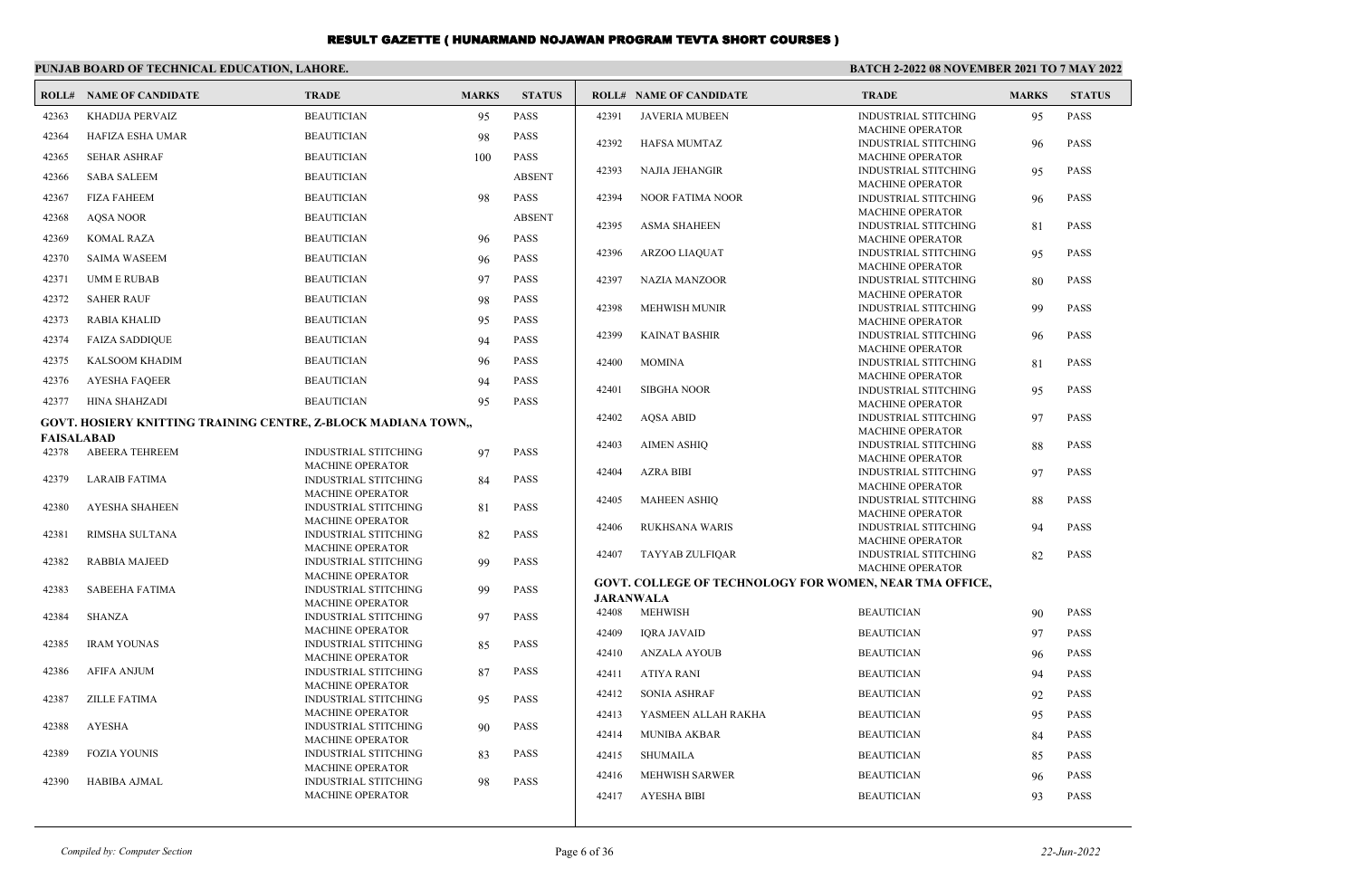# RESULT GAZETTE ( HUNARMAND NOJAWAN PROGRAM TEVTA SHORT COURSES )

**PUNJAB BOARD OF TECHNICAL EDUCATION, LAHORE.**

**BATCH 2-2022 08 NOVEMBER 2021 TO 7 MAY 2022**

| ROLL# | NAME OF CANDIDATE | TRADE | MARKS | STATUS |
|---|---|---|---|---|
| 42363 | KHADIJA PERVAIZ | BEAUTICIAN | 95 | PASS |
| 42364 | HAFIZA ESHA UMAR | BEAUTICIAN | 98 | PASS |
| 42365 | SEHAR ASHRAF | BEAUTICIAN | 100 | PASS |
| 42366 | SABA SALEEM | BEAUTICIAN | | ABSENT |
| 42367 | FIZA FAHEEM | BEAUTICIAN | 98 | PASS |
| 42368 | AQSA NOOR | BEAUTICIAN | | ABSENT |
| 42369 | KOMAL RAZA | BEAUTICIAN | 96 | PASS |
| 42370 | SAIMA WASEEM | BEAUTICIAN | 96 | PASS |
| 42371 | UMM E RUBAB | BEAUTICIAN | 97 | PASS |
| 42372 | SAHER RAUF | BEAUTICIAN | 98 | PASS |
| 42373 | RABIA KHALID | BEAUTICIAN | 95 | PASS |
| 42374 | FAIZA SADDIQUE | BEAUTICIAN | 94 | PASS |
| 42375 | KALSOOM KHADIM | BEAUTICIAN | 96 | PASS |
| 42376 | AYESHA FAQEER | BEAUTICIAN | 94 | PASS |
| 42377 | HINA SHAHZADI | BEAUTICIAN | 95 | PASS |

**GOVT. HOSIERY KNITTING TRAINING CENTRE, Z-BLOCK MADIANA TOWN,, FAISALABAD**

| ROLL# | NAME OF CANDIDATE | TRADE | MARKS | STATUS |
|---|---|---|---|---|
| 42378 | ABEERA TEHREEM | INDUSTRIAL STITCHING MACHINE OPERATOR | 97 | PASS |
| 42379 | LARAIB FATIMA | INDUSTRIAL STITCHING MACHINE OPERATOR | 84 | PASS |
| 42380 | AYESHA SHAHEEN | INDUSTRIAL STITCHING MACHINE OPERATOR | 81 | PASS |
| 42381 | RIMSHA SULTANA | INDUSTRIAL STITCHING MACHINE OPERATOR | 82 | PASS |
| 42382 | RABBIA MAJEED | INDUSTRIAL STITCHING MACHINE OPERATOR | 99 | PASS |
| 42383 | SABEEHA FATIMA | INDUSTRIAL STITCHING MACHINE OPERATOR | 99 | PASS |
| 42384 | SHANZA | INDUSTRIAL STITCHING MACHINE OPERATOR | 97 | PASS |
| 42385 | IRAM YOUNAS | INDUSTRIAL STITCHING MACHINE OPERATOR | 85 | PASS |
| 42386 | AFIFA ANJUM | INDUSTRIAL STITCHING MACHINE OPERATOR | 87 | PASS |
| 42387 | ZILLE FATIMA | INDUSTRIAL STITCHING MACHINE OPERATOR | 95 | PASS |
| 42388 | AYESHA | INDUSTRIAL STITCHING MACHINE OPERATOR | 90 | PASS |
| 42389 | FOZIA YOUNIS | INDUSTRIAL STITCHING MACHINE OPERATOR | 83 | PASS |
| 42390 | HABIBA AJMAL | INDUSTRIAL STITCHING MACHINE OPERATOR | 98 | PASS |
| 42391 | JAVERIA MUBEEN | INDUSTRIAL STITCHING MACHINE OPERATOR | 95 | PASS |
| 42392 | HAFSA MUMTAZ | INDUSTRIAL STITCHING MACHINE OPERATOR | 96 | PASS |
| 42393 | NAJIA JEHANGIR | INDUSTRIAL STITCHING MACHINE OPERATOR | 95 | PASS |
| 42394 | NOOR FATIMA NOOR | INDUSTRIAL STITCHING MACHINE OPERATOR | 96 | PASS |
| 42395 | ASMA SHAHEEN | INDUSTRIAL STITCHING MACHINE OPERATOR | 81 | PASS |
| 42396 | ARZOO LIAQUAT | INDUSTRIAL STITCHING MACHINE OPERATOR | 95 | PASS |
| 42397 | NAZIA MANZOOR | INDUSTRIAL STITCHING MACHINE OPERATOR | 80 | PASS |
| 42398 | MEHWISH MUNIR | INDUSTRIAL STITCHING MACHINE OPERATOR | 99 | PASS |
| 42399 | KAINAT BASHIR | INDUSTRIAL STITCHING MACHINE OPERATOR | 96 | PASS |
| 42400 | MOMINA | INDUSTRIAL STITCHING MACHINE OPERATOR | 81 | PASS |
| 42401 | SIBGHA NOOR | INDUSTRIAL STITCHING MACHINE OPERATOR | 95 | PASS |
| 42402 | AQSA ABID | INDUSTRIAL STITCHING MACHINE OPERATOR | 97 | PASS |
| 42403 | AIMEN ASHIQ | INDUSTRIAL STITCHING MACHINE OPERATOR | 88 | PASS |
| 42404 | AZRA BIBI | INDUSTRIAL STITCHING MACHINE OPERATOR | 97 | PASS |
| 42405 | MAHEEN ASHIQ | INDUSTRIAL STITCHING MACHINE OPERATOR | 88 | PASS |
| 42406 | RUKHSANA WARIS | INDUSTRIAL STITCHING MACHINE OPERATOR | 94 | PASS |
| 42407 | TAYYAB ZULFIQAR | INDUSTRIAL STITCHING MACHINE OPERATOR | 82 | PASS |

**GOVT. COLLEGE OF TECHNOLOGY FOR WOMEN, NEAR TMA OFFICE, JARANWALA**

| ROLL# | NAME OF CANDIDATE | TRADE | MARKS | STATUS |
|---|---|---|---|---|
| 42408 | MEHWISH | BEAUTICIAN | 90 | PASS |
| 42409 | IQRA JAVAID | BEAUTICIAN | 97 | PASS |
| 42410 | ANZALA AYOUB | BEAUTICIAN | 96 | PASS |
| 42411 | ATIYA RANI | BEAUTICIAN | 94 | PASS |
| 42412 | SONIA ASHRAF | BEAUTICIAN | 92 | PASS |
| 42413 | YASMEEN ALLAH RAKHA | BEAUTICIAN | 95 | PASS |
| 42414 | MUNIBA AKBAR | BEAUTICIAN | 84 | PASS |
| 42415 | SHUMAILA | BEAUTICIAN | 85 | PASS |
| 42416 | MEHWISH SARWER | BEAUTICIAN | 96 | PASS |
| 42417 | AYESHA BIBI | BEAUTICIAN | 93 | PASS |

*Compiled by: Computer Section* 22-Jun-2022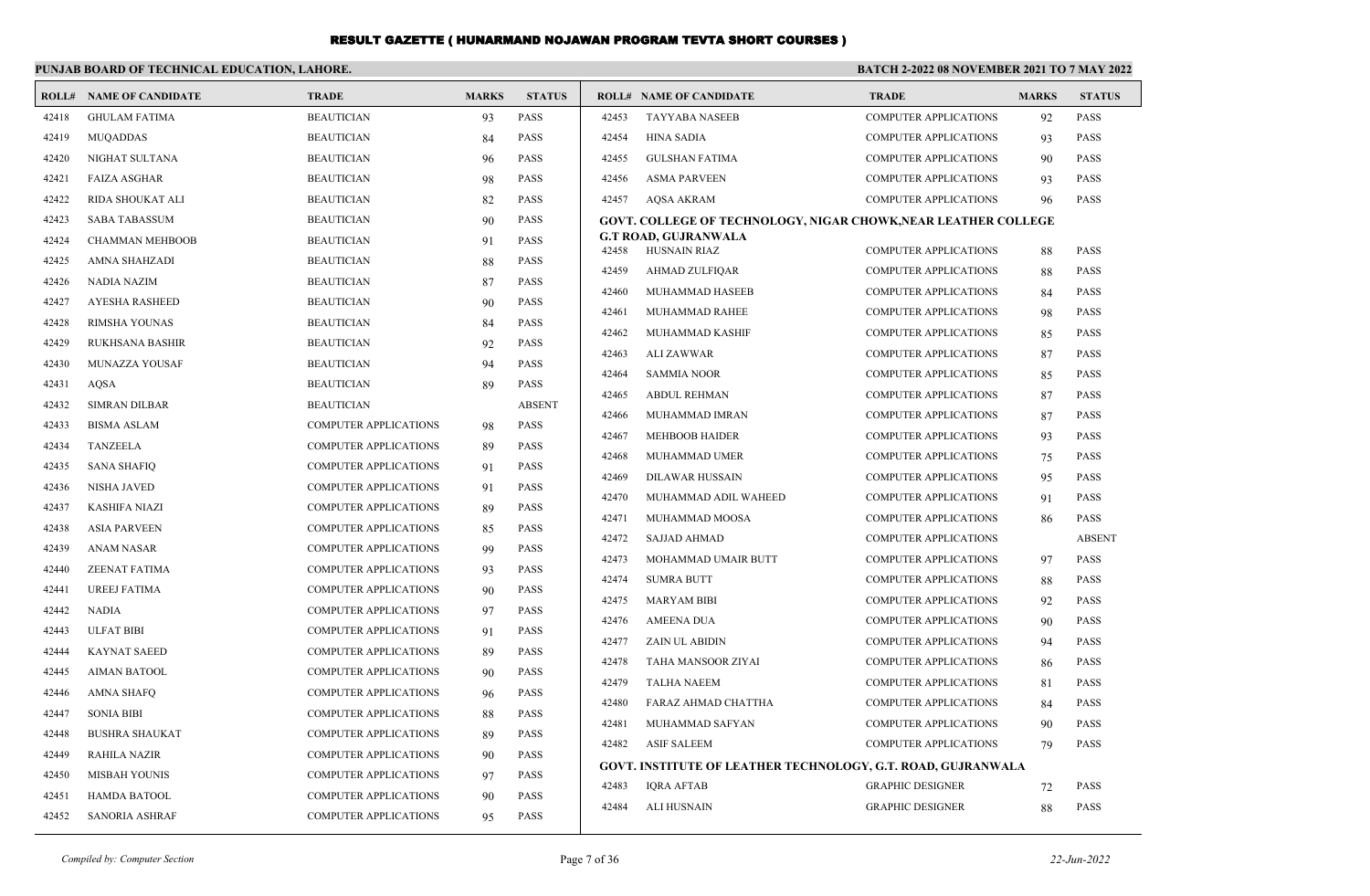# RESULT GAZETTE ( HUNARMAND NOJAWAN PROGRAM TEVTA SHORT COURSES )

**PUNJAB BOARD OF TECHNICAL EDUCATION, LAHORE.**

**BATCH 2-2022 08 NOVEMBER 2021 TO 7 MAY 2022**

| ROLL# | NAME OF CANDIDATE | TRADE | MARKS | STATUS |
|---|---|---|---|---|
| 42418 | GHULAM FATIMA | BEAUTICIAN | 93 | PASS |
| 42419 | MUQADDAS | BEAUTICIAN | 84 | PASS |
| 42420 | NIGHAT SULTANA | BEAUTICIAN | 96 | PASS |
| 42421 | FAIZA ASGHAR | BEAUTICIAN | 98 | PASS |
| 42422 | RIDA SHOUKAT ALI | BEAUTICIAN | 82 | PASS |
| 42423 | SABA TABASSUM | BEAUTICIAN | 90 | PASS |
| 42424 | CHAMMAN MEHBOOB | BEAUTICIAN | 91 | PASS |
| 42425 | AMNA SHAHZADI | BEAUTICIAN | 88 | PASS |
| 42426 | NADIA NAZIM | BEAUTICIAN | 87 | PASS |
| 42427 | AYESHA RASHEED | BEAUTICIAN | 90 | PASS |
| 42428 | RIMSHA YOUNAS | BEAUTICIAN | 84 | PASS |
| 42429 | RUKHSANA BASHIR | BEAUTICIAN | 92 | PASS |
| 42430 | MUNAZZA YOUSAF | BEAUTICIAN | 94 | PASS |
| 42431 | AQSA | BEAUTICIAN | 89 | PASS |
| 42432 | SIMRAN DILBAR | BEAUTICIAN | | ABSENT |
| 42433 | BISMA ASLAM | COMPUTER APPLICATIONS | 98 | PASS |
| 42434 | TANZEELA | COMPUTER APPLICATIONS | 89 | PASS |
| 42435 | SANA SHAFIQ | COMPUTER APPLICATIONS | 91 | PASS |
| 42436 | NISHA JAVED | COMPUTER APPLICATIONS | 91 | PASS |
| 42437 | KASHIFA NIAZI | COMPUTER APPLICATIONS | 89 | PASS |
| 42438 | ASIA PARVEEN | COMPUTER APPLICATIONS | 85 | PASS |
| 42439 | ANAM NASAR | COMPUTER APPLICATIONS | 99 | PASS |
| 42440 | ZEENAT FATIMA | COMPUTER APPLICATIONS | 93 | PASS |
| 42441 | UREEJ FATIMA | COMPUTER APPLICATIONS | 90 | PASS |
| 42442 | NADIA | COMPUTER APPLICATIONS | 97 | PASS |
| 42443 | ULFAT BIBI | COMPUTER APPLICATIONS | 91 | PASS |
| 42444 | KAYNAT SAEED | COMPUTER APPLICATIONS | 89 | PASS |
| 42445 | AIMAN BATOOL | COMPUTER APPLICATIONS | 90 | PASS |
| 42446 | AMNA SHAFQ | COMPUTER APPLICATIONS | 96 | PASS |
| 42447 | SONIA BIBI | COMPUTER APPLICATIONS | 88 | PASS |
| 42448 | BUSHRA SHAUKAT | COMPUTER APPLICATIONS | 89 | PASS |
| 42449 | RAHILA NAZIR | COMPUTER APPLICATIONS | 90 | PASS |
| 42450 | MISBAH YOUNIS | COMPUTER APPLICATIONS | 97 | PASS |
| 42451 | HAMDA BATOOL | COMPUTER APPLICATIONS | 90 | PASS |
| 42452 | SANORIA ASHRAF | COMPUTER APPLICATIONS | 95 | PASS |
| 42453 | TAYYABA NASEEB | COMPUTER APPLICATIONS | 92 | PASS |
| 42454 | HINA SADIA | COMPUTER APPLICATIONS | 93 | PASS |
| 42455 | GULSHAN FATIMA | COMPUTER APPLICATIONS | 90 | PASS |
| 42456 | ASMA PARVEEN | COMPUTER APPLICATIONS | 93 | PASS |
| 42457 | AQSA AKRAM | COMPUTER APPLICATIONS | 96 | PASS |

**GOVT. COLLEGE OF TECHNOLOGY, NIGAR CHOWK,NEAR LEATHER COLLEGE G.T ROAD, GUJRANWALA**

| ROLL# | NAME OF CANDIDATE | TRADE | MARKS | STATUS |
|---|---|---|---|---|
| 42458 | HUSNAIN RIAZ | COMPUTER APPLICATIONS | 88 | PASS |
| 42459 | AHMAD ZULFIQAR | COMPUTER APPLICATIONS | 88 | PASS |
| 42460 | MUHAMMAD HASEEB | COMPUTER APPLICATIONS | 84 | PASS |
| 42461 | MUHAMMAD RAHEE | COMPUTER APPLICATIONS | 98 | PASS |
| 42462 | MUHAMMAD KASHIF | COMPUTER APPLICATIONS | 85 | PASS |
| 42463 | ALI ZAWWAR | COMPUTER APPLICATIONS | 87 | PASS |
| 42464 | SAMMIA NOOR | COMPUTER APPLICATIONS | 85 | PASS |
| 42465 | ABDUL REHMAN | COMPUTER APPLICATIONS | 87 | PASS |
| 42466 | MUHAMMAD IMRAN | COMPUTER APPLICATIONS | 87 | PASS |
| 42467 | MEHBOOB HAIDER | COMPUTER APPLICATIONS | 93 | PASS |
| 42468 | MUHAMMAD UMER | COMPUTER APPLICATIONS | 75 | PASS |
| 42469 | DILAWAR HUSSAIN | COMPUTER APPLICATIONS | 95 | PASS |
| 42470 | MUHAMMAD ADIL WAHEED | COMPUTER APPLICATIONS | 91 | PASS |
| 42471 | MUHAMMAD MOOSA | COMPUTER APPLICATIONS | 86 | PASS |
| 42472 | SAJJAD AHMAD | COMPUTER APPLICATIONS | | ABSENT |
| 42473 | MOHAMMAD UMAIR BUTT | COMPUTER APPLICATIONS | 97 | PASS |
| 42474 | SUMRA BUTT | COMPUTER APPLICATIONS | 88 | PASS |
| 42475 | MARYAM BIBI | COMPUTER APPLICATIONS | 92 | PASS |
| 42476 | AMEENA DUA | COMPUTER APPLICATIONS | 90 | PASS |
| 42477 | ZAIN UL ABIDIN | COMPUTER APPLICATIONS | 94 | PASS |
| 42478 | TAHA MANSOOR ZIYAI | COMPUTER APPLICATIONS | 86 | PASS |
| 42479 | TALHA NAEEM | COMPUTER APPLICATIONS | 81 | PASS |
| 42480 | FARAZ AHMAD CHATTHA | COMPUTER APPLICATIONS | 84 | PASS |
| 42481 | MUHAMMAD SAFYAN | COMPUTER APPLICATIONS | 90 | PASS |
| 42482 | ASIF SALEEM | COMPUTER APPLICATIONS | 79 | PASS |

**GOVT. INSTITUTE OF LEATHER TECHNOLOGY, G.T. ROAD, GUJRANWALA**

| ROLL# | NAME OF CANDIDATE | TRADE | MARKS | STATUS |
|---|---|---|---|---|
| 42483 | IQRA AFTAB | GRAPHIC DESIGNER | 72 | PASS |
| 42484 | ALI HUSNAIN | GRAPHIC DESIGNER | 88 | PASS |

*Compiled by: Computer Section* *22-Jun-2022*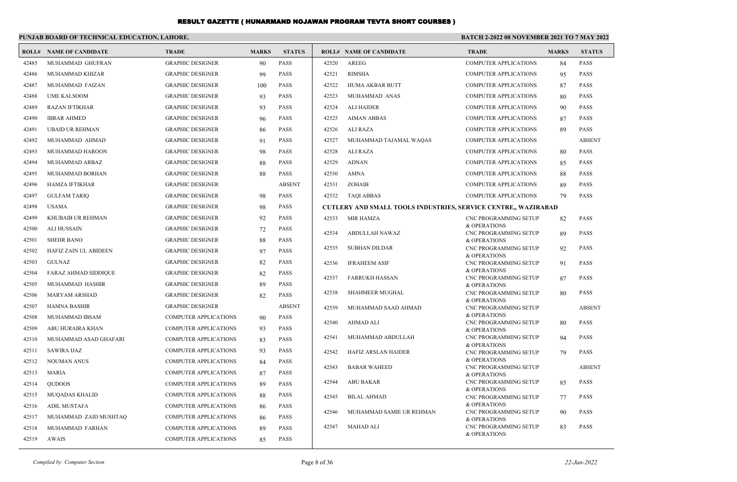# RESULT GAZETTE ( HUNARMAND NOJAWAN PROGRAM TEVTA SHORT COURSES )

**PUNJAB BOARD OF TECHNICAL EDUCATION, LAHORE.** **BATCH 2-2022 08 NOVEMBER 2021 TO 7 MAY 2022**

| ROLL# | NAME OF CANDIDATE | TRADE | MARKS | STATUS |
|---|---|---|---|---|
| 42485 | MUHAMMAD GHUFRAN | GRAPHIC DESIGNER | 90 | PASS |
| 42486 | MUHAMMAD KHIZAR | GRAPHIC DESIGNER | 99 | PASS |
| 42487 | MUHAMMAD FAIZAN | GRAPHIC DESIGNER | 100 | PASS |
| 42488 | UME KALSOOM | GRAPHIC DESIGNER | 93 | PASS |
| 42489 | RAZAN IFTIKHAR | GRAPHIC DESIGNER | 93 | PASS |
| 42490 | IBRAR AHMED | GRAPHIC DESIGNER | 96 | PASS |
| 42491 | UBAID UR REHMAN | GRAPHIC DESIGNER | 86 | PASS |
| 42492 | MUHAMMAD AHMAD | GRAPHIC DESIGNER | 91 | PASS |
| 42493 | MUHAMMAD HAROON | GRAPHIC DESIGNER | 98 | PASS |
| 42494 | MUHAMMAD ARBAZ | GRAPHIC DESIGNER | 88 | PASS |
| 42495 | MUHAMMAD BORHAN | GRAPHIC DESIGNER | 88 | PASS |
| 42496 | HAMZA IFTIKHAR | GRAPHIC DESIGNER | | ABSENT |
| 42497 | GULFAM TARIQ | GRAPHIC DESIGNER | 98 | PASS |
| 42498 | USAMA | GRAPHIC DESIGNER | 98 | PASS |
| 42499 | KHUBAIB UR REHMAN | GRAPHIC DESIGNER | 92 | PASS |
| 42500 | ALI HUSSAIN | GRAPHIC DESIGNER | 72 | PASS |
| 42501 | SHEHR BANO | GRAPHIC DESIGNER | 88 | PASS |
| 42502 | HAFIZ ZAIN UL ABIDEEN | GRAPHIC DESIGNER | 97 | PASS |
| 42503 | GULNAZ | GRAPHIC DESIGNER | 82 | PASS |
| 42504 | FARAZ AHMAD SIDDIQUE | GRAPHIC DESIGNER | 82 | PASS |
| 42505 | MUHAMMAD HASHIR | GRAPHIC DESIGNER | 89 | PASS |
| 42506 | MARYAM ARSHAD | GRAPHIC DESIGNER | 82 | PASS |
| 42507 | HAMNA BASHIR | GRAPHIC DESIGNER | | ABSENT |
| 42508 | MUHAMMAD IBSAM | COMPUTER APPLICATIONS | 90 | PASS |
| 42509 | ABU HURAIRA KHAN | COMPUTER APPLICATIONS | 93 | PASS |
| 42510 | MUHAMMAD ASAD GHAFARI | COMPUTER APPLICATIONS | 83 | PASS |
| 42511 | SAWIRA IJAZ | COMPUTER APPLICATIONS | 93 | PASS |
| 42512 | NOUMAN ANUS | COMPUTER APPLICATIONS | 84 | PASS |
| 42513 | MARIA | COMPUTER APPLICATIONS | 87 | PASS |
| 42514 | QUDOOS | COMPUTER APPLICATIONS | 89 | PASS |
| 42515 | MUQADAS KHALID | COMPUTER APPLICATIONS | 88 | PASS |
| 42516 | ADIL MUSTAFA | COMPUTER APPLICATIONS | 86 | PASS |
| 42517 | MUHAMMAD ZAID MUSHTAQ | COMPUTER APPLICATIONS | 86 | PASS |
| 42518 | MUHAMMAD FARHAN | COMPUTER APPLICATIONS | 89 | PASS |
| 42519 | AWAIS | COMPUTER APPLICATIONS | 85 | PASS |
| 42520 | AREEG | COMPUTER APPLICATIONS | 84 | PASS |
| 42521 | RIMSHA | COMPUTER APPLICATIONS | 95 | PASS |
| 42522 | HUMA AKBAR BUTT | COMPUTER APPLICATIONS | 87 | PASS |
| 42523 | MUHAMMAD ANAS | COMPUTER APPLICATIONS | 80 | PASS |
| 42524 | ALI HAIDER | COMPUTER APPLICATIONS | 90 | PASS |
| 42525 | AIMAN ABBAS | COMPUTER APPLICATIONS | 87 | PASS |
| 42526 | ALI RAZA | COMPUTER APPLICATIONS | 89 | PASS |
| 42527 | MUHAMMAD TAJAMAL WAQAS | COMPUTER APPLICATIONS | | ABSENT |
| 42528 | ALI RAZA | COMPUTER APPLICATIONS | 80 | PASS |
| 42529 | ADNAN | COMPUTER APPLICATIONS | 85 | PASS |
| 42530 | AMNA | COMPUTER APPLICATIONS | 88 | PASS |
| 42531 | ZOHAIB | COMPUTER APPLICATIONS | 89 | PASS |
| 42532 | TAQI ABBAS | COMPUTER APPLICATIONS | 79 | PASS |

**CUTLERY AND SMALL TOOLS INDUSTRIES, SERVICE CENTRE,, WAZIRABAD**

| ROLL# | NAME OF CANDIDATE | TRADE | MARKS | STATUS |
|---|---|---|---|---|
| 42533 | MIR HAMZA | CNC PROGRAMMING SETUP & OPERATIONS | 82 | PASS |
| 42534 | ABDULLAH NAWAZ | CNC PROGRAMMING SETUP & OPERATIONS | 89 | PASS |
| 42535 | SUBHAN DILDAR | CNC PROGRAMMING SETUP & OPERATIONS | 92 | PASS |
| 42536 | IFRAHEEM ASIF | CNC PROGRAMMING SETUP & OPERATIONS | 91 | PASS |
| 42537 | FARRUKH HASSAN | CNC PROGRAMMING SETUP & OPERATIONS | 87 | PASS |
| 42538 | SHAHMEER MUGHAL | CNC PROGRAMMING SETUP & OPERATIONS | 80 | PASS |
| 42539 | MUHAMMAD SAAD AHMAD | CNC PROGRAMMING SETUP & OPERATIONS | | ABSENT |
| 42540 | AHMAD ALI | CNC PROGRAMMING SETUP & OPERATIONS | 80 | PASS |
| 42541 | MUHAMMAD ABDULLAH | CNC PROGRAMMING SETUP & OPERATIONS | 94 | PASS |
| 42542 | HAFIZ ARSLAN HAIDER | CNC PROGRAMMING SETUP & OPERATIONS | 79 | PASS |
| 42543 | BABAR WAHEED | CNC PROGRAMMING SETUP & OPERATIONS | | ABSENT |
| 42544 | ABU BAKAR | CNC PROGRAMMING SETUP & OPERATIONS | 85 | PASS |
| 42545 | BILAL AHMAD | CNC PROGRAMMING SETUP & OPERATIONS | 77 | PASS |
| 42546 | MUHAMMAD SAMIE UR REHMAN | CNC PROGRAMMING SETUP & OPERATIONS | 90 | PASS |
| 42547 | MAHAD ALI | CNC PROGRAMMING SETUP & OPERATIONS | 83 | PASS |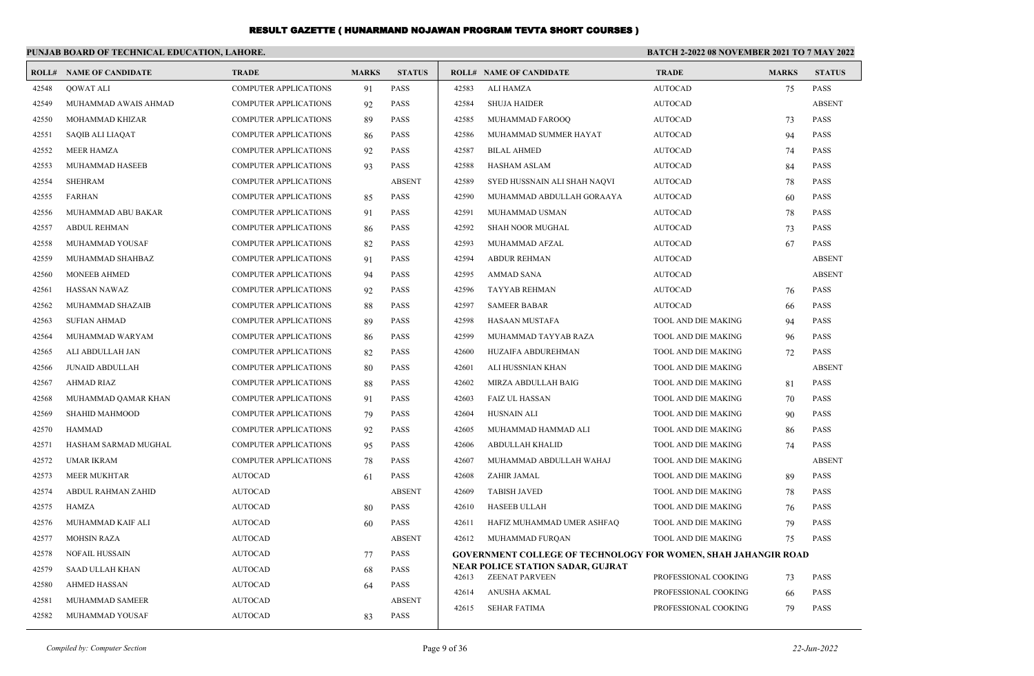# RESULT GAZETTE ( HUNARMAND NOJAWAN PROGRAM TEVTA SHORT COURSES )

**PUNJAB BOARD OF TECHNICAL EDUCATION, LAHORE.** **BATCH 2-2022 08 NOVEMBER 2021 TO 7 MAY 2022**

| ROLL# | NAME OF CANDIDATE | TRADE | MARKS | STATUS |
|---|---|---|---|---|
| 42548 | QOWAT ALI | COMPUTER APPLICATIONS | 91 | PASS |
| 42549 | MUHAMMAD AWAIS AHMAD | COMPUTER APPLICATIONS | 92 | PASS |
| 42550 | MOHAMMAD KHIZAR | COMPUTER APPLICATIONS | 89 | PASS |
| 42551 | SAQIB ALI LIAQAT | COMPUTER APPLICATIONS | 86 | PASS |
| 42552 | MEER HAMZA | COMPUTER APPLICATIONS | 92 | PASS |
| 42553 | MUHAMMAD HASEEB | COMPUTER APPLICATIONS | 93 | PASS |
| 42554 | SHEHRAM | COMPUTER APPLICATIONS | | ABSENT |
| 42555 | FARHAN | COMPUTER APPLICATIONS | 85 | PASS |
| 42556 | MUHAMMAD ABU BAKAR | COMPUTER APPLICATIONS | 91 | PASS |
| 42557 | ABDUL REHMAN | COMPUTER APPLICATIONS | 86 | PASS |
| 42558 | MUHAMMAD YOUSAF | COMPUTER APPLICATIONS | 82 | PASS |
| 42559 | MUHAMMAD SHAHBAZ | COMPUTER APPLICATIONS | 91 | PASS |
| 42560 | MONEEB AHMED | COMPUTER APPLICATIONS | 94 | PASS |
| 42561 | HASSAN NAWAZ | COMPUTER APPLICATIONS | 92 | PASS |
| 42562 | MUHAMMAD SHAZAIB | COMPUTER APPLICATIONS | 88 | PASS |
| 42563 | SUFIAN AHMAD | COMPUTER APPLICATIONS | 89 | PASS |
| 42564 | MUHAMMAD WARYAM | COMPUTER APPLICATIONS | 86 | PASS |
| 42565 | ALI ABDULLAH JAN | COMPUTER APPLICATIONS | 82 | PASS |
| 42566 | JUNAID ABDULLAH | COMPUTER APPLICATIONS | 80 | PASS |
| 42567 | AHMAD RIAZ | COMPUTER APPLICATIONS | 88 | PASS |
| 42568 | MUHAMMAD QAMAR KHAN | COMPUTER APPLICATIONS | 91 | PASS |
| 42569 | SHAHID MAHMOOD | COMPUTER APPLICATIONS | 79 | PASS |
| 42570 | HAMMAD | COMPUTER APPLICATIONS | 92 | PASS |
| 42571 | HASHAM SARMAD MUGHAL | COMPUTER APPLICATIONS | 95 | PASS |
| 42572 | UMAR IKRAM | COMPUTER APPLICATIONS | 78 | PASS |
| 42573 | MEER MUKHTAR | AUTOCAD | 61 | PASS |
| 42574 | ABDUL RAHMAN ZAHID | AUTOCAD | | ABSENT |
| 42575 | HAMZA | AUTOCAD | 80 | PASS |
| 42576 | MUHAMMAD KAIF ALI | AUTOCAD | 60 | PASS |
| 42577 | MOHSIN RAZA | AUTOCAD | | ABSENT |
| 42578 | NOFAIL HUSSAIN | AUTOCAD | 77 | PASS |
| 42579 | SAAD ULLAH KHAN | AUTOCAD | 68 | PASS |
| 42580 | AHMED HASSAN | AUTOCAD | 64 | PASS |
| 42581 | MUHAMMAD SAMEER | AUTOCAD | | ABSENT |
| 42582 | MUHAMMAD YOUSAF | AUTOCAD | 83 | PASS |
| 42583 | ALI HAMZA | AUTOCAD | 75 | PASS |
| 42584 | SHUJA HAIDER | AUTOCAD | | ABSENT |
| 42585 | MUHAMMAD FAROOQ | AUTOCAD | 73 | PASS |
| 42586 | MUHAMMAD SUMMER HAYAT | AUTOCAD | 94 | PASS |
| 42587 | BILAL AHMED | AUTOCAD | 74 | PASS |
| 42588 | HASHAM ASLAM | AUTOCAD | 84 | PASS |
| 42589 | SYED HUSSNAIN ALI SHAH NAQVI | AUTOCAD | 78 | PASS |
| 42590 | MUHAMMAD ABDULLAH GORAAYA | AUTOCAD | 60 | PASS |
| 42591 | MUHAMMAD USMAN | AUTOCAD | 78 | PASS |
| 42592 | SHAH NOOR MUGHAL | AUTOCAD | 73 | PASS |
| 42593 | MUHAMMAD AFZAL | AUTOCAD | 67 | PASS |
| 42594 | ABDUR REHMAN | AUTOCAD | | ABSENT |
| 42595 | AMMAD SANA | AUTOCAD | | ABSENT |
| 42596 | TAYYAB REHMAN | AUTOCAD | 76 | PASS |
| 42597 | SAMEER BABAR | AUTOCAD | 66 | PASS |
| 42598 | HASAAN MUSTAFA | TOOL AND DIE MAKING | 94 | PASS |
| 42599 | MUHAMMAD TAYYAB RAZA | TOOL AND DIE MAKING | 96 | PASS |
| 42600 | HUZAIFA ABDUREHMAN | TOOL AND DIE MAKING | 72 | PASS |
| 42601 | ALI HUSSNIAN KHAN | TOOL AND DIE MAKING | | ABSENT |
| 42602 | MIRZA ABDULLAH BAIG | TOOL AND DIE MAKING | 81 | PASS |
| 42603 | FAIZ UL HASSAN | TOOL AND DIE MAKING | 70 | PASS |
| 42604 | HUSNAIN ALI | TOOL AND DIE MAKING | 90 | PASS |
| 42605 | MUHAMMAD HAMMAD ALI | TOOL AND DIE MAKING | 86 | PASS |
| 42606 | ABDULLAH KHALID | TOOL AND DIE MAKING | 74 | PASS |
| 42607 | MUHAMMAD ABDULLAH WAHAJ | TOOL AND DIE MAKING | | ABSENT |
| 42608 | ZAHIR JAMAL | TOOL AND DIE MAKING | 89 | PASS |
| 42609 | TABISH JAVED | TOOL AND DIE MAKING | 78 | PASS |
| 42610 | HASEEB ULLAH | TOOL AND DIE MAKING | 76 | PASS |
| 42611 | HAFIZ MUHAMMAD UMER ASHFAQ | TOOL AND DIE MAKING | 79 | PASS |
| 42612 | MUHAMMAD FURQAN | TOOL AND DIE MAKING | 75 | PASS |

**GOVERNMENT COLLEGE OF TECHNOLOGY FOR WOMEN, SHAH JAHANGIR ROAD NEAR POLICE STATION SADAR, GUJRAT**

| ROLL# | NAME OF CANDIDATE | TRADE | MARKS | STATUS |
|---|---|---|---|---|
| 42613 | ZEENAT PARVEEN | PROFESSIONAL COOKING | 73 | PASS |
| 42614 | ANUSHA AKMAL | PROFESSIONAL COOKING | 66 | PASS |
| 42615 | SEHAR FATIMA | PROFESSIONAL COOKING | 79 | PASS |

*Compiled by: Computer Section* *22-Jun-2022*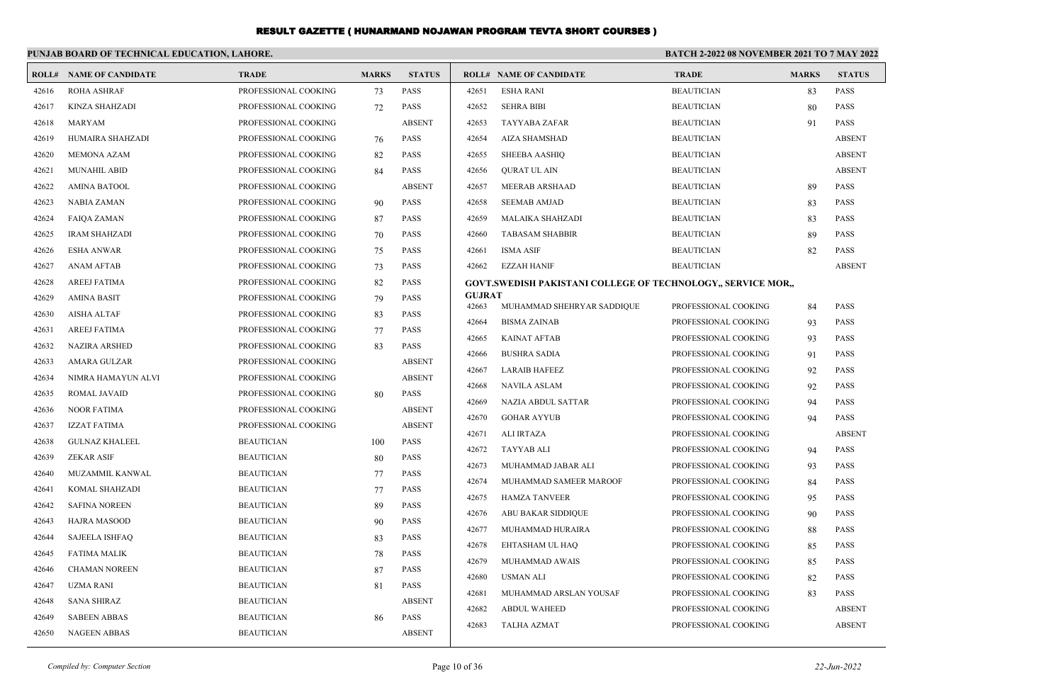# RESULT GAZETTE ( HUNARMAND NOJAWAN PROGRAM TEVTA SHORT COURSES )

**PUNJAB BOARD OF TECHNICAL EDUCATION, LAHORE.**

**BATCH 2-2022 08 NOVEMBER 2021 TO 7 MAY 2022**

| ROLL# | NAME OF CANDIDATE | TRADE | MARKS | STATUS |
|---|---|---|---|---|
| 42616 | ROHA ASHRAF | PROFESSIONAL COOKING | 73 | PASS |
| 42617 | KINZA SHAHZADI | PROFESSIONAL COOKING | 72 | PASS |
| 42618 | MARYAM | PROFESSIONAL COOKING | | ABSENT |
| 42619 | HUMAIRA SHAHZADI | PROFESSIONAL COOKING | 76 | PASS |
| 42620 | MEMONA AZAM | PROFESSIONAL COOKING | 82 | PASS |
| 42621 | MUNAHIL ABID | PROFESSIONAL COOKING | 84 | PASS |
| 42622 | AMINA BATOOL | PROFESSIONAL COOKING | | ABSENT |
| 42623 | NABIA ZAMAN | PROFESSIONAL COOKING | 90 | PASS |
| 42624 | FAIQA ZAMAN | PROFESSIONAL COOKING | 87 | PASS |
| 42625 | IRAM SHAHZADI | PROFESSIONAL COOKING | 70 | PASS |
| 42626 | ESHA ANWAR | PROFESSIONAL COOKING | 75 | PASS |
| 42627 | ANAM AFTAB | PROFESSIONAL COOKING | 73 | PASS |
| 42628 | AREEJ FATIMA | PROFESSIONAL COOKING | 82 | PASS |
| 42629 | AMINA BASIT | PROFESSIONAL COOKING | 79 | PASS |
| 42630 | AISHA ALTAF | PROFESSIONAL COOKING | 83 | PASS |
| 42631 | AREEJ FATIMA | PROFESSIONAL COOKING | 77 | PASS |
| 42632 | NAZIRA ARSHED | PROFESSIONAL COOKING | 83 | PASS |
| 42633 | AMARA GULZAR | PROFESSIONAL COOKING | | ABSENT |
| 42634 | NIMRA HAMAYUN ALVI | PROFESSIONAL COOKING | | ABSENT |
| 42635 | ROMAL JAVAID | PROFESSIONAL COOKING | 80 | PASS |
| 42636 | NOOR FATIMA | PROFESSIONAL COOKING | | ABSENT |
| 42637 | IZZAT FATIMA | PROFESSIONAL COOKING | | ABSENT |
| 42638 | GULNAZ KHALEEL | BEAUTICIAN | 100 | PASS |
| 42639 | ZEKAR ASIF | BEAUTICIAN | 80 | PASS |
| 42640 | MUZAMMIL KANWAL | BEAUTICIAN | 77 | PASS |
| 42641 | KOMAL SHAHZADI | BEAUTICIAN | 77 | PASS |
| 42642 | SAFINA NOREEN | BEAUTICIAN | 89 | PASS |
| 42643 | HAJRA MASOOD | BEAUTICIAN | 90 | PASS |
| 42644 | SAJEELA ISHFAQ | BEAUTICIAN | 83 | PASS |
| 42645 | FATIMA MALIK | BEAUTICIAN | 78 | PASS |
| 42646 | CHAMAN NOREEN | BEAUTICIAN | 87 | PASS |
| 42647 | UZMA RANI | BEAUTICIAN | 81 | PASS |
| 42648 | SANA SHIRAZ | BEAUTICIAN | | ABSENT |
| 42649 | SABEEN ABBAS | BEAUTICIAN | 86 | PASS |
| 42650 | NAGEEN ABBAS | BEAUTICIAN | | ABSENT |
| 42651 | ESHA RANI | BEAUTICIAN | 83 | PASS |
| 42652 | SEHRA BIBI | BEAUTICIAN | 80 | PASS |
| 42653 | TAYYABA ZAFAR | BEAUTICIAN | 91 | PASS |
| 42654 | AIZA SHAMSHAD | BEAUTICIAN | | ABSENT |
| 42655 | SHEEBA AASHIQ | BEAUTICIAN | | ABSENT |
| 42656 | QURAT UL AIN | BEAUTICIAN | | ABSENT |
| 42657 | MEERAB ARSHAAD | BEAUTICIAN | 89 | PASS |
| 42658 | SEEMAB AMJAD | BEAUTICIAN | 83 | PASS |
| 42659 | MALAIKA SHAHZADI | BEAUTICIAN | 83 | PASS |
| 42660 | TABASAM SHABBIR | BEAUTICIAN | 89 | PASS |
| 42661 | ISMA ASIF | BEAUTICIAN | 82 | PASS |
| 42662 | EZZAH HANIF | BEAUTICIAN | | ABSENT |

**GOVT.SWEDISH PAKISTANI COLLEGE OF TECHNOLOGY,, SERVICE MOR,, GUJRAT**

| ROLL# | NAME OF CANDIDATE | TRADE | MARKS | STATUS |
|---|---|---|---|---|
| 42663 | MUHAMMAD SHEHRYAR SADDIQUE | PROFESSIONAL COOKING | 84 | PASS |
| 42664 | BISMA ZAINAB | PROFESSIONAL COOKING | 93 | PASS |
| 42665 | KAINAT AFTAB | PROFESSIONAL COOKING | 93 | PASS |
| 42666 | BUSHRA SADIA | PROFESSIONAL COOKING | 91 | PASS |
| 42667 | LARAIB HAFEEZ | PROFESSIONAL COOKING | 92 | PASS |
| 42668 | NAVILA ASLAM | PROFESSIONAL COOKING | 92 | PASS |
| 42669 | NAZIA ABDUL SATTAR | PROFESSIONAL COOKING | 94 | PASS |
| 42670 | GOHAR AYYUB | PROFESSIONAL COOKING | 94 | PASS |
| 42671 | ALI IRTAZA | PROFESSIONAL COOKING | | ABSENT |
| 42672 | TAYYAB ALI | PROFESSIONAL COOKING | 94 | PASS |
| 42673 | MUHAMMAD JABAR ALI | PROFESSIONAL COOKING | 93 | PASS |
| 42674 | MUHAMMAD SAMEER MAROOF | PROFESSIONAL COOKING | 84 | PASS |
| 42675 | HAMZA TANVEER | PROFESSIONAL COOKING | 95 | PASS |
| 42676 | ABU BAKAR SIDDIQUE | PROFESSIONAL COOKING | 90 | PASS |
| 42677 | MUHAMMAD HURAIRA | PROFESSIONAL COOKING | 88 | PASS |
| 42678 | EHTASHAM UL HAQ | PROFESSIONAL COOKING | 85 | PASS |
| 42679 | MUHAMMAD AWAIS | PROFESSIONAL COOKING | 85 | PASS |
| 42680 | USMAN ALI | PROFESSIONAL COOKING | 82 | PASS |
| 42681 | MUHAMMAD ARSLAN YOUSAF | PROFESSIONAL COOKING | 83 | PASS |
| 42682 | ABDUL WAHEED | PROFESSIONAL COOKING | | ABSENT |
| 42683 | TALHA AZMAT | PROFESSIONAL COOKING | | ABSENT |

*Compiled by: Computer Section*

*22-Jun-2022*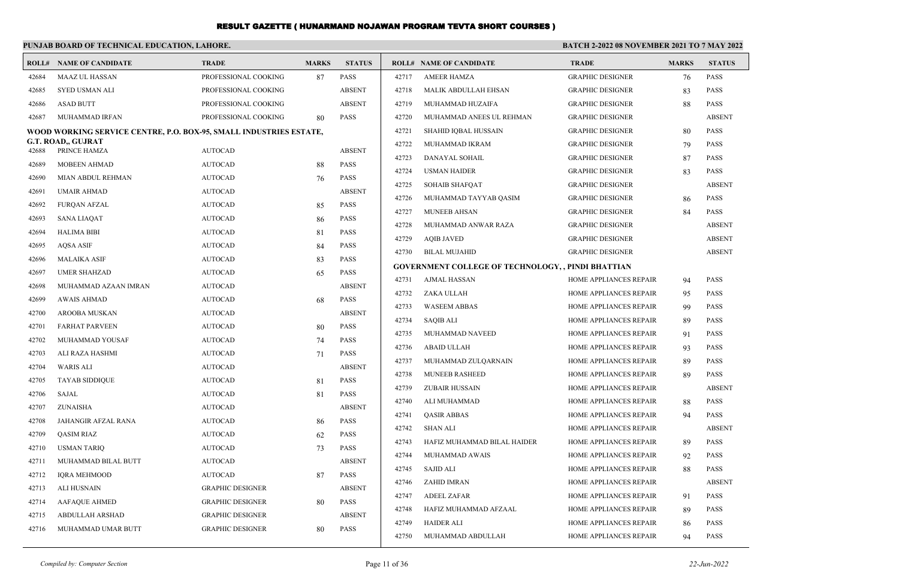# RESULT GAZETTE ( HUNARMAND NOJAWAN PROGRAM TEVTA SHORT COURSES )

**PUNJAB BOARD OF TECHNICAL EDUCATION, LAHORE.**

**BATCH 2-2022 08 NOVEMBER 2021 TO 7 MAY 2022**

| ROLL# | NAME OF CANDIDATE | TRADE | MARKS | STATUS |
|---|---|---|---|---|
| 42684 | MAAZ UL HASSAN | PROFESSIONAL COOKING | 87 | PASS |
| 42685 | SYED USMAN ALI | PROFESSIONAL COOKING | | ABSENT |
| 42686 | ASAD BUTT | PROFESSIONAL COOKING | | ABSENT |
| 42687 | MUHAMMAD IRFAN | PROFESSIONAL COOKING | 80 | PASS |
| **WOOD WORKING SERVICE CENTRE, P.O. BOX-95, SMALL INDUSTRIES ESTATE, G.T. ROAD,, GUJRAT** | | | | |
| 42688 | PRINCE HAMZA | AUTOCAD | | ABSENT |
| 42689 | MOBEEN AHMAD | AUTOCAD | 88 | PASS |
| 42690 | MIAN ABDUL REHMAN | AUTOCAD | 76 | PASS |
| 42691 | UMAIR AHMAD | AUTOCAD | | ABSENT |
| 42692 | FURQAN AFZAL | AUTOCAD | 85 | PASS |
| 42693 | SANA LIAQAT | AUTOCAD | 86 | PASS |
| 42694 | HALIMA BIBI | AUTOCAD | 81 | PASS |
| 42695 | AQSA ASIF | AUTOCAD | 84 | PASS |
| 42696 | MALAIKA ASIF | AUTOCAD | 83 | PASS |
| 42697 | UMER SHAHZAD | AUTOCAD | 65 | PASS |
| 42698 | MUHAMMAD AZAAN IMRAN | AUTOCAD | | ABSENT |
| 42699 | AWAIS AHMAD | AUTOCAD | 68 | PASS |
| 42700 | AROOBA MUSKAN | AUTOCAD | | ABSENT |
| 42701 | FARHAT PARVEEN | AUTOCAD | 80 | PASS |
| 42702 | MUHAMMAD YOUSAF | AUTOCAD | 74 | PASS |
| 42703 | ALI RAZA HASHMI | AUTOCAD | 71 | PASS |
| 42704 | WARIS ALI | AUTOCAD | | ABSENT |
| 42705 | TAYAB SIDDIQUE | AUTOCAD | 81 | PASS |
| 42706 | SAJAL | AUTOCAD | 81 | PASS |
| 42707 | ZUNAISHA | AUTOCAD | | ABSENT |
| 42708 | JAHANGIR AFZAL RANA | AUTOCAD | 86 | PASS |
| 42709 | QASIM RIAZ | AUTOCAD | 62 | PASS |
| 42710 | USMAN TARIQ | AUTOCAD | 73 | PASS |
| 42711 | MUHAMMAD BILAL BUTT | AUTOCAD | | ABSENT |
| 42712 | IQRA MEHMOOD | AUTOCAD | 87 | PASS |
| 42713 | ALI HUSNAIN | GRAPHIC DESIGNER | | ABSENT |
| 42714 | AAFAQUE AHMED | GRAPHIC DESIGNER | 80 | PASS |
| 42715 | ABDULLAH ARSHAD | GRAPHIC DESIGNER | | ABSENT |
| 42716 | MUHAMMAD UMAR BUTT | GRAPHIC DESIGNER | 80 | PASS |
| 42717 | AMEER HAMZA | GRAPHIC DESIGNER | 76 | PASS |
| 42718 | MALIK ABDULLAH EHSAN | GRAPHIC DESIGNER | 83 | PASS |
| 42719 | MUHAMMAD HUZAIFA | GRAPHIC DESIGNER | 88 | PASS |
| 42720 | MUHAMMAD ANEES UL REHMAN | GRAPHIC DESIGNER | | ABSENT |
| 42721 | SHAHID IQBAL HUSSAIN | GRAPHIC DESIGNER | 80 | PASS |
| 42722 | MUHAMMAD IKRAM | GRAPHIC DESIGNER | 79 | PASS |
| 42723 | DANAYAL SOHAIL | GRAPHIC DESIGNER | 87 | PASS |
| 42724 | USMAN HAIDER | GRAPHIC DESIGNER | 83 | PASS |
| 42725 | SOHAIB SHAFQAT | GRAPHIC DESIGNER | | ABSENT |
| 42726 | MUHAMMAD TAYYAB QASIM | GRAPHIC DESIGNER | 86 | PASS |
| 42727 | MUNEEB AHSAN | GRAPHIC DESIGNER | 84 | PASS |
| 42728 | MUHAMMAD ANWAR RAZA | GRAPHIC DESIGNER | | ABSENT |
| 42729 | AQIB JAVED | GRAPHIC DESIGNER | | ABSENT |
| 42730 | BILAL MUJAHID | GRAPHIC DESIGNER | | ABSENT |
| **GOVERNMENT COLLEGE OF TECHNOLOGY, , PINDI BHATTIAN** | | | | |
| 42731 | AJMAL HASSAN | HOME APPLIANCES REPAIR | 94 | PASS |
| 42732 | ZAKA ULLAH | HOME APPLIANCES REPAIR | 95 | PASS |
| 42733 | WASEEM ABBAS | HOME APPLIANCES REPAIR | 99 | PASS |
| 42734 | SAQIB ALI | HOME APPLIANCES REPAIR | 89 | PASS |
| 42735 | MUHAMMAD NAVEED | HOME APPLIANCES REPAIR | 91 | PASS |
| 42736 | ABAID ULLAH | HOME APPLIANCES REPAIR | 93 | PASS |
| 42737 | MUHAMMAD ZULQARNAIN | HOME APPLIANCES REPAIR | 89 | PASS |
| 42738 | MUNEEB RASHEED | HOME APPLIANCES REPAIR | 89 | PASS |
| 42739 | ZUBAIR HUSSAIN | HOME APPLIANCES REPAIR | | ABSENT |
| 42740 | ALI MUHAMMAD | HOME APPLIANCES REPAIR | 88 | PASS |
| 42741 | QASIR ABBAS | HOME APPLIANCES REPAIR | 94 | PASS |
| 42742 | SHAN ALI | HOME APPLIANCES REPAIR | | ABSENT |
| 42743 | HAFIZ MUHAMMAD BILAL HAIDER | HOME APPLIANCES REPAIR | 89 | PASS |
| 42744 | MUHAMMAD AWAIS | HOME APPLIANCES REPAIR | 92 | PASS |
| 42745 | SAJID ALI | HOME APPLIANCES REPAIR | 88 | PASS |
| 42746 | ZAHID IMRAN | HOME APPLIANCES REPAIR | | ABSENT |
| 42747 | ADEEL ZAFAR | HOME APPLIANCES REPAIR | 91 | PASS |
| 42748 | HAFIZ MUHAMMAD AFZAAL | HOME APPLIANCES REPAIR | 89 | PASS |
| 42749 | HAIDER ALI | HOME APPLIANCES REPAIR | 86 | PASS |
| 42750 | MUHAMMAD ABDULLAH | HOME APPLIANCES REPAIR | 94 | PASS |

*Compiled by: Computer Section*

*22-Jun-2022*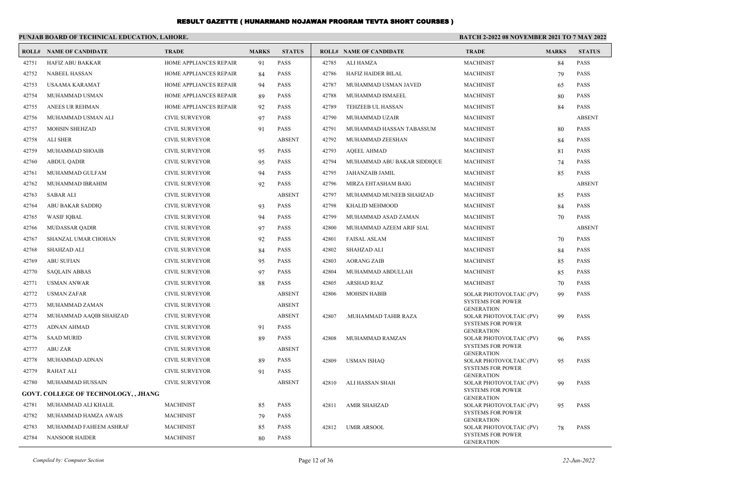# RESULT GAZETTE ( HUNARMAND NOJAWAN PROGRAM TEVTA SHORT COURSES )

**PUNJAB BOARD OF TECHNICAL EDUCATION, LAHORE.**

**BATCH 2-2022 08 NOVEMBER 2021 TO 7 MAY 2022**

| ROLL# | NAME OF CANDIDATE | TRADE | MARKS | STATUS |
|---|---|---|---|---|
| 42751 | HAFIZ ABU BAKKAR | HOME APPLIANCES REPAIR | 91 | PASS |
| 42752 | NABEEL HASSAN | HOME APPLIANCES REPAIR | 84 | PASS |
| 42753 | USAAMA KARAMAT | HOME APPLIANCES REPAIR | 94 | PASS |
| 42754 | MUHAMMAD USMAN | HOME APPLIANCES REPAIR | 89 | PASS |
| 42755 | ANEES UR REHMAN | HOME APPLIANCES REPAIR | 92 | PASS |
| 42756 | MUHAMMAD USMAN ALI | CIVIL SURVEYOR | 97 | PASS |
| 42757 | MOHSIN SHEHZAD | CIVIL SURVEYOR | 91 | PASS |
| 42758 | ALI SHER | CIVIL SURVEYOR | | ABSENT |
| 42759 | MUHAMMAD SHOAIB | CIVIL SURVEYOR | 95 | PASS |
| 42760 | ABDUL QADIR | CIVIL SURVEYOR | 95 | PASS |
| 42761 | MUHAMMAD GULFAM | CIVIL SURVEYOR | 94 | PASS |
| 42762 | MUHAMMAD IBRAHIM | CIVIL SURVEYOR | 92 | PASS |
| 42763 | SABAR ALI | CIVIL SURVEYOR | | ABSENT |
| 42764 | ABU BAKAR SADDIQ | CIVIL SURVEYOR | 93 | PASS |
| 42765 | WASIF IQBAL | CIVIL SURVEYOR | 94 | PASS |
| 42766 | MUDASSAR QADIR | CIVIL SURVEYOR | 97 | PASS |
| 42767 | SHANZAL UMAR CHOHAN | CIVIL SURVEYOR | 92 | PASS |
| 42768 | SHAHZAD ALI | CIVIL SURVEYOR | 84 | PASS |
| 42769 | ABU SUFIAN | CIVIL SURVEYOR | 95 | PASS |
| 42770 | SAQLAIN ABBAS | CIVIL SURVEYOR | 97 | PASS |
| 42771 | USMAN ANWAR | CIVIL SURVEYOR | 88 | PASS |
| 42772 | USMAN ZAFAR | CIVIL SURVEYOR | | ABSENT |
| 42773 | MUHAMMAD ZAMAN | CIVIL SURVEYOR | | ABSENT |
| 42774 | MUHAMMAD AAQIB SHAHZAD | CIVIL SURVEYOR | | ABSENT |
| 42775 | ADNAN AHMAD | CIVIL SURVEYOR | 91 | PASS |
| 42776 | SAAD MURID | CIVIL SURVEYOR | 89 | PASS |
| 42777 | ABU ZAR | CIVIL SURVEYOR | | ABSENT |
| 42778 | MUHAMMAD ADNAN | CIVIL SURVEYOR | 89 | PASS |
| 42779 | RAHAT ALI | CIVIL SURVEYOR | 91 | PASS |
| 42780 | MUHAMMAD HUSSAIN | CIVIL SURVEYOR | | ABSENT |
| **GOVT. COLLEGE OF TECHNOLOGY, , JHANG** | | | | |
| 42781 | MUHAMMAD ALI KHALIL | MACHINIST | 85 | PASS |
| 42782 | MUHAMMAD HAMZA AWAIS | MACHINIST | 79 | PASS |
| 42783 | MUHAMMAD FAHEEM ASHRAF | MACHINIST | 85 | PASS |
| 42784 | NANSOOR HAIDER | MACHINIST | 80 | PASS |
| 42785 | ALI HAMZA | MACHINIST | 84 | PASS |
| 42786 | HAFIZ HAIDER BILAL | MACHINIST | 79 | PASS |
| 42787 | MUHAMMAD USMAN JAVED | MACHINIST | 65 | PASS |
| 42788 | MUHAMMAD ISMAEEL | MACHINIST | 80 | PASS |
| 42789 | TEHZEEB UL HASSAN | MACHINIST | 84 | PASS |
| 42790 | MUHAMMAD UZAIR | MACHINIST | | ABSENT |
| 42791 | MUHAMMAD HASSAN TABASSUM | MACHINIST | 80 | PASS |
| 42792 | MUHAMMAD ZEESHAN | MACHINIST | 84 | PASS |
| 42793 | AQEEL AHMAD | MACHINIST | 81 | PASS |
| 42794 | MUHAMMAD ABU BAKAR SIDDIQUE | MACHINIST | 74 | PASS |
| 42795 | JAHANZAIB JAMIL | MACHINIST | 85 | PASS |
| 42796 | MIRZA EHTASHAM BAIG | MACHINIST | | ABSENT |
| 42797 | MUHAMMAD MUNEEB SHAHZAD | MACHINIST | 85 | PASS |
| 42798 | KHALID MEHMOOD | MACHINIST | 84 | PASS |
| 42799 | MUHAMMAD ASAD ZAMAN | MACHINIST | 70 | PASS |
| 42800 | MUHAMMAD AZEEM ARIF SIAL | MACHINIST | | ABSENT |
| 42801 | FAISAL ASLAM | MACHINIST | 70 | PASS |
| 42802 | SHAHZAD ALI | MACHINIST | 84 | PASS |
| 42803 | AORANG ZAIB | MACHINIST | 85 | PASS |
| 42804 | MUHAMMAD ABDULLAH | MACHINIST | 85 | PASS |
| 42805 | ARSHAD RIAZ | MACHINIST | 70 | PASS |
| 42806 | MOHSIN HABIB | SOLAR PHOTOVOLTAIC (PV) SYSTEMS FOR POWER GENERATION | 99 | PASS |
| 42807 | .MUHAMMAD TAHIR RAZA | SOLAR PHOTOVOLTAIC (PV) SYSTEMS FOR POWER GENERATION | 99 | PASS |
| 42808 | MUHAMMAD RAMZAN | SOLAR PHOTOVOLTAIC (PV) SYSTEMS FOR POWER GENERATION | 96 | PASS |
| 42809 | USMAN ISHAQ | SOLAR PHOTOVOLTAIC (PV) SYSTEMS FOR POWER GENERATION | 95 | PASS |
| 42810 | ALI HASSAN SHAH | SOLAR PHOTOVOLTAIC (PV) SYSTEMS FOR POWER GENERATION | 99 | PASS |
| 42811 | AMIR SHAHZAD | SOLAR PHOTOVOLTAIC (PV) SYSTEMS FOR POWER GENERATION | 95 | PASS |
| 42812 | UMIR ARSOOL | SOLAR PHOTOVOLTAIC (PV) SYSTEMS FOR POWER GENERATION | 78 | PASS |

*Compiled by: Computer Section*

*22-Jun-2022*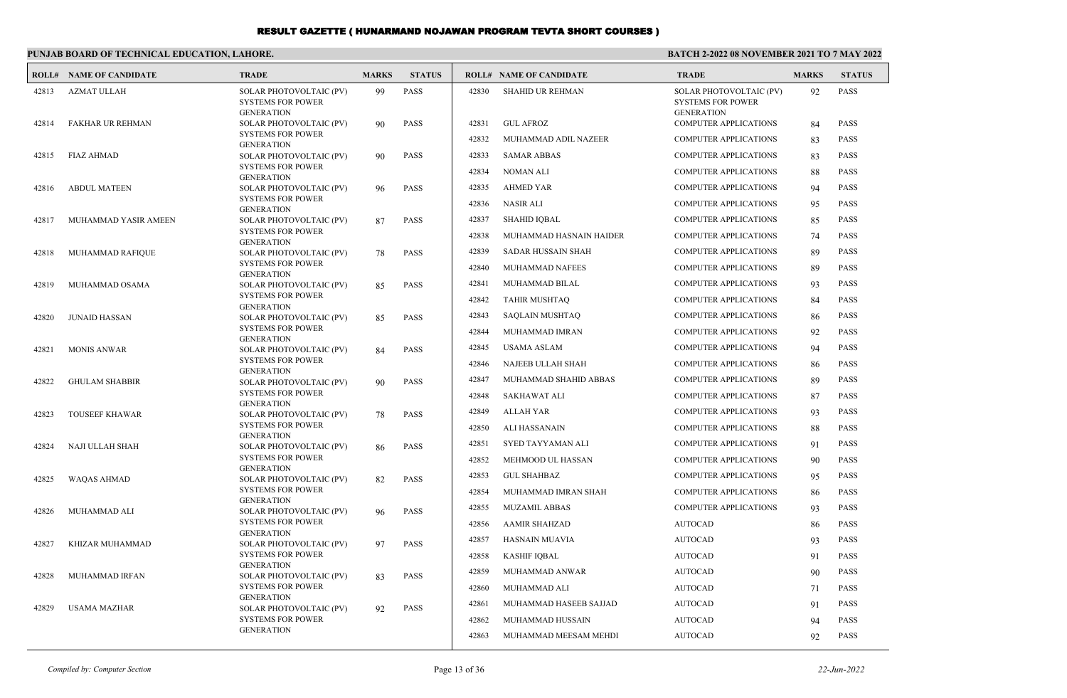# RESULT GAZETTE ( HUNARMAND NOJAWAN PROGRAM TEVTA SHORT COURSES )

**PUNJAB BOARD OF TECHNICAL EDUCATION, LAHORE.**

**BATCH 2-2022 08 NOVEMBER 2021 TO 7 MAY 2022**

| ROLL# | NAME OF CANDIDATE | TRADE | MARKS | STATUS |
|---|---|---|---|---|
| 42813 | AZMAT ULLAH | SOLAR PHOTOVOLTAIC (PV) SYSTEMS FOR POWER GENERATION | 99 | PASS |
| 42814 | FAKHAR UR REHMAN | SOLAR PHOTOVOLTAIC (PV) SYSTEMS FOR POWER GENERATION | 90 | PASS |
| 42815 | FIAZ AHMAD | SOLAR PHOTOVOLTAIC (PV) SYSTEMS FOR POWER GENERATION | 90 | PASS |
| 42816 | ABDUL MATEEN | SOLAR PHOTOVOLTAIC (PV) SYSTEMS FOR POWER GENERATION | 96 | PASS |
| 42817 | MUHAMMAD YASIR AMEEN | SOLAR PHOTOVOLTAIC (PV) SYSTEMS FOR POWER GENERATION | 87 | PASS |
| 42818 | MUHAMMAD RAFIQUE | SOLAR PHOTOVOLTAIC (PV) SYSTEMS FOR POWER GENERATION | 78 | PASS |
| 42819 | MUHAMMAD OSAMA | SOLAR PHOTOVOLTAIC (PV) SYSTEMS FOR POWER GENERATION | 85 | PASS |
| 42820 | JUNAID HASSAN | SOLAR PHOTOVOLTAIC (PV) SYSTEMS FOR POWER GENERATION | 85 | PASS |
| 42821 | MONIS ANWAR | SOLAR PHOTOVOLTAIC (PV) SYSTEMS FOR POWER GENERATION | 84 | PASS |
| 42822 | GHULAM SHABBIR | SOLAR PHOTOVOLTAIC (PV) SYSTEMS FOR POWER GENERATION | 90 | PASS |
| 42823 | TOUSEEF KHAWAR | SOLAR PHOTOVOLTAIC (PV) SYSTEMS FOR POWER GENERATION | 78 | PASS |
| 42824 | NAJI ULLAH SHAH | SOLAR PHOTOVOLTAIC (PV) SYSTEMS FOR POWER GENERATION | 86 | PASS |
| 42825 | WAQAS AHMAD | SOLAR PHOTOVOLTAIC (PV) SYSTEMS FOR POWER GENERATION | 82 | PASS |
| 42826 | MUHAMMAD ALI | SOLAR PHOTOVOLTAIC (PV) SYSTEMS FOR POWER GENERATION | 96 | PASS |
| 42827 | KHIZAR MUHAMMAD | SOLAR PHOTOVOLTAIC (PV) SYSTEMS FOR POWER GENERATION | 97 | PASS |
| 42828 | MUHAMMAD IRFAN | SOLAR PHOTOVOLTAIC (PV) SYSTEMS FOR POWER GENERATION | 83 | PASS |
| 42829 | USAMA MAZHAR | SOLAR PHOTOVOLTAIC (PV) SYSTEMS FOR POWER GENERATION | 92 | PASS |
| 42830 | SHAHID UR REHMAN | SOLAR PHOTOVOLTAIC (PV) SYSTEMS FOR POWER GENERATION | 92 | PASS |
| 42831 | GUL AFROZ | COMPUTER APPLICATIONS | 84 | PASS |
| 42832 | MUHAMMAD ADIL NAZEER | COMPUTER APPLICATIONS | 83 | PASS |
| 42833 | SAMAR ABBAS | COMPUTER APPLICATIONS | 83 | PASS |
| 42834 | NOMAN ALI | COMPUTER APPLICATIONS | 88 | PASS |
| 42835 | AHMED YAR | COMPUTER APPLICATIONS | 94 | PASS |
| 42836 | NASIR ALI | COMPUTER APPLICATIONS | 95 | PASS |
| 42837 | SHAHID IQBAL | COMPUTER APPLICATIONS | 85 | PASS |
| 42838 | MUHAMMAD HASNAIN HAIDER | COMPUTER APPLICATIONS | 74 | PASS |
| 42839 | SADAR HUSSAIN SHAH | COMPUTER APPLICATIONS | 89 | PASS |
| 42840 | MUHAMMAD NAFEES | COMPUTER APPLICATIONS | 89 | PASS |
| 42841 | MUHAMMAD BILAL | COMPUTER APPLICATIONS | 93 | PASS |
| 42842 | TAHIR MUSHTAQ | COMPUTER APPLICATIONS | 84 | PASS |
| 42843 | SAQLAIN MUSHTAQ | COMPUTER APPLICATIONS | 86 | PASS |
| 42844 | MUHAMMAD IMRAN | COMPUTER APPLICATIONS | 92 | PASS |
| 42845 | USAMA ASLAM | COMPUTER APPLICATIONS | 94 | PASS |
| 42846 | NAJEEB ULLAH SHAH | COMPUTER APPLICATIONS | 86 | PASS |
| 42847 | MUHAMMAD SHAHID ABBAS | COMPUTER APPLICATIONS | 89 | PASS |
| 42848 | SAKHAWAT ALI | COMPUTER APPLICATIONS | 87 | PASS |
| 42849 | ALLAH YAR | COMPUTER APPLICATIONS | 93 | PASS |
| 42850 | ALI HASSANAIN | COMPUTER APPLICATIONS | 88 | PASS |
| 42851 | SYED TAYYAMAN ALI | COMPUTER APPLICATIONS | 91 | PASS |
| 42852 | MEHMOOD UL HASSAN | COMPUTER APPLICATIONS | 90 | PASS |
| 42853 | GUL SHAHBAZ | COMPUTER APPLICATIONS | 95 | PASS |
| 42854 | MUHAMMAD IMRAN SHAH | COMPUTER APPLICATIONS | 86 | PASS |
| 42855 | MUZAMIL ABBAS | COMPUTER APPLICATIONS | 93 | PASS |
| 42856 | AAMIR SHAHZAD | AUTOCAD | 86 | PASS |
| 42857 | HASNAIN MUAVIA | AUTOCAD | 93 | PASS |
| 42858 | KASHIF IQBAL | AUTOCAD | 91 | PASS |
| 42859 | MUHAMMAD ANWAR | AUTOCAD | 90 | PASS |
| 42860 | MUHAMMAD ALI | AUTOCAD | 71 | PASS |
| 42861 | MUHAMMAD HASEEB SAJJAD | AUTOCAD | 91 | PASS |
| 42862 | MUHAMMAD HUSSAIN | AUTOCAD | 94 | PASS |
| 42863 | MUHAMMAD MEESAM MEHDI | AUTOCAD | 92 | PASS |

*Compiled by: Computer Section*

*22-Jun-2022*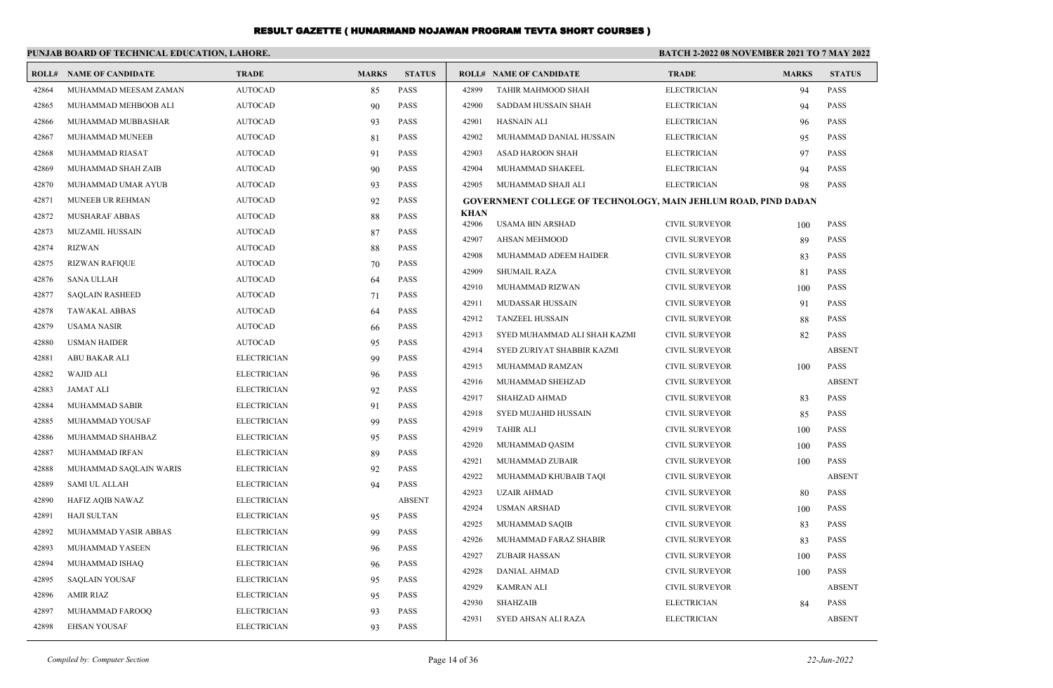# RESULT GAZETTE ( HUNARMAND NOJAWAN PROGRAM TEVTA SHORT COURSES )

**PUNJAB BOARD OF TECHNICAL EDUCATION, LAHORE.**

**BATCH 2-2022 08 NOVEMBER 2021 TO 7 MAY 2022**

| ROLL# | NAME OF CANDIDATE | TRADE | MARKS | STATUS |
|---|---|---|---|---|
| 42864 | MUHAMMAD MEESAM ZAMAN | AUTOCAD | 85 | PASS |
| 42865 | MUHAMMAD MEHBOOB ALI | AUTOCAD | 90 | PASS |
| 42866 | MUHAMMAD MUBBASHAR | AUTOCAD | 93 | PASS |
| 42867 | MUHAMMAD MUNEEB | AUTOCAD | 81 | PASS |
| 42868 | MUHAMMAD RIASAT | AUTOCAD | 91 | PASS |
| 42869 | MUHAMMAD SHAH ZAIB | AUTOCAD | 90 | PASS |
| 42870 | MUHAMMAD UMAR AYUB | AUTOCAD | 93 | PASS |
| 42871 | MUNEEB UR REHMAN | AUTOCAD | 92 | PASS |
| 42872 | MUSHARAF ABBAS | AUTOCAD | 88 | PASS |
| 42873 | MUZAMIL HUSSAIN | AUTOCAD | 87 | PASS |
| 42874 | RIZWAN | AUTOCAD | 88 | PASS |
| 42875 | RIZWAN RAFIQUE | AUTOCAD | 70 | PASS |
| 42876 | SANA ULLAH | AUTOCAD | 64 | PASS |
| 42877 | SAQLAIN RASHEED | AUTOCAD | 71 | PASS |
| 42878 | TAWAKAL ABBAS | AUTOCAD | 64 | PASS |
| 42879 | USAMA NASIR | AUTOCAD | 66 | PASS |
| 42880 | USMAN HAIDER | AUTOCAD | 95 | PASS |
| 42881 | ABU BAKAR ALI | ELECTRICIAN | 99 | PASS |
| 42882 | WAJID ALI | ELECTRICIAN | 96 | PASS |
| 42883 | JAMAT ALI | ELECTRICIAN | 92 | PASS |
| 42884 | MUHAMMAD SABIR | ELECTRICIAN | 91 | PASS |
| 42885 | MUHAMMAD YOUSAF | ELECTRICIAN | 99 | PASS |
| 42886 | MUHAMMAD SHAHBAZ | ELECTRICIAN | 95 | PASS |
| 42887 | MUHAMMAD IRFAN | ELECTRICIAN | 89 | PASS |
| 42888 | MUHAMMAD SAQLAIN WARIS | ELECTRICIAN | 92 | PASS |
| 42889 | SAMI UL ALLAH | ELECTRICIAN | 94 | PASS |
| 42890 | HAFIZ AQIB NAWAZ | ELECTRICIAN | | ABSENT |
| 42891 | HAJI SULTAN | ELECTRICIAN | 95 | PASS |
| 42892 | MUHAMMAD YASIR ABBAS | ELECTRICIAN | 99 | PASS |
| 42893 | MUHAMMAD YASEEN | ELECTRICIAN | 96 | PASS |
| 42894 | MUHAMMAD ISHAQ | ELECTRICIAN | 96 | PASS |
| 42895 | SAQLAIN YOUSAF | ELECTRICIAN | 95 | PASS |
| 42896 | AMIR RIAZ | ELECTRICIAN | 95 | PASS |
| 42897 | MUHAMMAD FAROOQ | ELECTRICIAN | 93 | PASS |
| 42898 | EHSAN YOUSAF | ELECTRICIAN | 93 | PASS |
| 42899 | TAHIR MAHMOOD SHAH | ELECTRICIAN | 94 | PASS |
| 42900 | SADDAM HUSSAIN SHAH | ELECTRICIAN | 94 | PASS |
| 42901 | HASNAIN ALI | ELECTRICIAN | 96 | PASS |
| 42902 | MUHAMMAD DANIAL HUSSAIN | ELECTRICIAN | 95 | PASS |
| 42903 | ASAD HAROON SHAH | ELECTRICIAN | 97 | PASS |
| 42904 | MUHAMMAD SHAKEEL | ELECTRICIAN | 94 | PASS |
| 42905 | MUHAMMAD SHAJI ALI | ELECTRICIAN | 98 | PASS |

**GOVERNMENT COLLEGE OF TECHNOLOGY, MAIN JEHLUM ROAD, PIND DADAN KHAN**

| ROLL# | NAME OF CANDIDATE | TRADE | MARKS | STATUS |
|---|---|---|---|---|
| 42906 | USAMA BIN ARSHAD | CIVIL SURVEYOR | 100 | PASS |
| 42907 | AHSAN MEHMOOD | CIVIL SURVEYOR | 89 | PASS |
| 42908 | MUHAMMAD ADEEM HAIDER | CIVIL SURVEYOR | 83 | PASS |
| 42909 | SHUMAIL RAZA | CIVIL SURVEYOR | 81 | PASS |
| 42910 | MUHAMMAD RIZWAN | CIVIL SURVEYOR | 100 | PASS |
| 42911 | MUDASSAR HUSSAIN | CIVIL SURVEYOR | 91 | PASS |
| 42912 | TANZEEL HUSSAIN | CIVIL SURVEYOR | 88 | PASS |
| 42913 | SYED MUHAMMAD ALI SHAH KAZMI | CIVIL SURVEYOR | 82 | PASS |
| 42914 | SYED ZURIYAT SHABBIR KAZMI | CIVIL SURVEYOR | | ABSENT |
| 42915 | MUHAMMAD RAMZAN | CIVIL SURVEYOR | 100 | PASS |
| 42916 | MUHAMMAD SHEHZAD | CIVIL SURVEYOR | | ABSENT |
| 42917 | SHAHZAD AHMAD | CIVIL SURVEYOR | 83 | PASS |
| 42918 | SYED MUJAHID HUSSAIN | CIVIL SURVEYOR | 85 | PASS |
| 42919 | TAHIR ALI | CIVIL SURVEYOR | 100 | PASS |
| 42920 | MUHAMMAD QASIM | CIVIL SURVEYOR | 100 | PASS |
| 42921 | MUHAMMAD ZUBAIR | CIVIL SURVEYOR | 100 | PASS |
| 42922 | MUHAMMAD KHUBAIB TAQI | CIVIL SURVEYOR | | ABSENT |
| 42923 | UZAIR AHMAD | CIVIL SURVEYOR | 80 | PASS |
| 42924 | USMAN ARSHAD | CIVIL SURVEYOR | 100 | PASS |
| 42925 | MUHAMMAD SAQIB | CIVIL SURVEYOR | 83 | PASS |
| 42926 | MUHAMMAD FARAZ SHABIR | CIVIL SURVEYOR | 83 | PASS |
| 42927 | ZUBAIR HASSAN | CIVIL SURVEYOR | 100 | PASS |
| 42928 | DANIAL AHMAD | CIVIL SURVEYOR | 100 | PASS |
| 42929 | KAMRAN ALI | CIVIL SURVEYOR | | ABSENT |
| 42930 | SHAHZAIB | ELECTRICIAN | 84 | PASS |
| 42931 | SYED AHSAN ALI RAZA | ELECTRICIAN | | ABSENT |

*Compiled by: Computer Section* 22-Jun-2022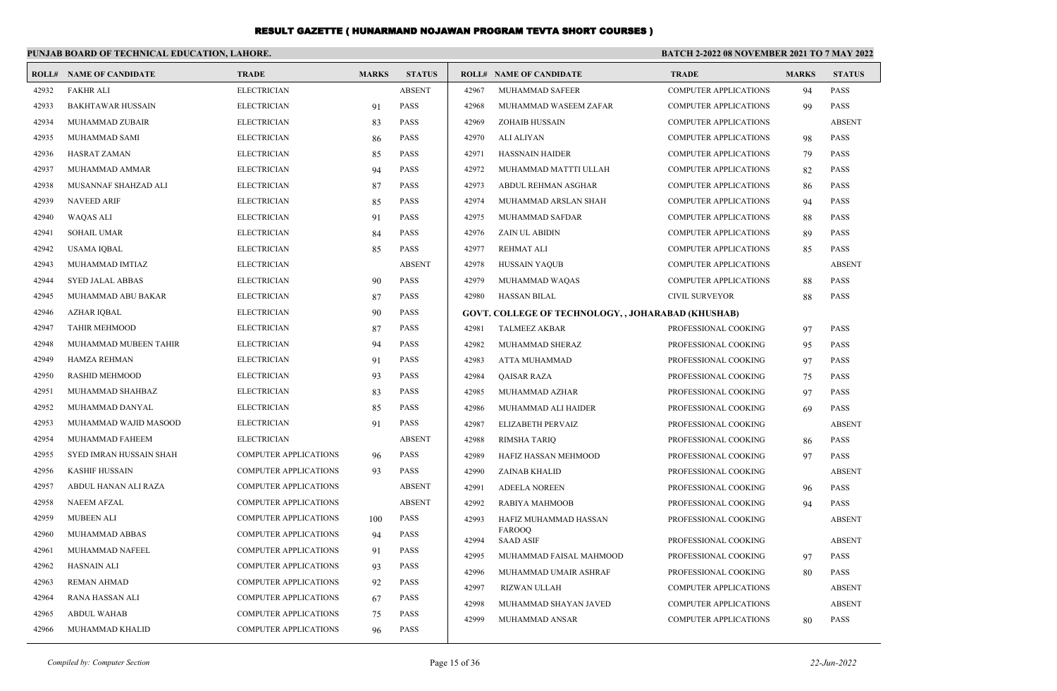# RESULT GAZETTE ( HUNARMAND NOJAWAN PROGRAM TEVTA SHORT COURSES )

**PUNJAB BOARD OF TECHNICAL EDUCATION, LAHORE.**

**BATCH 2-2022 08 NOVEMBER 2021 TO 7 MAY 2022**

| ROLL# | NAME OF CANDIDATE | TRADE | MARKS | STATUS |
|---|---|---|---|---|
| 42932 | FAKHR ALI | ELECTRICIAN | | ABSENT |
| 42933 | BAKHTAWAR HUSSAIN | ELECTRICIAN | 91 | PASS |
| 42934 | MUHAMMAD ZUBAIR | ELECTRICIAN | 83 | PASS |
| 42935 | MUHAMMAD SAMI | ELECTRICIAN | 86 | PASS |
| 42936 | HASRAT ZAMAN | ELECTRICIAN | 85 | PASS |
| 42937 | MUHAMMAD AMMAR | ELECTRICIAN | 94 | PASS |
| 42938 | MUSANNAF SHAHZAD ALI | ELECTRICIAN | 87 | PASS |
| 42939 | NAVEED ARIF | ELECTRICIAN | 85 | PASS |
| 42940 | WAQAS ALI | ELECTRICIAN | 91 | PASS |
| 42941 | SOHAIL UMAR | ELECTRICIAN | 84 | PASS |
| 42942 | USAMA IQBAL | ELECTRICIAN | 85 | PASS |
| 42943 | MUHAMMAD IMTIAZ | ELECTRICIAN | | ABSENT |
| 42944 | SYED JALAL ABBAS | ELECTRICIAN | 90 | PASS |
| 42945 | MUHAMMAD ABU BAKAR | ELECTRICIAN | 87 | PASS |
| 42946 | AZHAR IQBAL | ELECTRICIAN | 90 | PASS |
| 42947 | TAHIR MEHMOOD | ELECTRICIAN | 87 | PASS |
| 42948 | MUHAMMAD MUBEEN TAHIR | ELECTRICIAN | 94 | PASS |
| 42949 | HAMZA REHMAN | ELECTRICIAN | 91 | PASS |
| 42950 | RASHID MEHMOOD | ELECTRICIAN | 93 | PASS |
| 42951 | MUHAMMAD SHAHBAZ | ELECTRICIAN | 83 | PASS |
| 42952 | MUHAMMAD DANYAL | ELECTRICIAN | 85 | PASS |
| 42953 | MUHAMMAD WAJID MASOOD | ELECTRICIAN | 91 | PASS |
| 42954 | MUHAMMAD FAHEEM | ELECTRICIAN | | ABSENT |
| 42955 | SYED IMRAN HUSSAIN SHAH | COMPUTER APPLICATIONS | 96 | PASS |
| 42956 | KASHIF HUSSAIN | COMPUTER APPLICATIONS | 93 | PASS |
| 42957 | ABDUL HANAN ALI RAZA | COMPUTER APPLICATIONS | | ABSENT |
| 42958 | NAEEM AFZAL | COMPUTER APPLICATIONS | | ABSENT |
| 42959 | MUBEEN ALI | COMPUTER APPLICATIONS | 100 | PASS |
| 42960 | MUHAMMAD ABBAS | COMPUTER APPLICATIONS | 94 | PASS |
| 42961 | MUHAMMAD NAFEEL | COMPUTER APPLICATIONS | 91 | PASS |
| 42962 | HASNAIN ALI | COMPUTER APPLICATIONS | 93 | PASS |
| 42963 | REMAN AHMAD | COMPUTER APPLICATIONS | 92 | PASS |
| 42964 | RANA HASSAN ALI | COMPUTER APPLICATIONS | 67 | PASS |
| 42965 | ABDUL WAHAB | COMPUTER APPLICATIONS | 75 | PASS |
| 42966 | MUHAMMAD KHALID | COMPUTER APPLICATIONS | 96 | PASS |
| 42967 | MUHAMMAD SAFEER | COMPUTER APPLICATIONS | 94 | PASS |
| 42968 | MUHAMMAD WASEEM ZAFAR | COMPUTER APPLICATIONS | 99 | PASS |
| 42969 | ZOHAIB HUSSAIN | COMPUTER APPLICATIONS | | ABSENT |
| 42970 | ALI ALIYAN | COMPUTER APPLICATIONS | 98 | PASS |
| 42971 | HASSNAIN HAIDER | COMPUTER APPLICATIONS | 79 | PASS |
| 42972 | MUHAMMAD MATTTI ULLAH | COMPUTER APPLICATIONS | 82 | PASS |
| 42973 | ABDUL REHMAN ASGHAR | COMPUTER APPLICATIONS | 86 | PASS |
| 42974 | MUHAMMAD ARSLAN SHAH | COMPUTER APPLICATIONS | 94 | PASS |
| 42975 | MUHAMMAD SAFDAR | COMPUTER APPLICATIONS | 88 | PASS |
| 42976 | ZAIN UL ABIDIN | COMPUTER APPLICATIONS | 89 | PASS |
| 42977 | REHMAT ALI | COMPUTER APPLICATIONS | 85 | PASS |
| 42978 | HUSSAIN YAQUB | COMPUTER APPLICATIONS | | ABSENT |
| 42979 | MUHAMMAD WAQAS | COMPUTER APPLICATIONS | 88 | PASS |
| 42980 | HASSAN BILAL | CIVIL SURVEYOR | 88 | PASS |

**GOVT. COLLEGE OF TECHNOLOGY, , JOHARABAD (KHUSHAB)**

| ROLL# | NAME OF CANDIDATE | TRADE | MARKS | STATUS |
|---|---|---|---|---|
| 42981 | TALMEEZ AKBAR | PROFESSIONAL COOKING | 97 | PASS |
| 42982 | MUHAMMAD SHERAZ | PROFESSIONAL COOKING | 95 | PASS |
| 42983 | ATTA MUHAMMAD | PROFESSIONAL COOKING | 97 | PASS |
| 42984 | QAISAR RAZA | PROFESSIONAL COOKING | 75 | PASS |
| 42985 | MUHAMMAD AZHAR | PROFESSIONAL COOKING | 97 | PASS |
| 42986 | MUHAMMAD ALI HAIDER | PROFESSIONAL COOKING | 69 | PASS |
| 42987 | ELIZABETH PERVAIZ | PROFESSIONAL COOKING | | ABSENT |
| 42988 | RIMSHA TARIQ | PROFESSIONAL COOKING | 86 | PASS |
| 42989 | HAFIZ HASSAN MEHMOOD | PROFESSIONAL COOKING | 97 | PASS |
| 42990 | ZAINAB KHALID | PROFESSIONAL COOKING | | ABSENT |
| 42991 | ADEELA NOREEN | PROFESSIONAL COOKING | 96 | PASS |
| 42992 | RABIYA MAHMOOB | PROFESSIONAL COOKING | 94 | PASS |
| 42993 | HAFIZ MUHAMMAD HASSAN FAROOQ | PROFESSIONAL COOKING | | ABSENT |
| 42994 | SAAD ASIF | PROFESSIONAL COOKING | | ABSENT |
| 42995 | MUHAMMAD FAISAL MAHMOOD | PROFESSIONAL COOKING | 97 | PASS |
| 42996 | MUHAMMAD UMAIR ASHRAF | PROFESSIONAL COOKING | 80 | PASS |
| 42997 | RIZWAN ULLAH | COMPUTER APPLICATIONS | | ABSENT |
| 42998 | MUHAMMAD SHAYAN JAVED | COMPUTER APPLICATIONS | | ABSENT |
| 42999 | MUHAMMAD ANSAR | COMPUTER APPLICATIONS | 80 | PASS |

*Compiled by: Computer Section*

*22-Jun-2022*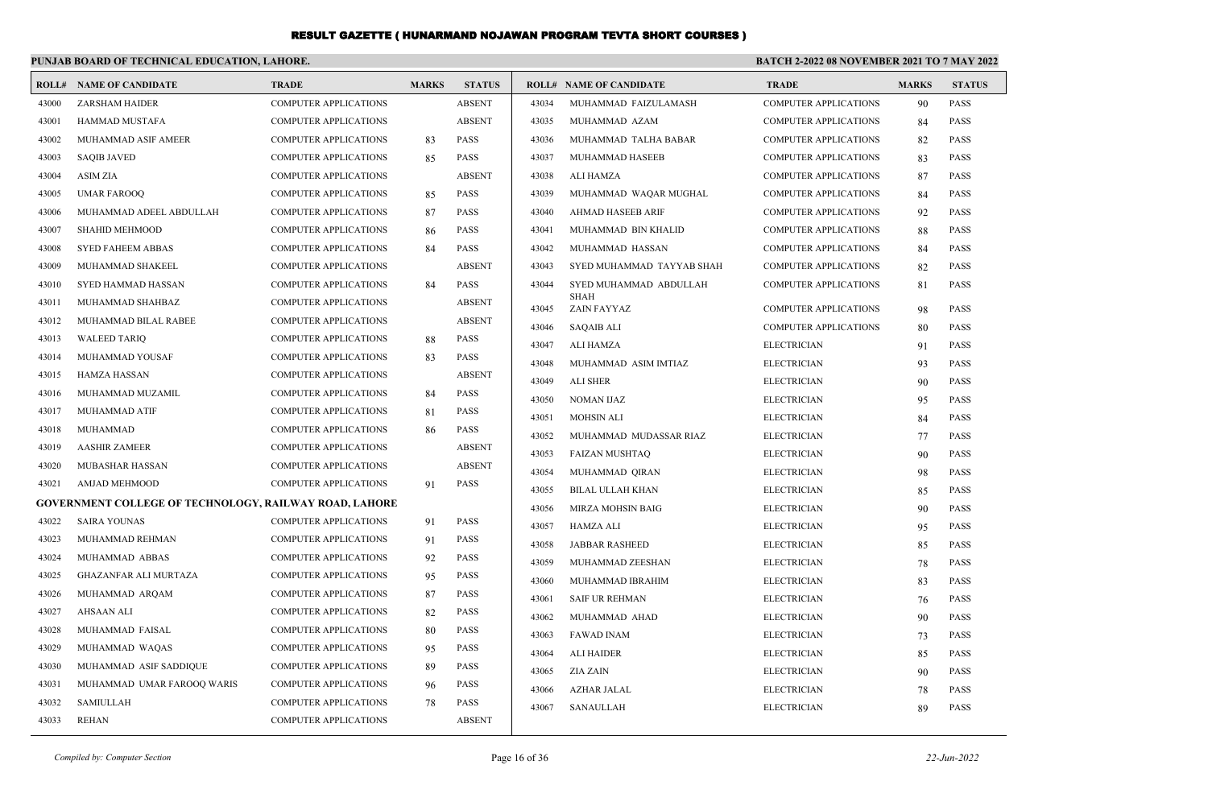# RESULT GAZETTE ( HUNARMAND NOJAWAN PROGRAM TEVTA SHORT COURSES )

**PUNJAB BOARD OF TECHNICAL EDUCATION, LAHORE.**

**BATCH 2-2022 08 NOVEMBER 2021 TO 7 MAY 2022**

| ROLL# | NAME OF CANDIDATE | TRADE | MARKS | STATUS |
|---|---|---|---|---|
| 43000 | ZARSHAM HAIDER | COMPUTER APPLICATIONS | | ABSENT |
| 43001 | HAMMAD MUSTAFA | COMPUTER APPLICATIONS | | ABSENT |
| 43002 | MUHAMMAD ASIF AMEER | COMPUTER APPLICATIONS | 83 | PASS |
| 43003 | SAQIB JAVED | COMPUTER APPLICATIONS | 85 | PASS |
| 43004 | ASIM ZIA | COMPUTER APPLICATIONS | | ABSENT |
| 43005 | UMAR FAROOQ | COMPUTER APPLICATIONS | 85 | PASS |
| 43006 | MUHAMMAD ADEEL ABDULLAH | COMPUTER APPLICATIONS | 87 | PASS |
| 43007 | SHAHID MEHMOOD | COMPUTER APPLICATIONS | 86 | PASS |
| 43008 | SYED FAHEEM ABBAS | COMPUTER APPLICATIONS | 84 | PASS |
| 43009 | MUHAMMAD SHAKEEL | COMPUTER APPLICATIONS | | ABSENT |
| 43010 | SYED HAMMAD HASSAN | COMPUTER APPLICATIONS | 84 | PASS |
| 43011 | MUHAMMAD SHAHBAZ | COMPUTER APPLICATIONS | | ABSENT |
| 43012 | MUHAMMAD BILAL RABEE | COMPUTER APPLICATIONS | | ABSENT |
| 43013 | WALEED TARIQ | COMPUTER APPLICATIONS | 88 | PASS |
| 43014 | MUHAMMAD YOUSAF | COMPUTER APPLICATIONS | 83 | PASS |
| 43015 | HAMZA HASSAN | COMPUTER APPLICATIONS | | ABSENT |
| 43016 | MUHAMMAD MUZAMIL | COMPUTER APPLICATIONS | 84 | PASS |
| 43017 | MUHAMMAD ATIF | COMPUTER APPLICATIONS | 81 | PASS |
| 43018 | MUHAMMAD | COMPUTER APPLICATIONS | 86 | PASS |
| 43019 | AASHIR ZAMEER | COMPUTER APPLICATIONS | | ABSENT |
| 43020 | MUBASHAR HASSAN | COMPUTER APPLICATIONS | | ABSENT |
| 43021 | AMJAD MEHMOOD | COMPUTER APPLICATIONS | 91 | PASS |

**GOVERNMENT COLLEGE OF TECHNOLOGY, RAILWAY ROAD, LAHORE**

| ROLL# | NAME OF CANDIDATE | TRADE | MARKS | STATUS |
|---|---|---|---|---|
| 43022 | SAIRA YOUNAS | COMPUTER APPLICATIONS | 91 | PASS |
| 43023 | MUHAMMAD REHMAN | COMPUTER APPLICATIONS | 91 | PASS |
| 43024 | MUHAMMAD ABBAS | COMPUTER APPLICATIONS | 92 | PASS |
| 43025 | GHAZANFAR ALI MURTAZA | COMPUTER APPLICATIONS | 95 | PASS |
| 43026 | MUHAMMAD ARQAM | COMPUTER APPLICATIONS | 87 | PASS |
| 43027 | AHSAAN ALI | COMPUTER APPLICATIONS | 82 | PASS |
| 43028 | MUHAMMAD FAISAL | COMPUTER APPLICATIONS | 80 | PASS |
| 43029 | MUHAMMAD WAQAS | COMPUTER APPLICATIONS | 95 | PASS |
| 43030 | MUHAMMAD ASIF SADDIQUE | COMPUTER APPLICATIONS | 89 | PASS |
| 43031 | MUHAMMAD UMAR FAROOQ WARIS | COMPUTER APPLICATIONS | 96 | PASS |
| 43032 | SAMIULLAH | COMPUTER APPLICATIONS | 78 | PASS |
| 43033 | REHAN | COMPUTER APPLICATIONS | | ABSENT |
| 43034 | MUHAMMAD FAIZULAMASH | COMPUTER APPLICATIONS | 90 | PASS |
| 43035 | MUHAMMAD AZAM | COMPUTER APPLICATIONS | 84 | PASS |
| 43036 | MUHAMMAD TALHA BABAR | COMPUTER APPLICATIONS | 82 | PASS |
| 43037 | MUHAMMAD HASEEB | COMPUTER APPLICATIONS | 83 | PASS |
| 43038 | ALI HAMZA | COMPUTER APPLICATIONS | 87 | PASS |
| 43039 | MUHAMMAD WAQAR MUGHAL | COMPUTER APPLICATIONS | 84 | PASS |
| 43040 | AHMAD HASEEB ARIF | COMPUTER APPLICATIONS | 92 | PASS |
| 43041 | MUHAMMAD BIN KHALID | COMPUTER APPLICATIONS | 88 | PASS |
| 43042 | MUHAMMAD HASSAN | COMPUTER APPLICATIONS | 84 | PASS |
| 43043 | SYED MUHAMMAD TAYYAB SHAH | COMPUTER APPLICATIONS | 82 | PASS |
| 43044 | SYED MUHAMMAD ABDULLAH SHAH | COMPUTER APPLICATIONS | 81 | PASS |
| 43045 | ZAIN FAYYAZ | COMPUTER APPLICATIONS | 98 | PASS |
| 43046 | SAQAIB ALI | COMPUTER APPLICATIONS | 80 | PASS |
| 43047 | ALI HAMZA | ELECTRICIAN | 91 | PASS |
| 43048 | MUHAMMAD ASIM IMTIAZ | ELECTRICIAN | 93 | PASS |
| 43049 | ALI SHER | ELECTRICIAN | 90 | PASS |
| 43050 | NOMAN IJAZ | ELECTRICIAN | 95 | PASS |
| 43051 | MOHSIN ALI | ELECTRICIAN | 84 | PASS |
| 43052 | MUHAMMAD MUDASSAR RIAZ | ELECTRICIAN | 77 | PASS |
| 43053 | FAIZAN MUSHTAQ | ELECTRICIAN | 90 | PASS |
| 43054 | MUHAMMAD QIRAN | ELECTRICIAN | 98 | PASS |
| 43055 | BILAL ULLAH KHAN | ELECTRICIAN | 85 | PASS |
| 43056 | MIRZA MOHSIN BAIG | ELECTRICIAN | 90 | PASS |
| 43057 | HAMZA ALI | ELECTRICIAN | 95 | PASS |
| 43058 | JABBAR RASHEED | ELECTRICIAN | 85 | PASS |
| 43059 | MUHAMMAD ZEESHAN | ELECTRICIAN | 78 | PASS |
| 43060 | MUHAMMAD IBRAHIM | ELECTRICIAN | 83 | PASS |
| 43061 | SAIF UR REHMAN | ELECTRICIAN | 76 | PASS |
| 43062 | MUHAMMAD AHAD | ELECTRICIAN | 90 | PASS |
| 43063 | FAWAD INAM | ELECTRICIAN | 73 | PASS |
| 43064 | ALI HAIDER | ELECTRICIAN | 85 | PASS |
| 43065 | ZIA ZAIN | ELECTRICIAN | 90 | PASS |
| 43066 | AZHAR JALAL | ELECTRICIAN | 78 | PASS |
| 43067 | SANAULLAH | ELECTRICIAN | 89 | PASS |

*Compiled by: Computer Section* — *22-Jun-2022*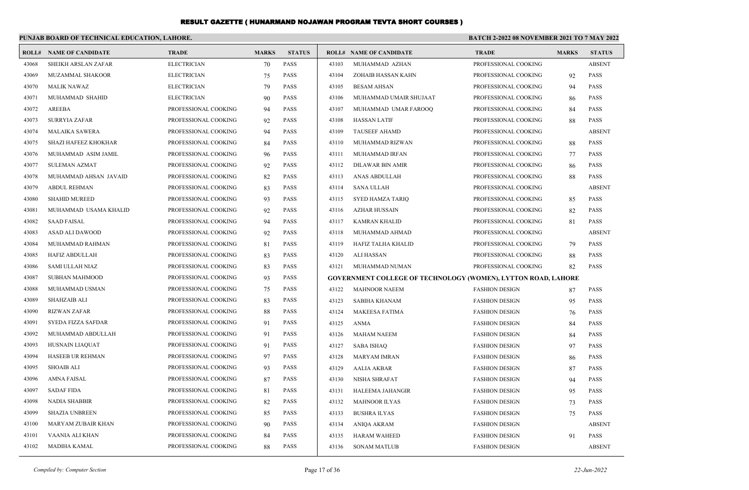# RESULT GAZETTE ( HUNARMAND NOJAWAN PROGRAM TEVTA SHORT COURSES )

**PUNJAB BOARD OF TECHNICAL EDUCATION, LAHORE.** **BATCH 2-2022 08 NOVEMBER 2021 TO 7 MAY 2022**

| ROLL# | NAME OF CANDIDATE | TRADE | MARKS | STATUS |
|---|---|---|---|---|
| 43068 | SHEIKH ARSLAN ZAFAR | ELECTRICIAN | 70 | PASS |
| 43069 | MUZAMMAL SHAKOOR | ELECTRICIAN | 75 | PASS |
| 43070 | MALIK NAWAZ | ELECTRICIAN | 79 | PASS |
| 43071 | MUHAMMAD SHAHID | ELECTRICIAN | 90 | PASS |
| 43072 | AREEBA | PROFESSIONAL COOKING | 94 | PASS |
| 43073 | SURRYIA ZAFAR | PROFESSIONAL COOKING | 92 | PASS |
| 43074 | MALAIKA SAWERA | PROFESSIONAL COOKING | 94 | PASS |
| 43075 | SHAZI HAFEEZ KHOKHAR | PROFESSIONAL COOKING | 84 | PASS |
| 43076 | MUHAMMAD ASIM JAMIL | PROFESSIONAL COOKING | 96 | PASS |
| 43077 | SULEMAN AZMAT | PROFESSIONAL COOKING | 92 | PASS |
| 43078 | MUHAMMAD AHSAN JAVAID | PROFESSIONAL COOKING | 82 | PASS |
| 43079 | ABDUL REHMAN | PROFESSIONAL COOKING | 83 | PASS |
| 43080 | SHAHID MUREED | PROFESSIONAL COOKING | 93 | PASS |
| 43081 | MUHAMMAD USAMA KHALID | PROFESSIONAL COOKING | 92 | PASS |
| 43082 | SAAD FAISAL | PROFESSIONAL COOKING | 94 | PASS |
| 43083 | ASAD ALI DAWOOD | PROFESSIONAL COOKING | 92 | PASS |
| 43084 | MUHAMMAD RAHMAN | PROFESSIONAL COOKING | 81 | PASS |
| 43085 | HAFIZ ABDULLAH | PROFESSIONAL COOKING | 83 | PASS |
| 43086 | SAMI ULLAH NIAZ | PROFESSIONAL COOKING | 83 | PASS |
| 43087 | SUBHAN MAHMOOD | PROFESSIONAL COOKING | 93 | PASS |
| 43088 | MUHAMMAD USMAN | PROFESSIONAL COOKING | 75 | PASS |
| 43089 | SHAHZAIB ALI | PROFESSIONAL COOKING | 83 | PASS |
| 43090 | RIZWAN ZAFAR | PROFESSIONAL COOKING | 88 | PASS |
| 43091 | SYEDA FIZZA SAFDAR | PROFESSIONAL COOKING | 91 | PASS |
| 43092 | MUHAMMAD ABDULLAH | PROFESSIONAL COOKING | 91 | PASS |
| 43093 | HUSNAIN LIAQUAT | PROFESSIONAL COOKING | 91 | PASS |
| 43094 | HASEEB UR REHMAN | PROFESSIONAL COOKING | 97 | PASS |
| 43095 | SHOAIB ALI | PROFESSIONAL COOKING | 93 | PASS |
| 43096 | AMNA FAISAL | PROFESSIONAL COOKING | 87 | PASS |
| 43097 | SADAF FIDA | PROFESSIONAL COOKING | 81 | PASS |
| 43098 | NADIA SHABBIR | PROFESSIONAL COOKING | 82 | PASS |
| 43099 | SHAZIA UNBREEN | PROFESSIONAL COOKING | 85 | PASS |
| 43100 | MARYAM ZUBAIR KHAN | PROFESSIONAL COOKING | 90 | PASS |
| 43101 | VAANIA ALI KHAN | PROFESSIONAL COOKING | 84 | PASS |
| 43102 | MADIHA KAMAL | PROFESSIONAL COOKING | 88 | PASS |
| 43103 | MUHAMMAD AZHAN | PROFESSIONAL COOKING | | ABSENT |
| 43104 | ZOHAIB HASSAN KAHN | PROFESSIONAL COOKING | 92 | PASS |
| 43105 | BESAM AHSAN | PROFESSIONAL COOKING | 94 | PASS |
| 43106 | MUHAMMAD UMAIR SHUJAAT | PROFESSIONAL COOKING | 86 | PASS |
| 43107 | MUHAMMAD UMAR FAROOQ | PROFESSIONAL COOKING | 84 | PASS |
| 43108 | HASSAN LATIF | PROFESSIONAL COOKING | 88 | PASS |
| 43109 | TAUSEEF AHAMD | PROFESSIONAL COOKING | | ABSENT |
| 43110 | MUHAMMAD RIZWAN | PROFESSIONAL COOKING | 88 | PASS |
| 43111 | MUHAMMAD IRFAN | PROFESSIONAL COOKING | 77 | PASS |
| 43112 | DILAWAR BIN AMIR | PROFESSIONAL COOKING | 86 | PASS |
| 43113 | ANAS ABDULLAH | PROFESSIONAL COOKING | 88 | PASS |
| 43114 | SANA ULLAH | PROFESSIONAL COOKING | | ABSENT |
| 43115 | SYED HAMZA TARIQ | PROFESSIONAL COOKING | 85 | PASS |
| 43116 | AZHAR HUSSAIN | PROFESSIONAL COOKING | 82 | PASS |
| 43117 | KAMRAN KHALID | PROFESSIONAL COOKING | 81 | PASS |
| 43118 | MUHAMMAD AHMAD | PROFESSIONAL COOKING | | ABSENT |
| 43119 | HAFIZ TALHA KHALID | PROFESSIONAL COOKING | 79 | PASS |
| 43120 | ALI HASSAN | PROFESSIONAL COOKING | 88 | PASS |
| 43121 | MUHAMMAD NUMAN | PROFESSIONAL COOKING | 82 | PASS |

**GOVERNMENT COLLEGE OF TECHNOLOGY (WOMEN), LYTTON ROAD, LAHORE**

| ROLL# | NAME OF CANDIDATE | TRADE | MARKS | STATUS |
|---|---|---|---|---|
| 43122 | MAHNOOR NAEEM | FASHION DESIGN | 87 | PASS |
| 43123 | SABIHA KHANAM | FASHION DESIGN | 95 | PASS |
| 43124 | MAKEESA FATIMA | FASHION DESIGN | 76 | PASS |
| 43125 | ANMA | FASHION DESIGN | 84 | PASS |
| 43126 | MAHAM NAEEM | FASHION DESIGN | 84 | PASS |
| 43127 | SABA ISHAQ | FASHION DESIGN | 97 | PASS |
| 43128 | MARYAM IMRAN | FASHION DESIGN | 86 | PASS |
| 43129 | AALIA AKBAR | FASHION DESIGN | 87 | PASS |
| 43130 | NISHA SHRAFAT | FASHION DESIGN | 94 | PASS |
| 43131 | HALEEMA JAHANGIR | FASHION DESIGN | 95 | PASS |
| 43132 | MAHNOOR ILYAS | FASHION DESIGN | 73 | PASS |
| 43133 | BUSHRA ILYAS | FASHION DESIGN | 75 | PASS |
| 43134 | ANIQA AKRAM | FASHION DESIGN | | ABSENT |
| 43135 | HARAM WAHEED | FASHION DESIGN | 91 | PASS |
| 43136 | SONAM MATLUB | FASHION DESIGN | | ABSENT |

*Compiled by: Computer Section* *22-Jun-2022*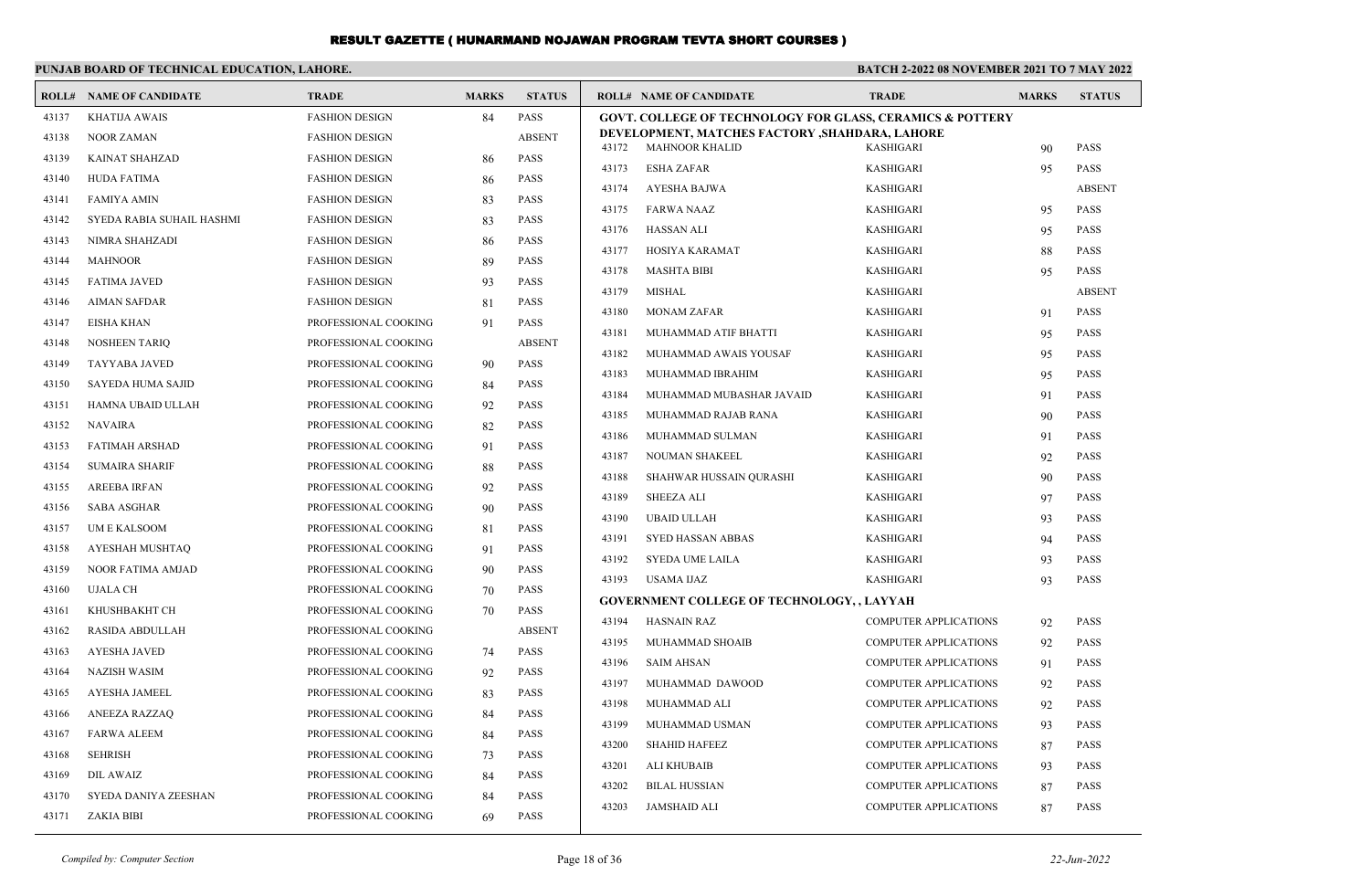# RESULT GAZETTE ( HUNARMAND NOJAWAN PROGRAM TEVTA SHORT COURSES )

**PUNJAB BOARD OF TECHNICAL EDUCATION, LAHORE.**

**BATCH 2-2022 08 NOVEMBER 2021 TO 7 MAY 2022**

| ROLL# | NAME OF CANDIDATE | TRADE | MARKS | STATUS |
|---|---|---|---|---|
| 43137 | KHATIJA AWAIS | FASHION DESIGN | 84 | PASS |
| 43138 | NOOR ZAMAN | FASHION DESIGN | | ABSENT |
| 43139 | KAINAT SHAHZAD | FASHION DESIGN | 86 | PASS |
| 43140 | HUDA FATIMA | FASHION DESIGN | 86 | PASS |
| 43141 | FAMIYA AMIN | FASHION DESIGN | 83 | PASS |
| 43142 | SYEDA RABIA SUHAIL HASHMI | FASHION DESIGN | 83 | PASS |
| 43143 | NIMRA SHAHZADI | FASHION DESIGN | 86 | PASS |
| 43144 | MAHNOOR | FASHION DESIGN | 89 | PASS |
| 43145 | FATIMA JAVED | FASHION DESIGN | 93 | PASS |
| 43146 | AIMAN SAFDAR | FASHION DESIGN | 81 | PASS |
| 43147 | EISHA KHAN | PROFESSIONAL COOKING | 91 | PASS |
| 43148 | NOSHEEN TARIQ | PROFESSIONAL COOKING | | ABSENT |
| 43149 | TAYYABA JAVED | PROFESSIONAL COOKING | 90 | PASS |
| 43150 | SAYEDA HUMA SAJID | PROFESSIONAL COOKING | 84 | PASS |
| 43151 | HAMNA UBAID ULLAH | PROFESSIONAL COOKING | 92 | PASS |
| 43152 | NAVAIRA | PROFESSIONAL COOKING | 82 | PASS |
| 43153 | FATIMAH ARSHAD | PROFESSIONAL COOKING | 91 | PASS |
| 43154 | SUMAIRA SHARIF | PROFESSIONAL COOKING | 88 | PASS |
| 43155 | AREEBA IRFAN | PROFESSIONAL COOKING | 92 | PASS |
| 43156 | SABA ASGHAR | PROFESSIONAL COOKING | 90 | PASS |
| 43157 | UM E KALSOOM | PROFESSIONAL COOKING | 81 | PASS |
| 43158 | AYESHAH MUSHTAQ | PROFESSIONAL COOKING | 91 | PASS |
| 43159 | NOOR FATIMA AMJAD | PROFESSIONAL COOKING | 90 | PASS |
| 43160 | UJALA CH | PROFESSIONAL COOKING | 70 | PASS |
| 43161 | KHUSHBAKHT CH | PROFESSIONAL COOKING | 70 | PASS |
| 43162 | RASIDA ABDULLAH | PROFESSIONAL COOKING | | ABSENT |
| 43163 | AYESHA JAVED | PROFESSIONAL COOKING | 74 | PASS |
| 43164 | NAZISH WASIM | PROFESSIONAL COOKING | 92 | PASS |
| 43165 | AYESHA JAMEEL | PROFESSIONAL COOKING | 83 | PASS |
| 43166 | ANEEZA RAZZAQ | PROFESSIONAL COOKING | 84 | PASS |
| 43167 | FARWA ALEEM | PROFESSIONAL COOKING | 84 | PASS |
| 43168 | SEHRISH | PROFESSIONAL COOKING | 73 | PASS |
| 43169 | DIL AWAIZ | PROFESSIONAL COOKING | 84 | PASS |
| 43170 | SYEDA DANIYA ZEESHAN | PROFESSIONAL COOKING | 84 | PASS |
| 43171 | ZAKIA BIBI | PROFESSIONAL COOKING | 69 | PASS |

**GOVT. COLLEGE OF TECHNOLOGY FOR GLASS, CERAMICS & POTTERY DEVELOPMENT, MATCHES FACTORY ,SHAHDARA, LAHORE**

| ROLL# | NAME OF CANDIDATE | TRADE | MARKS | STATUS |
|---|---|---|---|---|
| 43172 | MAHNOOR KHALID | KASHIGARI | 90 | PASS |
| 43173 | ESHA ZAFAR | KASHIGARI | 95 | PASS |
| 43174 | AYESHA BAJWA | KASHIGARI | | ABSENT |
| 43175 | FARWA NAAZ | KASHIGARI | 95 | PASS |
| 43176 | HASSAN ALI | KASHIGARI | 95 | PASS |
| 43177 | HOSIYA KARAMAT | KASHIGARI | 88 | PASS |
| 43178 | MASHTA BIBI | KASHIGARI | 95 | PASS |
| 43179 | MISHAL | KASHIGARI | | ABSENT |
| 43180 | MONAM ZAFAR | KASHIGARI | 91 | PASS |
| 43181 | MUHAMMAD ATIF BHATTI | KASHIGARI | 95 | PASS |
| 43182 | MUHAMMAD AWAIS YOUSAF | KASHIGARI | 95 | PASS |
| 43183 | MUHAMMAD IBRAHIM | KASHIGARI | 95 | PASS |
| 43184 | MUHAMMAD MUBASHAR JAVAID | KASHIGARI | 91 | PASS |
| 43185 | MUHAMMAD RAJAB RANA | KASHIGARI | 90 | PASS |
| 43186 | MUHAMMAD SULMAN | KASHIGARI | 91 | PASS |
| 43187 | NOUMAN SHAKEEL | KASHIGARI | 92 | PASS |
| 43188 | SHAHWAR HUSSAIN QURASHI | KASHIGARI | 90 | PASS |
| 43189 | SHEEZA ALI | KASHIGARI | 97 | PASS |
| 43190 | UBAID ULLAH | KASHIGARI | 93 | PASS |
| 43191 | SYED HASSAN ABBAS | KASHIGARI | 94 | PASS |
| 43192 | SYEDA UME LAILA | KASHIGARI | 93 | PASS |
| 43193 | USAMA IJAZ | KASHIGARI | 93 | PASS |

**GOVERNMENT COLLEGE OF TECHNOLOGY, , LAYYAH**

| ROLL# | NAME OF CANDIDATE | TRADE | MARKS | STATUS |
|---|---|---|---|---|
| 43194 | HASNAIN RAZ | COMPUTER APPLICATIONS | 92 | PASS |
| 43195 | MUHAMMAD SHOAIB | COMPUTER APPLICATIONS | 92 | PASS |
| 43196 | SAIM AHSAN | COMPUTER APPLICATIONS | 91 | PASS |
| 43197 | MUHAMMAD DAWOOD | COMPUTER APPLICATIONS | 92 | PASS |
| 43198 | MUHAMMAD ALI | COMPUTER APPLICATIONS | 92 | PASS |
| 43199 | MUHAMMAD USMAN | COMPUTER APPLICATIONS | 93 | PASS |
| 43200 | SHAHID HAFEEZ | COMPUTER APPLICATIONS | 87 | PASS |
| 43201 | ALI KHUBAIB | COMPUTER APPLICATIONS | 93 | PASS |
| 43202 | BILAL HUSSIAN | COMPUTER APPLICATIONS | 87 | PASS |
| 43203 | JAMSHAID ALI | COMPUTER APPLICATIONS | 87 | PASS |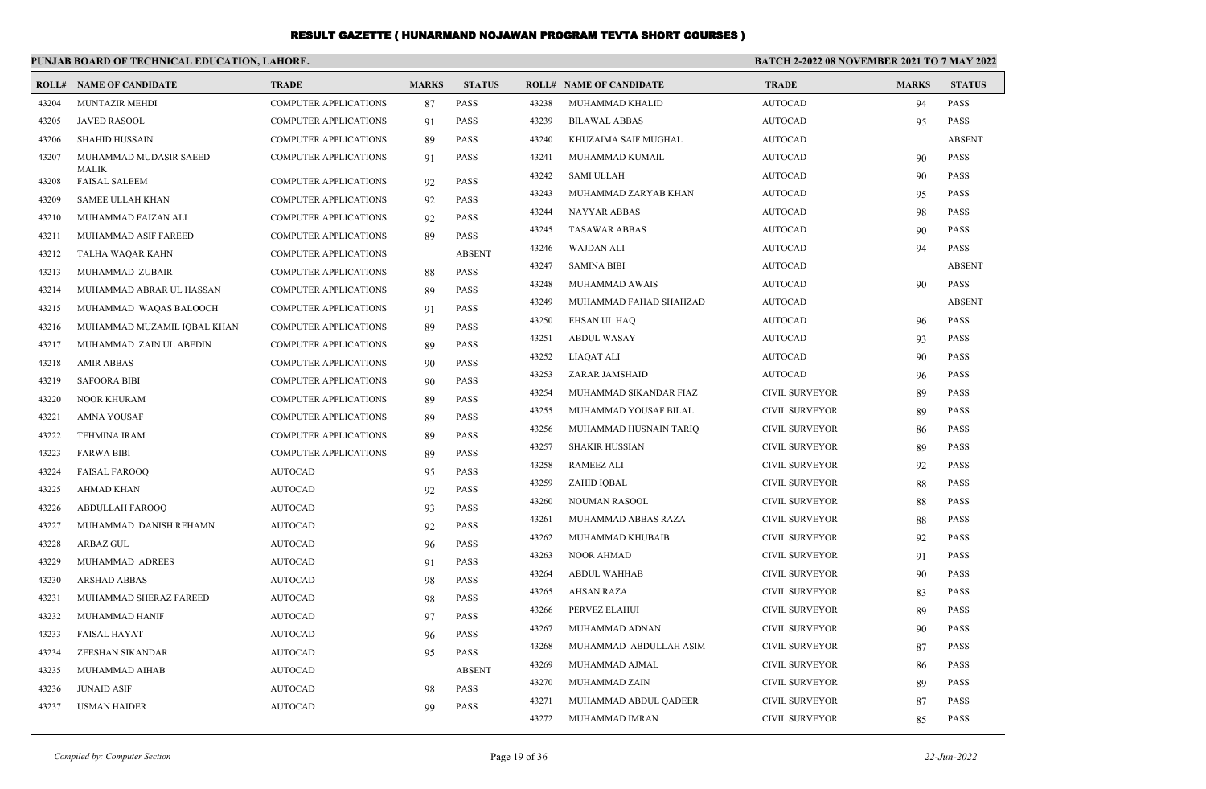# RESULT GAZETTE ( HUNARMAND NOJAWAN PROGRAM TEVTA SHORT COURSES )

**PUNJAB BOARD OF TECHNICAL EDUCATION, LAHORE.**

**BATCH 2-2022 08 NOVEMBER 2021 TO 7 MAY 2022**

| ROLL# | NAME OF CANDIDATE | TRADE | MARKS | STATUS |
|---|---|---|---|---|
| 43204 | MUNTAZIR MEHDI | COMPUTER APPLICATIONS | 87 | PASS |
| 43205 | JAVED RASOOL | COMPUTER APPLICATIONS | 91 | PASS |
| 43206 | SHAHID HUSSAIN | COMPUTER APPLICATIONS | 89 | PASS |
| 43207 | MUHAMMAD MUDASIR SAEED MALIK | COMPUTER APPLICATIONS | 91 | PASS |
| 43208 | FAISAL SALEEM | COMPUTER APPLICATIONS | 92 | PASS |
| 43209 | SAMEE ULLAH KHAN | COMPUTER APPLICATIONS | 92 | PASS |
| 43210 | MUHAMMAD FAIZAN ALI | COMPUTER APPLICATIONS | 92 | PASS |
| 43211 | MUHAMMAD ASIF FAREED | COMPUTER APPLICATIONS | 89 | PASS |
| 43212 | TALHA WAQAR KAHN | COMPUTER APPLICATIONS | | ABSENT |
| 43213 | MUHAMMAD ZUBAIR | COMPUTER APPLICATIONS | 88 | PASS |
| 43214 | MUHAMMAD ABRAR UL HASSAN | COMPUTER APPLICATIONS | 89 | PASS |
| 43215 | MUHAMMAD WAQAS BALOOCH | COMPUTER APPLICATIONS | 91 | PASS |
| 43216 | MUHAMMAD MUZAMIL IQBAL KHAN | COMPUTER APPLICATIONS | 89 | PASS |
| 43217 | MUHAMMAD ZAIN UL ABEDIN | COMPUTER APPLICATIONS | 89 | PASS |
| 43218 | AMIR ABBAS | COMPUTER APPLICATIONS | 90 | PASS |
| 43219 | SAFOORA BIBI | COMPUTER APPLICATIONS | 90 | PASS |
| 43220 | NOOR KHURAM | COMPUTER APPLICATIONS | 89 | PASS |
| 43221 | AMNA YOUSAF | COMPUTER APPLICATIONS | 89 | PASS |
| 43222 | TEHMINA IRAM | COMPUTER APPLICATIONS | 89 | PASS |
| 43223 | FARWA BIBI | COMPUTER APPLICATIONS | 89 | PASS |
| 43224 | FAISAL FAROOQ | AUTOCAD | 95 | PASS |
| 43225 | AHMAD KHAN | AUTOCAD | 92 | PASS |
| 43226 | ABDULLAH FAROOQ | AUTOCAD | 93 | PASS |
| 43227 | MUHAMMAD DANISH REHAMN | AUTOCAD | 92 | PASS |
| 43228 | ARBAZ GUL | AUTOCAD | 96 | PASS |
| 43229 | MUHAMMAD ADREES | AUTOCAD | 91 | PASS |
| 43230 | ARSHAD ABBAS | AUTOCAD | 98 | PASS |
| 43231 | MUHAMMAD SHERAZ FAREED | AUTOCAD | 98 | PASS |
| 43232 | MUHAMMAD HANIF | AUTOCAD | 97 | PASS |
| 43233 | FAISAL HAYAT | AUTOCAD | 96 | PASS |
| 43234 | ZEESHAN SIKANDAR | AUTOCAD | 95 | PASS |
| 43235 | MUHAMMAD AIHAB | AUTOCAD | | ABSENT |
| 43236 | JUNAID ASIF | AUTOCAD | 98 | PASS |
| 43237 | USMAN HAIDER | AUTOCAD | 99 | PASS |
| 43238 | MUHAMMAD KHALID | AUTOCAD | 94 | PASS |
| 43239 | BILAWAL ABBAS | AUTOCAD | 95 | PASS |
| 43240 | KHUZAIMA SAIF MUGHAL | AUTOCAD | | ABSENT |
| 43241 | MUHAMMAD KUMAIL | AUTOCAD | 90 | PASS |
| 43242 | SAMI ULLAH | AUTOCAD | 90 | PASS |
| 43243 | MUHAMMAD ZARYAB KHAN | AUTOCAD | 95 | PASS |
| 43244 | NAYYAR ABBAS | AUTOCAD | 98 | PASS |
| 43245 | TASAWAR ABBAS | AUTOCAD | 90 | PASS |
| 43246 | WAJDAN ALI | AUTOCAD | 94 | PASS |
| 43247 | SAMINA BIBI | AUTOCAD | | ABSENT |
| 43248 | MUHAMMAD AWAIS | AUTOCAD | 90 | PASS |
| 43249 | MUHAMMAD FAHAD SHAHZAD | AUTOCAD | | ABSENT |
| 43250 | EHSAN UL HAQ | AUTOCAD | 96 | PASS |
| 43251 | ABDUL WASAY | AUTOCAD | 93 | PASS |
| 43252 | LIAQAT ALI | AUTOCAD | 90 | PASS |
| 43253 | ZARAR JAMSHAID | AUTOCAD | 96 | PASS |
| 43254 | MUHAMMAD SIKANDAR FIAZ | CIVIL SURVEYOR | 89 | PASS |
| 43255 | MUHAMMAD YOUSAF BILAL | CIVIL SURVEYOR | 89 | PASS |
| 43256 | MUHAMMAD HUSNAIN TARIQ | CIVIL SURVEYOR | 86 | PASS |
| 43257 | SHAKIR HUSSIAN | CIVIL SURVEYOR | 89 | PASS |
| 43258 | RAMEEZ ALI | CIVIL SURVEYOR | 92 | PASS |
| 43259 | ZAHID IQBAL | CIVIL SURVEYOR | 88 | PASS |
| 43260 | NOUMAN RASOOL | CIVIL SURVEYOR | 88 | PASS |
| 43261 | MUHAMMAD ABBAS RAZA | CIVIL SURVEYOR | 88 | PASS |
| 43262 | MUHAMMAD KHUBAIB | CIVIL SURVEYOR | 92 | PASS |
| 43263 | NOOR AHMAD | CIVIL SURVEYOR | 91 | PASS |
| 43264 | ABDUL WAHHAB | CIVIL SURVEYOR | 90 | PASS |
| 43265 | AHSAN RAZA | CIVIL SURVEYOR | 83 | PASS |
| 43266 | PERVEZ ELAHUI | CIVIL SURVEYOR | 89 | PASS |
| 43267 | MUHAMMAD ADNAN | CIVIL SURVEYOR | 90 | PASS |
| 43268 | MUHAMMAD ABDULLAH ASIM | CIVIL SURVEYOR | 87 | PASS |
| 43269 | MUHAMMAD AJMAL | CIVIL SURVEYOR | 86 | PASS |
| 43270 | MUHAMMAD ZAIN | CIVIL SURVEYOR | 89 | PASS |
| 43271 | MUHAMMAD ABDUL QADEER | CIVIL SURVEYOR | 87 | PASS |
| 43272 | MUHAMMAD IMRAN | CIVIL SURVEYOR | 85 | PASS |

*Compiled by: Computer Section*

*22-Jun-2022*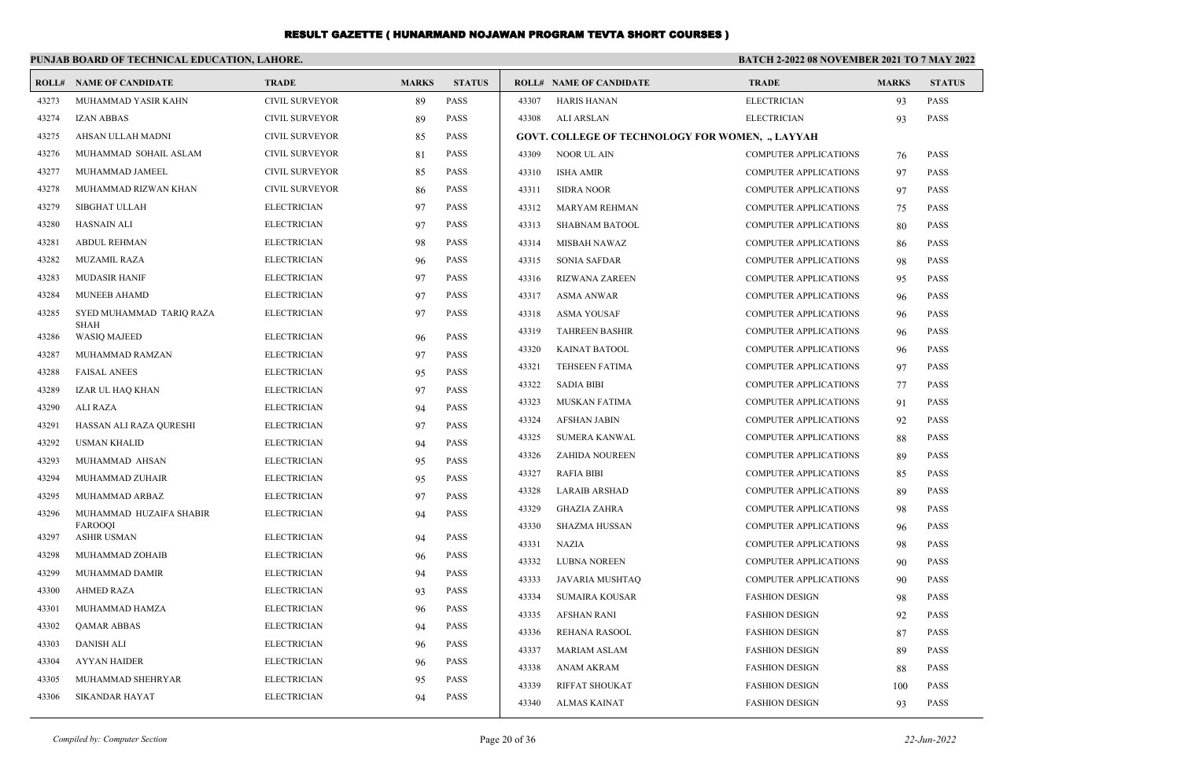# RESULT GAZETTE ( HUNARMAND NOJAWAN PROGRAM TEVTA SHORT COURSES )

**PUNJAB BOARD OF TECHNICAL EDUCATION, LAHORE.**

**BATCH 2-2022 08 NOVEMBER 2021 TO 7 MAY 2022**

| ROLL# | NAME OF CANDIDATE | TRADE | MARKS | STATUS |
|---|---|---|---|---|
| 43273 | MUHAMMAD YASIR KAHN | CIVIL SURVEYOR | 89 | PASS |
| 43274 | IZAN ABBAS | CIVIL SURVEYOR | 89 | PASS |
| 43275 | AHSAN ULLAH MADNI | CIVIL SURVEYOR | 85 | PASS |
| 43276 | MUHAMMAD SOHAIL ASLAM | CIVIL SURVEYOR | 81 | PASS |
| 43277 | MUHAMMAD JAMEEL | CIVIL SURVEYOR | 85 | PASS |
| 43278 | MUHAMMAD RIZWAN KHAN | CIVIL SURVEYOR | 86 | PASS |
| 43279 | SIBGHAT ULLAH | ELECTRICIAN | 97 | PASS |
| 43280 | HASNAIN ALI | ELECTRICIAN | 97 | PASS |
| 43281 | ABDUL REHMAN | ELECTRICIAN | 98 | PASS |
| 43282 | MUZAMIL RAZA | ELECTRICIAN | 96 | PASS |
| 43283 | MUDASIR HANIF | ELECTRICIAN | 97 | PASS |
| 43284 | MUNEEB AHAMD | ELECTRICIAN | 97 | PASS |
| 43285 | SYED MUHAMMAD TARIQ RAZA SHAH | ELECTRICIAN | 97 | PASS |
| 43286 | WASIQ MAJEED | ELECTRICIAN | 96 | PASS |
| 43287 | MUHAMMAD RAMZAN | ELECTRICIAN | 97 | PASS |
| 43288 | FAISAL ANEES | ELECTRICIAN | 95 | PASS |
| 43289 | IZAR UL HAQ KHAN | ELECTRICIAN | 97 | PASS |
| 43290 | ALI RAZA | ELECTRICIAN | 94 | PASS |
| 43291 | HASSAN ALI RAZA QURESHI | ELECTRICIAN | 97 | PASS |
| 43292 | USMAN KHALID | ELECTRICIAN | 94 | PASS |
| 43293 | MUHAMMAD AHSAN | ELECTRICIAN | 95 | PASS |
| 43294 | MUHAMMAD ZUHAIR | ELECTRICIAN | 95 | PASS |
| 43295 | MUHAMMAD ARBAZ | ELECTRICIAN | 97 | PASS |
| 43296 | MUHAMMAD HUZAIFA SHABIR FAROOQI | ELECTRICIAN | 94 | PASS |
| 43297 | ASHIR USMAN | ELECTRICIAN | 94 | PASS |
| 43298 | MUHAMMAD ZOHAIB | ELECTRICIAN | 96 | PASS |
| 43299 | MUHAMMAD DAMIR | ELECTRICIAN | 94 | PASS |
| 43300 | AHMED RAZA | ELECTRICIAN | 93 | PASS |
| 43301 | MUHAMMAD HAMZA | ELECTRICIAN | 96 | PASS |
| 43302 | QAMAR ABBAS | ELECTRICIAN | 94 | PASS |
| 43303 | DANISH ALI | ELECTRICIAN | 96 | PASS |
| 43304 | AYYAN HAIDER | ELECTRICIAN | 96 | PASS |
| 43305 | MUHAMMAD SHEHRYAR | ELECTRICIAN | 95 | PASS |
| 43306 | SIKANDAR HAYAT | ELECTRICIAN | 94 | PASS |
| 43307 | HARIS HANAN | ELECTRICIAN | 93 | PASS |
| 43308 | ALI ARSLAN | ELECTRICIAN | 93 | PASS |

**GOVT. COLLEGE OF TECHNOLOGY FOR WOMEN, ., LAYYAH**

| ROLL# | NAME OF CANDIDATE | TRADE | MARKS | STATUS |
|---|---|---|---|---|
| 43309 | NOOR UL AIN | COMPUTER APPLICATIONS | 76 | PASS |
| 43310 | ISHA AMIR | COMPUTER APPLICATIONS | 97 | PASS |
| 43311 | SIDRA NOOR | COMPUTER APPLICATIONS | 97 | PASS |
| 43312 | MARYAM REHMAN | COMPUTER APPLICATIONS | 75 | PASS |
| 43313 | SHABNAM BATOOL | COMPUTER APPLICATIONS | 80 | PASS |
| 43314 | MISBAH NAWAZ | COMPUTER APPLICATIONS | 86 | PASS |
| 43315 | SONIA SAFDAR | COMPUTER APPLICATIONS | 98 | PASS |
| 43316 | RIZWANA ZAREEN | COMPUTER APPLICATIONS | 95 | PASS |
| 43317 | ASMA ANWAR | COMPUTER APPLICATIONS | 96 | PASS |
| 43318 | ASMA YOUSAF | COMPUTER APPLICATIONS | 96 | PASS |
| 43319 | TAHREEN BASHIR | COMPUTER APPLICATIONS | 96 | PASS |
| 43320 | KAINAT BATOOL | COMPUTER APPLICATIONS | 96 | PASS |
| 43321 | TEHSEEN FATIMA | COMPUTER APPLICATIONS | 97 | PASS |
| 43322 | SADIA BIBI | COMPUTER APPLICATIONS | 77 | PASS |
| 43323 | MUSKAN FATIMA | COMPUTER APPLICATIONS | 91 | PASS |
| 43324 | AFSHAN JABIN | COMPUTER APPLICATIONS | 92 | PASS |
| 43325 | SUMERA KANWAL | COMPUTER APPLICATIONS | 88 | PASS |
| 43326 | ZAHIDA NOUREEN | COMPUTER APPLICATIONS | 89 | PASS |
| 43327 | RAFIA BIBI | COMPUTER APPLICATIONS | 85 | PASS |
| 43328 | LARAIB ARSHAD | COMPUTER APPLICATIONS | 89 | PASS |
| 43329 | GHAZIA ZAHRA | COMPUTER APPLICATIONS | 98 | PASS |
| 43330 | SHAZMA HUSSAN | COMPUTER APPLICATIONS | 96 | PASS |
| 43331 | NAZIA | COMPUTER APPLICATIONS | 98 | PASS |
| 43332 | LUBNA NOREEN | COMPUTER APPLICATIONS | 90 | PASS |
| 43333 | JAVARIA MUSHTAQ | COMPUTER APPLICATIONS | 90 | PASS |
| 43334 | SUMAIRA KOUSAR | FASHION DESIGN | 98 | PASS |
| 43335 | AFSHAN RANI | FASHION DESIGN | 92 | PASS |
| 43336 | REHANA RASOOL | FASHION DESIGN | 87 | PASS |
| 43337 | MARIAM ASLAM | FASHION DESIGN | 89 | PASS |
| 43338 | ANAM AKRAM | FASHION DESIGN | 88 | PASS |
| 43339 | RIFFAT SHOUKAT | FASHION DESIGN | 100 | PASS |
| 43340 | ALMAS KAINAT | FASHION DESIGN | 93 | PASS |

*Compiled by: Computer Section*

*22-Jun-2022*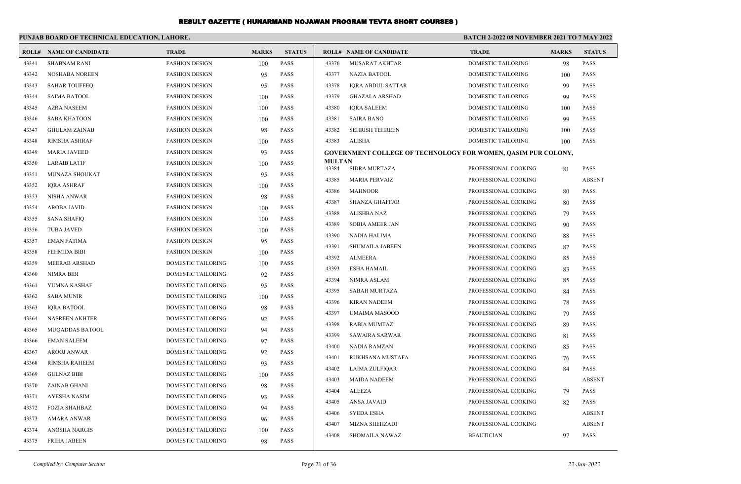# RESULT GAZETTE ( HUNARMAND NOJAWAN PROGRAM TEVTA SHORT COURSES )

**PUNJAB BOARD OF TECHNICAL EDUCATION, LAHORE.**

**BATCH 2-2022 08 NOVEMBER 2021 TO 7 MAY 2022**

| ROLL# | NAME OF CANDIDATE | TRADE | MARKS | STATUS |
|---|---|---|---|---|
| 43341 | SHABNAM RANI | FASHION DESIGN | 100 | PASS |
| 43342 | NOSHABA NOREEN | FASHION DESIGN | 95 | PASS |
| 43343 | SAHAR TOUFEEQ | FASHION DESIGN | 95 | PASS |
| 43344 | SAIMA BATOOL | FASHION DESIGN | 100 | PASS |
| 43345 | AZRA NASEEM | FASHION DESIGN | 100 | PASS |
| 43346 | SABA KHATOON | FASHION DESIGN | 100 | PASS |
| 43347 | GHULAM ZAINAB | FASHION DESIGN | 98 | PASS |
| 43348 | RIMSHA ASHRAF | FASHION DESIGN | 100 | PASS |
| 43349 | MARIA JAVEED | FASHION DESIGN | 93 | PASS |
| 43350 | LARAIB LATIF | FASHION DESIGN | 100 | PASS |
| 43351 | MUNAZA SHOUKAT | FASHION DESIGN | 95 | PASS |
| 43352 | IQRA ASHRAF | FASHION DESIGN | 100 | PASS |
| 43353 | NISHA ANWAR | FASHION DESIGN | 98 | PASS |
| 43354 | AROBA JAVID | FASHION DESIGN | 100 | PASS |
| 43355 | SANA SHAFIQ | FASHION DESIGN | 100 | PASS |
| 43356 | TUBA JAVED | FASHION DESIGN | 100 | PASS |
| 43357 | EMAN FATIMA | FASHION DESIGN | 95 | PASS |
| 43358 | FEHMIDA BIBI | FASHION DESIGN | 100 | PASS |
| 43359 | MEERAB ARSHAD | DOMESTIC TAILORING | 100 | PASS |
| 43360 | NIMRA BIBI | DOMESTIC TAILORING | 92 | PASS |
| 43361 | YUMNA KASHAF | DOMESTIC TAILORING | 95 | PASS |
| 43362 | SABA MUNIR | DOMESTIC TAILORING | 100 | PASS |
| 43363 | IQRA BATOOL | DOMESTIC TAILORING | 98 | PASS |
| 43364 | NASREEN AKHTER | DOMESTIC TAILORING | 92 | PASS |
| 43365 | MUQADDAS BATOOL | DOMESTIC TAILORING | 94 | PASS |
| 43366 | EMAN SALEEM | DOMESTIC TAILORING | 97 | PASS |
| 43367 | AROOJ ANWAR | DOMESTIC TAILORING | 92 | PASS |
| 43368 | RIMSHA RAHEEM | DOMESTIC TAILORING | 93 | PASS |
| 43369 | GULNAZ BIBI | DOMESTIC TAILORING | 100 | PASS |
| 43370 | ZAINAB GHANI | DOMESTIC TAILORING | 98 | PASS |
| 43371 | AYESHA NASIM | DOMESTIC TAILORING | 93 | PASS |
| 43372 | FOZIA SHAHBAZ | DOMESTIC TAILORING | 94 | PASS |
| 43373 | AMARA ANWAR | DOMESTIC TAILORING | 96 | PASS |
| 43374 | ANOSHA NARGIS | DOMESTIC TAILORING | 100 | PASS |
| 43375 | FRIHA JABEEN | DOMESTIC TAILORING | 98 | PASS |
| 43376 | MUSARAT AKHTAR | DOMESTIC TAILORING | 98 | PASS |
| 43377 | NAZIA BATOOL | DOMESTIC TAILORING | 100 | PASS |
| 43378 | IQRA ABDUL SATTAR | DOMESTIC TAILORING | 99 | PASS |
| 43379 | GHAZALA ARSHAD | DOMESTIC TAILORING | 99 | PASS |
| 43380 | IQRA SALEEM | DOMESTIC TAILORING | 100 | PASS |
| 43381 | SAIRA BANO | DOMESTIC TAILORING | 99 | PASS |
| 43382 | SEHRISH TEHREEN | DOMESTIC TAILORING | 100 | PASS |
| 43383 | ALISHA | DOMESTIC TAILORING | 100 | PASS |

**GOVERNMENT COLLEGE OF TECHNOLOGY FOR WOMEN, QASIM PUR COLONY, MULTAN**

| ROLL# | NAME OF CANDIDATE | TRADE | MARKS | STATUS |
|---|---|---|---|---|
| 43384 | SIDRA MURTAZA | PROFESSIONAL COOKING | 81 | PASS |
| 43385 | MARIA PERVAIZ | PROFESSIONAL COOKING | | ABSENT |
| 43386 | MAHNOOR | PROFESSIONAL COOKING | 80 | PASS |
| 43387 | SHANZA GHAFFAR | PROFESSIONAL COOKING | 80 | PASS |
| 43388 | ALISHBA NAZ | PROFESSIONAL COOKING | 79 | PASS |
| 43389 | SOBIA AMEER JAN | PROFESSIONAL COOKING | 90 | PASS |
| 43390 | NADIA HALIMA | PROFESSIONAL COOKING | 88 | PASS |
| 43391 | SHUMAILA JABEEN | PROFESSIONAL COOKING | 87 | PASS |
| 43392 | ALMEERA | PROFESSIONAL COOKING | 85 | PASS |
| 43393 | ESHA HAMAIL | PROFESSIONAL COOKING | 83 | PASS |
| 43394 | NIMRA ASLAM | PROFESSIONAL COOKING | 85 | PASS |
| 43395 | SABAH MURTAZA | PROFESSIONAL COOKING | 84 | PASS |
| 43396 | KIRAN NADEEM | PROFESSIONAL COOKING | 78 | PASS |
| 43397 | UMAIMA MASOOD | PROFESSIONAL COOKING | 79 | PASS |
| 43398 | RABIA MUMTAZ | PROFESSIONAL COOKING | 89 | PASS |
| 43399 | SAWAIRA SARWAR | PROFESSIONAL COOKING | 81 | PASS |
| 43400 | NADIA RAMZAN | PROFESSIONAL COOKING | 85 | PASS |
| 43401 | RUKHSANA MUSTAFA | PROFESSIONAL COOKING | 76 | PASS |
| 43402 | LAIMA ZULFIQAR | PROFESSIONAL COOKING | 84 | PASS |
| 43403 | MAIDA NADEEM | PROFESSIONAL COOKING | | ABSENT |
| 43404 | ALEEZA | PROFESSIONAL COOKING | 79 | PASS |
| 43405 | ANSA JAVAID | PROFESSIONAL COOKING | 82 | PASS |
| 43406 | SYEDA ESHA | PROFESSIONAL COOKING | | ABSENT |
| 43407 | MIZNA SHEHZADI | PROFESSIONAL COOKING | | ABSENT |
| 43408 | SHOMAILA NAWAZ | BEAUTICIAN | 97 | PASS |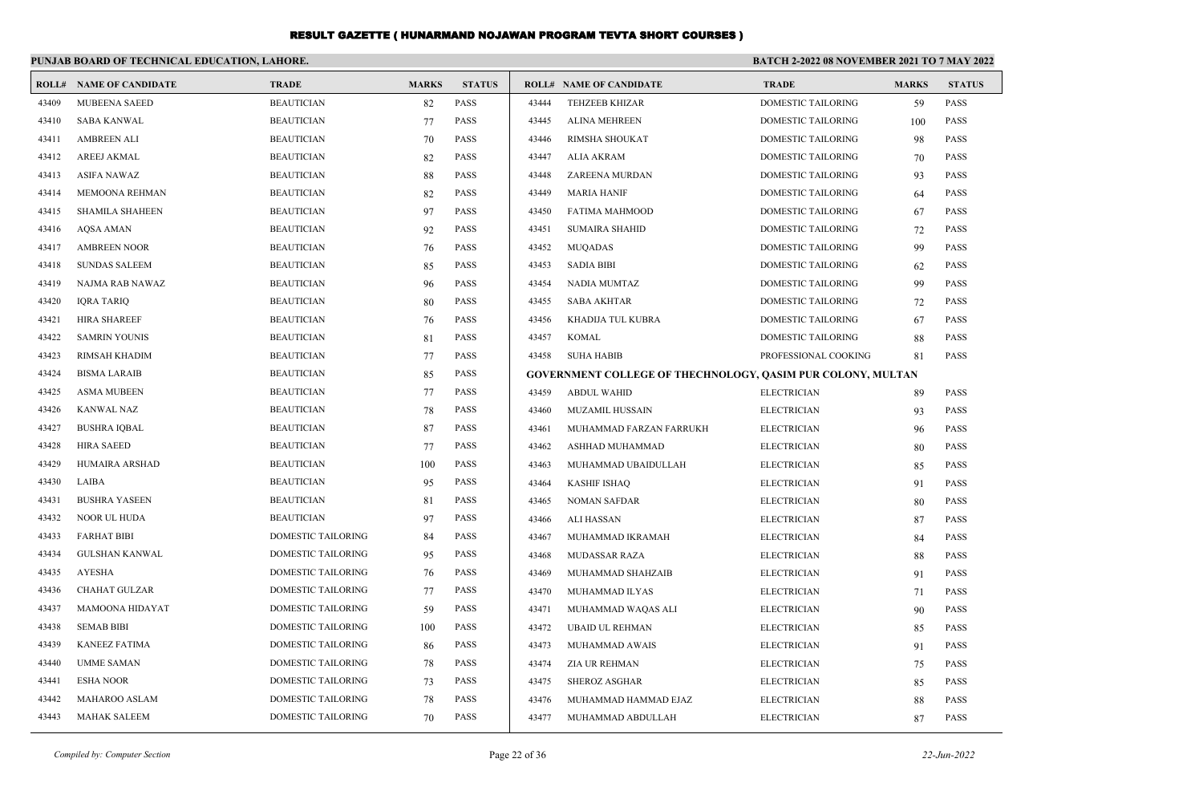# RESULT GAZETTE ( HUNARMAND NOJAWAN PROGRAM TEVTA SHORT COURSES )

**PUNJAB BOARD OF TECHNICAL EDUCATION, LAHORE.**

**BATCH 2-2022 08 NOVEMBER 2021 TO 7 MAY 2022**

| ROLL# | NAME OF CANDIDATE | TRADE | MARKS | STATUS |
|---|---|---|---|---|
| 43409 | MUBEENA SAEED | BEAUTICIAN | 82 | PASS |
| 43410 | SABA KANWAL | BEAUTICIAN | 77 | PASS |
| 43411 | AMBREEN ALI | BEAUTICIAN | 70 | PASS |
| 43412 | AREEJ AKMAL | BEAUTICIAN | 82 | PASS |
| 43413 | ASIFA NAWAZ | BEAUTICIAN | 88 | PASS |
| 43414 | MEMOONA REHMAN | BEAUTICIAN | 82 | PASS |
| 43415 | SHAMILA SHAHEEN | BEAUTICIAN | 97 | PASS |
| 43416 | AQSA AMAN | BEAUTICIAN | 92 | PASS |
| 43417 | AMBREEN NOOR | BEAUTICIAN | 76 | PASS |
| 43418 | SUNDAS SALEEM | BEAUTICIAN | 85 | PASS |
| 43419 | NAJMA RAB NAWAZ | BEAUTICIAN | 96 | PASS |
| 43420 | IQRA TARIQ | BEAUTICIAN | 80 | PASS |
| 43421 | HIRA SHAREEF | BEAUTICIAN | 76 | PASS |
| 43422 | SAMRIN YOUNIS | BEAUTICIAN | 81 | PASS |
| 43423 | RIMSAH KHADIM | BEAUTICIAN | 77 | PASS |
| 43424 | BISMA LARAIB | BEAUTICIAN | 85 | PASS |
| 43425 | ASMA MUBEEN | BEAUTICIAN | 77 | PASS |
| 43426 | KANWAL NAZ | BEAUTICIAN | 78 | PASS |
| 43427 | BUSHRA IQBAL | BEAUTICIAN | 87 | PASS |
| 43428 | HIRA SAEED | BEAUTICIAN | 77 | PASS |
| 43429 | HUMAIRA ARSHAD | BEAUTICIAN | 100 | PASS |
| 43430 | LAIBA | BEAUTICIAN | 95 | PASS |
| 43431 | BUSHRA YASEEN | BEAUTICIAN | 81 | PASS |
| 43432 | NOOR UL HUDA | BEAUTICIAN | 97 | PASS |
| 43433 | FARHAT BIBI | DOMESTIC TAILORING | 84 | PASS |
| 43434 | GULSHAN KANWAL | DOMESTIC TAILORING | 95 | PASS |
| 43435 | AYESHA | DOMESTIC TAILORING | 76 | PASS |
| 43436 | CHAHAT GULZAR | DOMESTIC TAILORING | 77 | PASS |
| 43437 | MAMOONA HIDAYAT | DOMESTIC TAILORING | 59 | PASS |
| 43438 | SEMAB BIBI | DOMESTIC TAILORING | 100 | PASS |
| 43439 | KANEEZ FATIMA | DOMESTIC TAILORING | 86 | PASS |
| 43440 | UMME SAMAN | DOMESTIC TAILORING | 78 | PASS |
| 43441 | ESHA NOOR | DOMESTIC TAILORING | 73 | PASS |
| 43442 | MAHAROO ASLAM | DOMESTIC TAILORING | 78 | PASS |
| 43443 | MAHAK SALEEM | DOMESTIC TAILORING | 70 | PASS |
| 43444 | TEHZEEB KHIZAR | DOMESTIC TAILORING | 59 | PASS |
| 43445 | ALINA MEHREEN | DOMESTIC TAILORING | 100 | PASS |
| 43446 | RIMSHA SHOUKAT | DOMESTIC TAILORING | 98 | PASS |
| 43447 | ALIA AKRAM | DOMESTIC TAILORING | 70 | PASS |
| 43448 | ZAREENA MURDAN | DOMESTIC TAILORING | 93 | PASS |
| 43449 | MARIA HANIF | DOMESTIC TAILORING | 64 | PASS |
| 43450 | FATIMA MAHMOOD | DOMESTIC TAILORING | 67 | PASS |
| 43451 | SUMAIRA SHAHID | DOMESTIC TAILORING | 72 | PASS |
| 43452 | MUQADAS | DOMESTIC TAILORING | 99 | PASS |
| 43453 | SADIA BIBI | DOMESTIC TAILORING | 62 | PASS |
| 43454 | NADIA MUMTAZ | DOMESTIC TAILORING | 99 | PASS |
| 43455 | SABA AKHTAR | DOMESTIC TAILORING | 72 | PASS |
| 43456 | KHADIJA TUL KUBRA | DOMESTIC TAILORING | 67 | PASS |
| 43457 | KOMAL | DOMESTIC TAILORING | 88 | PASS |
| 43458 | SUHA HABIB | PROFESSIONAL COOKING | 81 | PASS |

**GOVERNMENT COLLEGE OF THECHNOLOGY, QASIM PUR COLONY, MULTAN**

| ROLL# | NAME OF CANDIDATE | TRADE | MARKS | STATUS |
|---|---|---|---|---|
| 43459 | ABDUL WAHID | ELECTRICIAN | 89 | PASS |
| 43460 | MUZAMIL HUSSAIN | ELECTRICIAN | 93 | PASS |
| 43461 | MUHAMMAD FARZAN FARRUKH | ELECTRICIAN | 96 | PASS |
| 43462 | ASHHAD MUHAMMAD | ELECTRICIAN | 80 | PASS |
| 43463 | MUHAMMAD UBAIDULLAH | ELECTRICIAN | 85 | PASS |
| 43464 | KASHIF ISHAQ | ELECTRICIAN | 91 | PASS |
| 43465 | NOMAN SAFDAR | ELECTRICIAN | 80 | PASS |
| 43466 | ALI HASSAN | ELECTRICIAN | 87 | PASS |
| 43467 | MUHAMMAD IKRAMAH | ELECTRICIAN | 84 | PASS |
| 43468 | MUDASSAR RAZA | ELECTRICIAN | 88 | PASS |
| 43469 | MUHAMMAD SHAHZAIB | ELECTRICIAN | 91 | PASS |
| 43470 | MUHAMMAD ILYAS | ELECTRICIAN | 71 | PASS |
| 43471 | MUHAMMAD WAQAS ALI | ELECTRICIAN | 90 | PASS |
| 43472 | UBAID UL REHMAN | ELECTRICIAN | 85 | PASS |
| 43473 | MUHAMMAD AWAIS | ELECTRICIAN | 91 | PASS |
| 43474 | ZIA UR REHMAN | ELECTRICIAN | 75 | PASS |
| 43475 | SHEROZ ASGHAR | ELECTRICIAN | 85 | PASS |
| 43476 | MUHAMMAD HAMMAD EJAZ | ELECTRICIAN | 88 | PASS |
| 43477 | MUHAMMAD ABDULLAH | ELECTRICIAN | 87 | PASS |

*Compiled by: Computer Section*

*22-Jun-2022*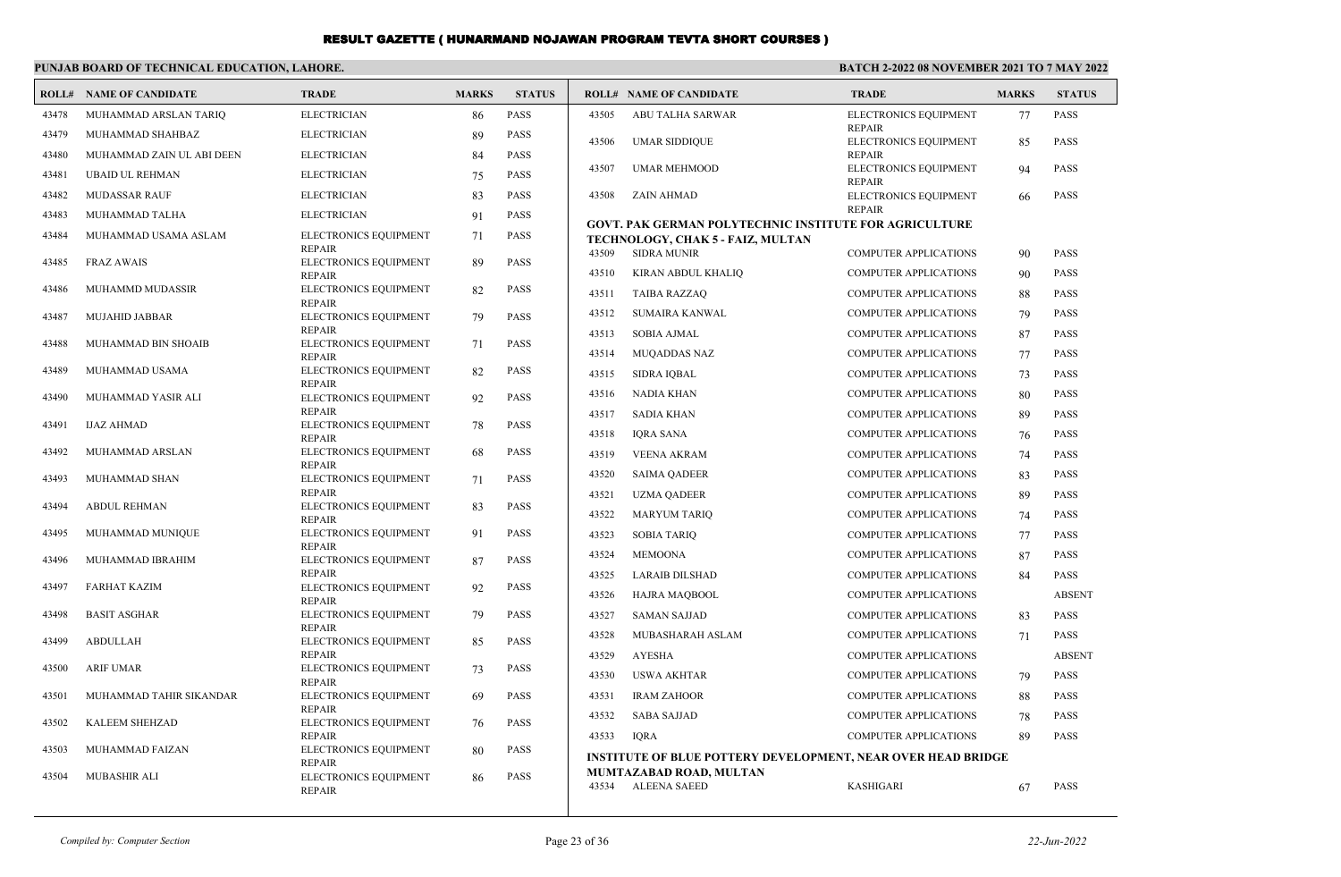# RESULT GAZETTE ( HUNARMAND NOJAWAN PROGRAM TEVTA SHORT COURSES )

**PUNJAB BOARD OF TECHNICAL EDUCATION, LAHORE.**

**BATCH 2-2022 08 NOVEMBER 2021 TO 7 MAY 2022**

| ROLL# | NAME OF CANDIDATE | TRADE | MARKS | STATUS |
|---|---|---|---|---|
| 43478 | MUHAMMAD ARSLAN TARIQ | ELECTRICIAN | 86 | PASS |
| 43479 | MUHAMMAD SHAHBAZ | ELECTRICIAN | 89 | PASS |
| 43480 | MUHAMMAD ZAIN UL ABI DEEN | ELECTRICIAN | 84 | PASS |
| 43481 | UBAID UL REHMAN | ELECTRICIAN | 75 | PASS |
| 43482 | MUDASSAR RAUF | ELECTRICIAN | 83 | PASS |
| 43483 | MUHAMMAD TALHA | ELECTRICIAN | 91 | PASS |
| 43484 | MUHAMMAD USAMA ASLAM | ELECTRONICS EQUIPMENT REPAIR | 71 | PASS |
| 43485 | FRAZ AWAIS | ELECTRONICS EQUIPMENT REPAIR | 89 | PASS |
| 43486 | MUHAMMD MUDASSIR | ELECTRONICS EQUIPMENT REPAIR | 82 | PASS |
| 43487 | MUJAHID JABBAR | ELECTRONICS EQUIPMENT REPAIR | 79 | PASS |
| 43488 | MUHAMMAD BIN SHOAIB | ELECTRONICS EQUIPMENT REPAIR | 71 | PASS |
| 43489 | MUHAMMAD USAMA | ELECTRONICS EQUIPMENT REPAIR | 82 | PASS |
| 43490 | MUHAMMAD YASIR ALI | ELECTRONICS EQUIPMENT REPAIR | 92 | PASS |
| 43491 | IJAZ AHMAD | ELECTRONICS EQUIPMENT REPAIR | 78 | PASS |
| 43492 | MUHAMMAD ARSLAN | ELECTRONICS EQUIPMENT REPAIR | 68 | PASS |
| 43493 | MUHAMMAD SHAN | ELECTRONICS EQUIPMENT REPAIR | 71 | PASS |
| 43494 | ABDUL REHMAN | ELECTRONICS EQUIPMENT REPAIR | 83 | PASS |
| 43495 | MUHAMMAD MUNIQUE | ELECTRONICS EQUIPMENT REPAIR | 91 | PASS |
| 43496 | MUHAMMAD IBRAHIM | ELECTRONICS EQUIPMENT REPAIR | 87 | PASS |
| 43497 | FARHAT KAZIM | ELECTRONICS EQUIPMENT REPAIR | 92 | PASS |
| 43498 | BASIT ASGHAR | ELECTRONICS EQUIPMENT REPAIR | 79 | PASS |
| 43499 | ABDULLAH | ELECTRONICS EQUIPMENT REPAIR | 85 | PASS |
| 43500 | ARIF UMAR | ELECTRONICS EQUIPMENT REPAIR | 73 | PASS |
| 43501 | MUHAMMAD TAHIR SIKANDAR | ELECTRONICS EQUIPMENT REPAIR | 69 | PASS |
| 43502 | KALEEM SHEHZAD | ELECTRONICS EQUIPMENT REPAIR | 76 | PASS |
| 43503 | MUHAMMAD FAIZAN | ELECTRONICS EQUIPMENT REPAIR | 80 | PASS |
| 43504 | MUBASHIR ALI | ELECTRONICS EQUIPMENT REPAIR | 86 | PASS |
| 43505 | ABU TALHA SARWAR | ELECTRONICS EQUIPMENT REPAIR | 77 | PASS |
| 43506 | UMAR SIDDIQUE | ELECTRONICS EQUIPMENT REPAIR | 85 | PASS |
| 43507 | UMAR MEHMOOD | ELECTRONICS EQUIPMENT REPAIR | 94 | PASS |
| 43508 | ZAIN AHMAD | ELECTRONICS EQUIPMENT REPAIR | 66 | PASS |

**GOVT. PAK GERMAN POLYTECHNIC INSTITUTE FOR AGRICULTURE TECHNOLOGY, CHAK 5 - FAIZ, MULTAN**

| ROLL# | NAME OF CANDIDATE | TRADE | MARKS | STATUS |
|---|---|---|---|---|
| 43509 | SIDRA MUNIR | COMPUTER APPLICATIONS | 90 | PASS |
| 43510 | KIRAN ABDUL KHALIQ | COMPUTER APPLICATIONS | 90 | PASS |
| 43511 | TAIBA RAZZAQ | COMPUTER APPLICATIONS | 88 | PASS |
| 43512 | SUMAIRA KANWAL | COMPUTER APPLICATIONS | 79 | PASS |
| 43513 | SOBIA AJMAL | COMPUTER APPLICATIONS | 87 | PASS |
| 43514 | MUQADDAS NAZ | COMPUTER APPLICATIONS | 77 | PASS |
| 43515 | SIDRA IQBAL | COMPUTER APPLICATIONS | 73 | PASS |
| 43516 | NADIA KHAN | COMPUTER APPLICATIONS | 80 | PASS |
| 43517 | SADIA KHAN | COMPUTER APPLICATIONS | 89 | PASS |
| 43518 | IQRA SANA | COMPUTER APPLICATIONS | 76 | PASS |
| 43519 | VEENA AKRAM | COMPUTER APPLICATIONS | 74 | PASS |
| 43520 | SAIMA QADEER | COMPUTER APPLICATIONS | 83 | PASS |
| 43521 | UZMA QADEER | COMPUTER APPLICATIONS | 89 | PASS |
| 43522 | MARYUM TARIQ | COMPUTER APPLICATIONS | 74 | PASS |
| 43523 | SOBIA TARIQ | COMPUTER APPLICATIONS | 77 | PASS |
| 43524 | MEMOONA | COMPUTER APPLICATIONS | 87 | PASS |
| 43525 | LARAIB DILSHAD | COMPUTER APPLICATIONS | 84 | PASS |
| 43526 | HAJRA MAQBOOL | COMPUTER APPLICATIONS | | ABSENT |
| 43527 | SAMAN SAJJAD | COMPUTER APPLICATIONS | 83 | PASS |
| 43528 | MUBASHARAH ASLAM | COMPUTER APPLICATIONS | 71 | PASS |
| 43529 | AYESHA | COMPUTER APPLICATIONS | | ABSENT |
| 43530 | USWA AKHTAR | COMPUTER APPLICATIONS | 79 | PASS |
| 43531 | IRAM ZAHOOR | COMPUTER APPLICATIONS | 88 | PASS |
| 43532 | SABA SAJJAD | COMPUTER APPLICATIONS | 78 | PASS |
| 43533 | IQRA | COMPUTER APPLICATIONS | 89 | PASS |

**INSTITUTE OF BLUE POTTERY DEVELOPMENT, NEAR OVER HEAD BRIDGE MUMTAZABAD ROAD, MULTAN**

| ROLL# | NAME OF CANDIDATE | TRADE | MARKS | STATUS |
|---|---|---|---|---|
| 43534 | ALEENA SAEED | KASHIGARI | 67 | PASS |

*Compiled by: Computer Section* *22-Jun-2022*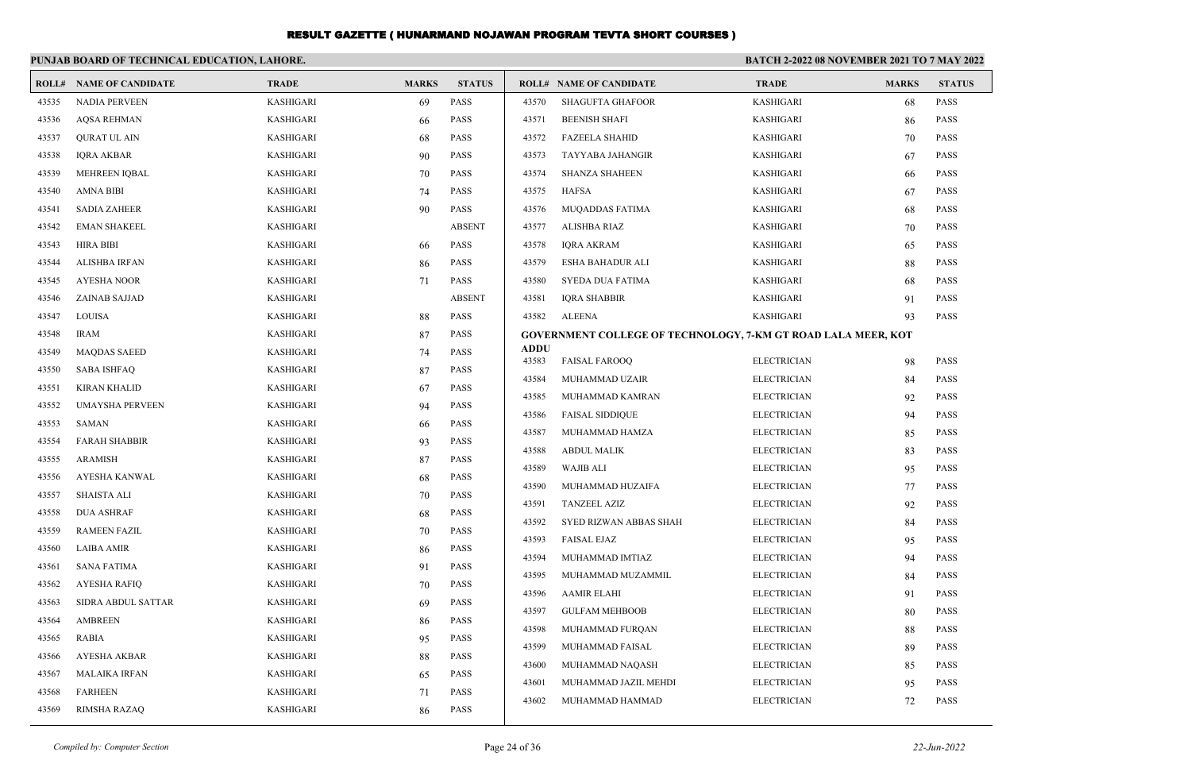# RESULT GAZETTE ( HUNARMAND NOJAWAN PROGRAM TEVTA SHORT COURSES )

**PUNJAB BOARD OF TECHNICAL EDUCATION, LAHORE.**

**BATCH 2-2022 08 NOVEMBER 2021 TO 7 MAY 2022**

| ROLL# | NAME OF CANDIDATE | TRADE | MARKS | STATUS |
|---|---|---|---|---|
| 43535 | NADIA PERVEEN | KASHIGARI | 69 | PASS |
| 43536 | AQSA REHMAN | KASHIGARI | 66 | PASS |
| 43537 | QURAT UL AIN | KASHIGARI | 68 | PASS |
| 43538 | IQRA AKBAR | KASHIGARI | 90 | PASS |
| 43539 | MEHREEN IQBAL | KASHIGARI | 70 | PASS |
| 43540 | AMNA BIBI | KASHIGARI | 74 | PASS |
| 43541 | SADIA ZAHEER | KASHIGARI | 90 | PASS |
| 43542 | EMAN SHAKEEL | KASHIGARI | | ABSENT |
| 43543 | HIRA BIBI | KASHIGARI | 66 | PASS |
| 43544 | ALISHBA IRFAN | KASHIGARI | 86 | PASS |
| 43545 | AYESHA NOOR | KASHIGARI | 71 | PASS |
| 43546 | ZAINAB SAJJAD | KASHIGARI | | ABSENT |
| 43547 | LOUISA | KASHIGARI | 88 | PASS |
| 43548 | IRAM | KASHIGARI | 87 | PASS |
| 43549 | MAQDAS SAEED | KASHIGARI | 74 | PASS |
| 43550 | SABA ISHFAQ | KASHIGARI | 87 | PASS |
| 43551 | KIRAN KHALID | KASHIGARI | 67 | PASS |
| 43552 | UMAYSHA PERVEEN | KASHIGARI | 94 | PASS |
| 43553 | SAMAN | KASHIGARI | 66 | PASS |
| 43554 | FARAH SHABBIR | KASHIGARI | 93 | PASS |
| 43555 | ARAMISH | KASHIGARI | 87 | PASS |
| 43556 | AYESHA KANWAL | KASHIGARI | 68 | PASS |
| 43557 | SHAISTA ALI | KASHIGARI | 70 | PASS |
| 43558 | DUA ASHRAF | KASHIGARI | 68 | PASS |
| 43559 | RAMEEN FAZIL | KASHIGARI | 70 | PASS |
| 43560 | LAIBA AMIR | KASHIGARI | 86 | PASS |
| 43561 | SANA FATIMA | KASHIGARI | 91 | PASS |
| 43562 | AYESHA RAFIQ | KASHIGARI | 70 | PASS |
| 43563 | SIDRA ABDUL SATTAR | KASHIGARI | 69 | PASS |
| 43564 | AMBREEN | KASHIGARI | 86 | PASS |
| 43565 | RABIA | KASHIGARI | 95 | PASS |
| 43566 | AYESHA AKBAR | KASHIGARI | 88 | PASS |
| 43567 | MALAIKA IRFAN | KASHIGARI | 65 | PASS |
| 43568 | FARHEEN | KASHIGARI | 71 | PASS |
| 43569 | RIMSHA RAZAQ | KASHIGARI | 86 | PASS |
| 43570 | SHAGUFTA GHAFOOR | KASHIGARI | 68 | PASS |
| 43571 | BEENISH SHAFI | KASHIGARI | 86 | PASS |
| 43572 | FAZEELA SHAHID | KASHIGARI | 70 | PASS |
| 43573 | TAYYABA JAHANGIR | KASHIGARI | 67 | PASS |
| 43574 | SHANZA SHAHEEN | KASHIGARI | 66 | PASS |
| 43575 | HAFSA | KASHIGARI | 67 | PASS |
| 43576 | MUQADDAS FATIMA | KASHIGARI | 68 | PASS |
| 43577 | ALISHBA RIAZ | KASHIGARI | 70 | PASS |
| 43578 | IQRA AKRAM | KASHIGARI | 65 | PASS |
| 43579 | ESHA BAHADUR ALI | KASHIGARI | 88 | PASS |
| 43580 | SYEDA DUA FATIMA | KASHIGARI | 68 | PASS |
| 43581 | IQRA SHABBIR | KASHIGARI | 91 | PASS |
| 43582 | ALEENA | KASHIGARI | 93 | PASS |

**GOVERNMENT COLLEGE OF TECHNOLOGY, 7-KM GT ROAD LALA MEER, KOT ADDU**

| ROLL# | NAME OF CANDIDATE | TRADE | MARKS | STATUS |
|---|---|---|---|---|
| 43583 | FAISAL FAROOQ | ELECTRICIAN | 98 | PASS |
| 43584 | MUHAMMAD UZAIR | ELECTRICIAN | 84 | PASS |
| 43585 | MUHAMMAD KAMRAN | ELECTRICIAN | 92 | PASS |
| 43586 | FAISAL SIDDIQUE | ELECTRICIAN | 94 | PASS |
| 43587 | MUHAMMAD HAMZA | ELECTRICIAN | 85 | PASS |
| 43588 | ABDUL MALIK | ELECTRICIAN | 83 | PASS |
| 43589 | WAJIB ALI | ELECTRICIAN | 95 | PASS |
| 43590 | MUHAMMAD HUZAIFA | ELECTRICIAN | 77 | PASS |
| 43591 | TANZEEL AZIZ | ELECTRICIAN | 92 | PASS |
| 43592 | SYED RIZWAN ABBAS SHAH | ELECTRICIAN | 84 | PASS |
| 43593 | FAISAL EJAZ | ELECTRICIAN | 95 | PASS |
| 43594 | MUHAMMAD IMTIAZ | ELECTRICIAN | 94 | PASS |
| 43595 | MUHAMMAD MUZAMMIL | ELECTRICIAN | 84 | PASS |
| 43596 | AAMIR ELAHI | ELECTRICIAN | 91 | PASS |
| 43597 | GULFAM MEHBOOB | ELECTRICIAN | 80 | PASS |
| 43598 | MUHAMMAD FURQAN | ELECTRICIAN | 88 | PASS |
| 43599 | MUHAMMAD FAISAL | ELECTRICIAN | 89 | PASS |
| 43600 | MUHAMMAD NAQASH | ELECTRICIAN | 85 | PASS |
| 43601 | MUHAMMAD JAZIL MEHDI | ELECTRICIAN | 95 | PASS |
| 43602 | MUHAMMAD HAMMAD | ELECTRICIAN | 72 | PASS |

*Compiled by: Computer Section* | *22-Jun-2022*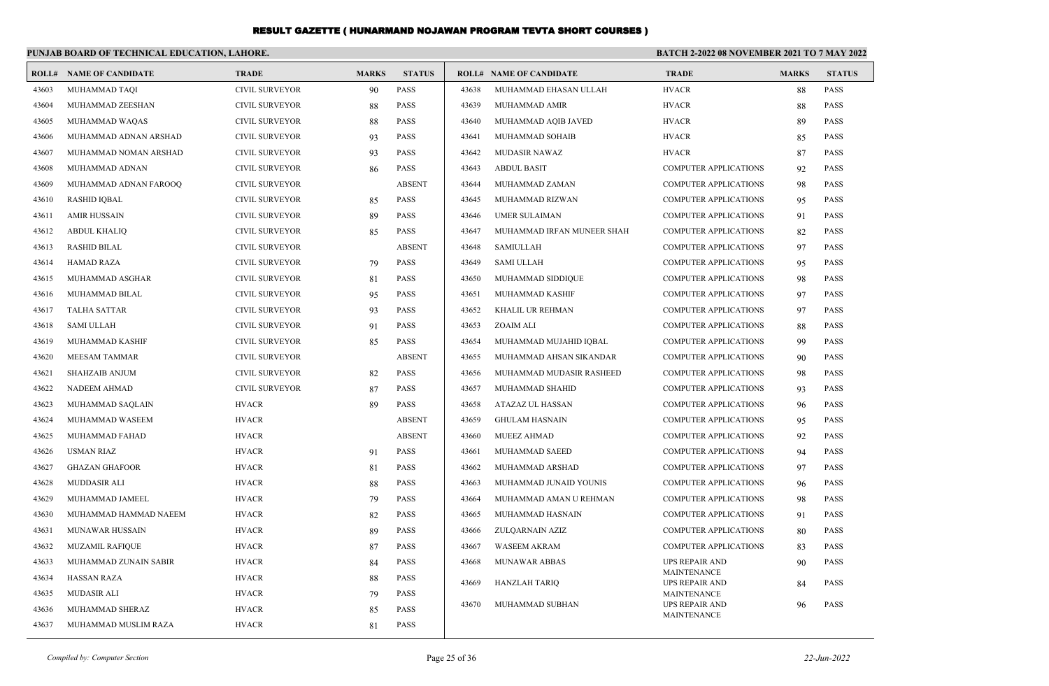# RESULT GAZETTE ( HUNARMAND NOJAWAN PROGRAM TEVTA SHORT COURSES )

**PUNJAB BOARD OF TECHNICAL EDUCATION, LAHORE.**

**BATCH 2-2022 08 NOVEMBER 2021 TO 7 MAY 2022**

| ROLL# | NAME OF CANDIDATE | TRADE | MARKS | STATUS |
|---|---|---|---|---|
| 43603 | MUHAMMAD TAQI | CIVIL SURVEYOR | 90 | PASS |
| 43604 | MUHAMMAD ZEESHAN | CIVIL SURVEYOR | 88 | PASS |
| 43605 | MUHAMMAD WAQAS | CIVIL SURVEYOR | 88 | PASS |
| 43606 | MUHAMMAD ADNAN ARSHAD | CIVIL SURVEYOR | 93 | PASS |
| 43607 | MUHAMMAD NOMAN ARSHAD | CIVIL SURVEYOR | 93 | PASS |
| 43608 | MUHAMMAD ADNAN | CIVIL SURVEYOR | 86 | PASS |
| 43609 | MUHAMMAD ADNAN FAROOQ | CIVIL SURVEYOR | | ABSENT |
| 43610 | RASHID IQBAL | CIVIL SURVEYOR | 85 | PASS |
| 43611 | AMIR HUSSAIN | CIVIL SURVEYOR | 89 | PASS |
| 43612 | ABDUL KHALIQ | CIVIL SURVEYOR | 85 | PASS |
| 43613 | RASHID BILAL | CIVIL SURVEYOR | | ABSENT |
| 43614 | HAMAD RAZA | CIVIL SURVEYOR | 79 | PASS |
| 43615 | MUHAMMAD ASGHAR | CIVIL SURVEYOR | 81 | PASS |
| 43616 | MUHAMMAD BILAL | CIVIL SURVEYOR | 95 | PASS |
| 43617 | TALHA SATTAR | CIVIL SURVEYOR | 93 | PASS |
| 43618 | SAMI ULLAH | CIVIL SURVEYOR | 91 | PASS |
| 43619 | MUHAMMAD KASHIF | CIVIL SURVEYOR | 85 | PASS |
| 43620 | MEESAM TAMMAR | CIVIL SURVEYOR | | ABSENT |
| 43621 | SHAHZAIB ANJUM | CIVIL SURVEYOR | 82 | PASS |
| 43622 | NADEEM AHMAD | CIVIL SURVEYOR | 87 | PASS |
| 43623 | MUHAMMAD SAQLAIN | HVACR | 89 | PASS |
| 43624 | MUHAMMAD WASEEM | HVACR | | ABSENT |
| 43625 | MUHAMMAD FAHAD | HVACR | | ABSENT |
| 43626 | USMAN RIAZ | HVACR | 91 | PASS |
| 43627 | GHAZAN GHAFOOR | HVACR | 81 | PASS |
| 43628 | MUDDASIR ALI | HVACR | 88 | PASS |
| 43629 | MUHAMMAD JAMEEL | HVACR | 79 | PASS |
| 43630 | MUHAMMAD HAMMAD NAEEM | HVACR | 82 | PASS |
| 43631 | MUNAWAR HUSSAIN | HVACR | 89 | PASS |
| 43632 | MUZAMIL RAFIQUE | HVACR | 87 | PASS |
| 43633 | MUHAMMAD ZUNAIN SABIR | HVACR | 84 | PASS |
| 43634 | HASSAN RAZA | HVACR | 88 | PASS |
| 43635 | MUDASIR ALI | HVACR | 79 | PASS |
| 43636 | MUHAMMAD SHERAZ | HVACR | 85 | PASS |
| 43637 | MUHAMMAD MUSLIM RAZA | HVACR | 81 | PASS |
| 43638 | MUHAMMAD EHASAN ULLAH | HVACR | 88 | PASS |
| 43639 | MUHAMMAD AMIR | HVACR | 88 | PASS |
| 43640 | MUHAMMAD AQIB JAVED | HVACR | 89 | PASS |
| 43641 | MUHAMMAD SOHAIB | HVACR | 85 | PASS |
| 43642 | MUDASIR NAWAZ | HVACR | 87 | PASS |
| 43643 | ABDUL BASIT | COMPUTER APPLICATIONS | 92 | PASS |
| 43644 | MUHAMMAD ZAMAN | COMPUTER APPLICATIONS | 98 | PASS |
| 43645 | MUHAMMAD RIZWAN | COMPUTER APPLICATIONS | 95 | PASS |
| 43646 | UMER SULAIMAN | COMPUTER APPLICATIONS | 91 | PASS |
| 43647 | MUHAMMAD IRFAN MUNEER SHAH | COMPUTER APPLICATIONS | 82 | PASS |
| 43648 | SAMIULLAH | COMPUTER APPLICATIONS | 97 | PASS |
| 43649 | SAMI ULLAH | COMPUTER APPLICATIONS | 95 | PASS |
| 43650 | MUHAMMAD SIDDIQUE | COMPUTER APPLICATIONS | 98 | PASS |
| 43651 | MUHAMMAD KASHIF | COMPUTER APPLICATIONS | 97 | PASS |
| 43652 | KHALIL UR REHMAN | COMPUTER APPLICATIONS | 97 | PASS |
| 43653 | ZOAIM ALI | COMPUTER APPLICATIONS | 88 | PASS |
| 43654 | MUHAMMAD MUJAHID IQBAL | COMPUTER APPLICATIONS | 99 | PASS |
| 43655 | MUHAMMAD AHSAN SIKANDAR | COMPUTER APPLICATIONS | 90 | PASS |
| 43656 | MUHAMMAD MUDASIR RASHEED | COMPUTER APPLICATIONS | 98 | PASS |
| 43657 | MUHAMMAD SHAHID | COMPUTER APPLICATIONS | 93 | PASS |
| 43658 | ATAZAZ UL HASSAN | COMPUTER APPLICATIONS | 96 | PASS |
| 43659 | GHULAM HASNAIN | COMPUTER APPLICATIONS | 95 | PASS |
| 43660 | MUEEZ AHMAD | COMPUTER APPLICATIONS | 92 | PASS |
| 43661 | MUHAMMAD SAEED | COMPUTER APPLICATIONS | 94 | PASS |
| 43662 | MUHAMMAD ARSHAD | COMPUTER APPLICATIONS | 97 | PASS |
| 43663 | MUHAMMAD JUNAID YOUNIS | COMPUTER APPLICATIONS | 96 | PASS |
| 43664 | MUHAMMAD AMAN U REHMAN | COMPUTER APPLICATIONS | 98 | PASS |
| 43665 | MUHAMMAD HASNAIN | COMPUTER APPLICATIONS | 91 | PASS |
| 43666 | ZULQARNAIN AZIZ | COMPUTER APPLICATIONS | 80 | PASS |
| 43667 | WASEEM AKRAM | COMPUTER APPLICATIONS | 83 | PASS |
| 43668 | MUNAWAR ABBAS | UPS REPAIR AND MAINTENANCE | 90 | PASS |
| 43669 | HANZLAH TARIQ | UPS REPAIR AND MAINTENANCE | 84 | PASS |
| 43670 | MUHAMMAD SUBHAN | UPS REPAIR AND MAINTENANCE | 96 | PASS |

*Compiled by: Computer Section*

*22-Jun-2022*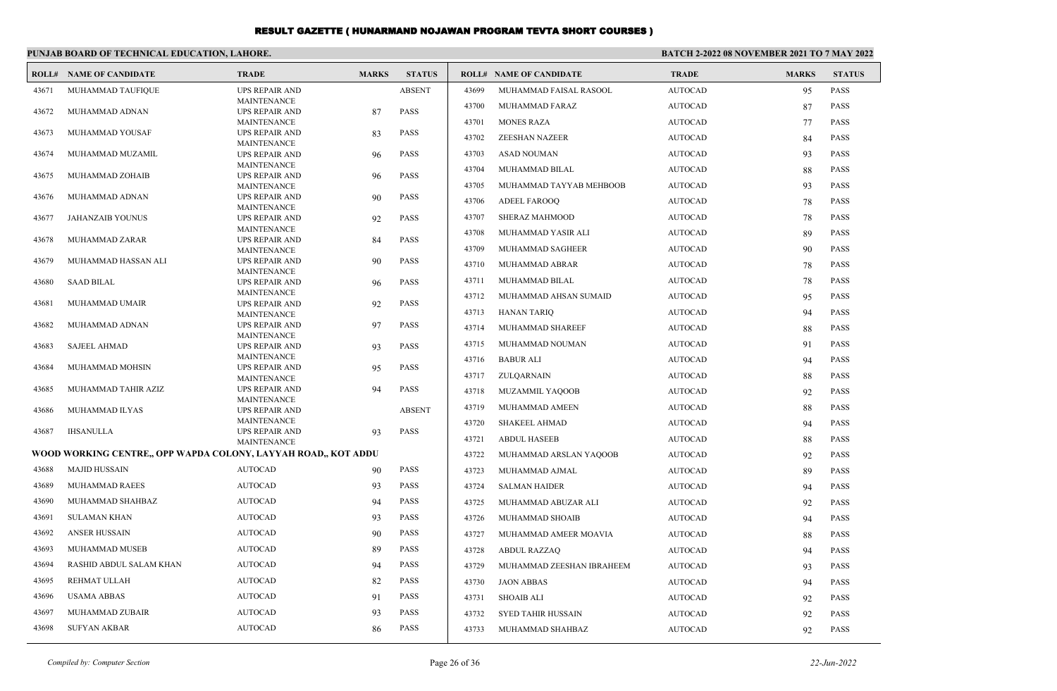# RESULT GAZETTE ( HUNARMAND NOJAWAN PROGRAM TEVTA SHORT COURSES )

**PUNJAB BOARD OF TECHNICAL EDUCATION, LAHORE.**

**BATCH 2-2022 08 NOVEMBER 2021 TO 7 MAY 2022**

| ROLL# | NAME OF CANDIDATE | TRADE | MARKS | STATUS |
|---|---|---|---|---|
| 43671 | MUHAMMAD TAUFIQUE | UPS REPAIR AND MAINTENANCE | | ABSENT |
| 43672 | MUHAMMAD ADNAN | UPS REPAIR AND MAINTENANCE | 87 | PASS |
| 43673 | MUHAMMAD YOUSAF | UPS REPAIR AND MAINTENANCE | 83 | PASS |
| 43674 | MUHAMMAD MUZAMIL | UPS REPAIR AND MAINTENANCE | 96 | PASS |
| 43675 | MUHAMMAD ZOHAIB | UPS REPAIR AND MAINTENANCE | 96 | PASS |
| 43676 | MUHAMMAD ADNAN | UPS REPAIR AND MAINTENANCE | 90 | PASS |
| 43677 | JAHANZAIB YOUNUS | UPS REPAIR AND MAINTENANCE | 92 | PASS |
| 43678 | MUHAMMAD ZARAR | UPS REPAIR AND MAINTENANCE | 84 | PASS |
| 43679 | MUHAMMAD HASSAN ALI | UPS REPAIR AND MAINTENANCE | 90 | PASS |
| 43680 | SAAD BILAL | UPS REPAIR AND MAINTENANCE | 96 | PASS |
| 43681 | MUHAMMAD UMAIR | UPS REPAIR AND MAINTENANCE | 92 | PASS |
| 43682 | MUHAMMAD ADNAN | UPS REPAIR AND MAINTENANCE | 97 | PASS |
| 43683 | SAJEEL AHMAD | UPS REPAIR AND MAINTENANCE | 93 | PASS |
| 43684 | MUHAMMAD MOHSIN | UPS REPAIR AND MAINTENANCE | 95 | PASS |
| 43685 | MUHAMMAD TAHIR AZIZ | UPS REPAIR AND MAINTENANCE | 94 | PASS |
| 43686 | MUHAMMAD ILYAS | UPS REPAIR AND MAINTENANCE | | ABSENT |
| 43687 | IHSANULLA | UPS REPAIR AND MAINTENANCE | 93 | PASS |

**WOOD WORKING CENTRE,, OPP WAPDA COLONY, LAYYAH ROAD,, KOT ADDU**

| ROLL# | NAME OF CANDIDATE | TRADE | MARKS | STATUS |
|---|---|---|---|---|
| 43688 | MAJID HUSSAIN | AUTOCAD | 90 | PASS |
| 43689 | MUHAMMAD RAEES | AUTOCAD | 93 | PASS |
| 43690 | MUHAMMAD SHAHBAZ | AUTOCAD | 94 | PASS |
| 43691 | SULAMAN KHAN | AUTOCAD | 93 | PASS |
| 43692 | ANSER HUSSAIN | AUTOCAD | 90 | PASS |
| 43693 | MUHAMMAD MUSEB | AUTOCAD | 89 | PASS |
| 43694 | RASHID ABDUL SALAM KHAN | AUTOCAD | 94 | PASS |
| 43695 | REHMAT ULLAH | AUTOCAD | 82 | PASS |
| 43696 | USAMA ABBAS | AUTOCAD | 91 | PASS |
| 43697 | MUHAMMAD ZUBAIR | AUTOCAD | 93 | PASS |
| 43698 | SUFYAN AKBAR | AUTOCAD | 86 | PASS |
| 43699 | MUHAMMAD FAISAL RASOOL | AUTOCAD | 95 | PASS |
| 43700 | MUHAMMAD FARAZ | AUTOCAD | 87 | PASS |
| 43701 | MONES RAZA | AUTOCAD | 77 | PASS |
| 43702 | ZEESHAN NAZEER | AUTOCAD | 84 | PASS |
| 43703 | ASAD NOUMAN | AUTOCAD | 93 | PASS |
| 43704 | MUHAMMAD BILAL | AUTOCAD | 88 | PASS |
| 43705 | MUHAMMAD TAYYAB MEHBOOB | AUTOCAD | 93 | PASS |
| 43706 | ADEEL FAROOQ | AUTOCAD | 78 | PASS |
| 43707 | SHERAZ MAHMOOD | AUTOCAD | 78 | PASS |
| 43708 | MUHAMMAD YASIR ALI | AUTOCAD | 89 | PASS |
| 43709 | MUHAMMAD SAGHEER | AUTOCAD | 90 | PASS |
| 43710 | MUHAMMAD ABRAR | AUTOCAD | 78 | PASS |
| 43711 | MUHAMMAD BILAL | AUTOCAD | 78 | PASS |
| 43712 | MUHAMMAD AHSAN SUMAID | AUTOCAD | 95 | PASS |
| 43713 | HANAN TARIQ | AUTOCAD | 94 | PASS |
| 43714 | MUHAMMAD SHAREEF | AUTOCAD | 88 | PASS |
| 43715 | MUHAMMAD NOUMAN | AUTOCAD | 91 | PASS |
| 43716 | BABUR ALI | AUTOCAD | 94 | PASS |
| 43717 | ZULQARNAIN | AUTOCAD | 88 | PASS |
| 43718 | MUZAMMIL YAQOOB | AUTOCAD | 92 | PASS |
| 43719 | MUHAMMAD AMEEN | AUTOCAD | 88 | PASS |
| 43720 | SHAKEEL AHMAD | AUTOCAD | 94 | PASS |
| 43721 | ABDUL HASEEB | AUTOCAD | 88 | PASS |
| 43722 | MUHAMMAD ARSLAN YAQOOB | AUTOCAD | 92 | PASS |
| 43723 | MUHAMMAD AJMAL | AUTOCAD | 89 | PASS |
| 43724 | SALMAN HAIDER | AUTOCAD | 94 | PASS |
| 43725 | MUHAMMAD ABUZAR ALI | AUTOCAD | 92 | PASS |
| 43726 | MUHAMMAD SHOAIB | AUTOCAD | 94 | PASS |
| 43727 | MUHAMMAD AMEER MOAVIA | AUTOCAD | 88 | PASS |
| 43728 | ABDUL RAZZAQ | AUTOCAD | 94 | PASS |
| 43729 | MUHAMMAD ZEESHAN IBRAHEEM | AUTOCAD | 93 | PASS |
| 43730 | JAON ABBAS | AUTOCAD | 94 | PASS |
| 43731 | SHOAIB ALI | AUTOCAD | 92 | PASS |
| 43732 | SYED TAHIR HUSSAIN | AUTOCAD | 92 | PASS |
| 43733 | MUHAMMAD SHAHBAZ | AUTOCAD | 92 | PASS |

*Compiled by: Computer Section* | *22-Jun-2022*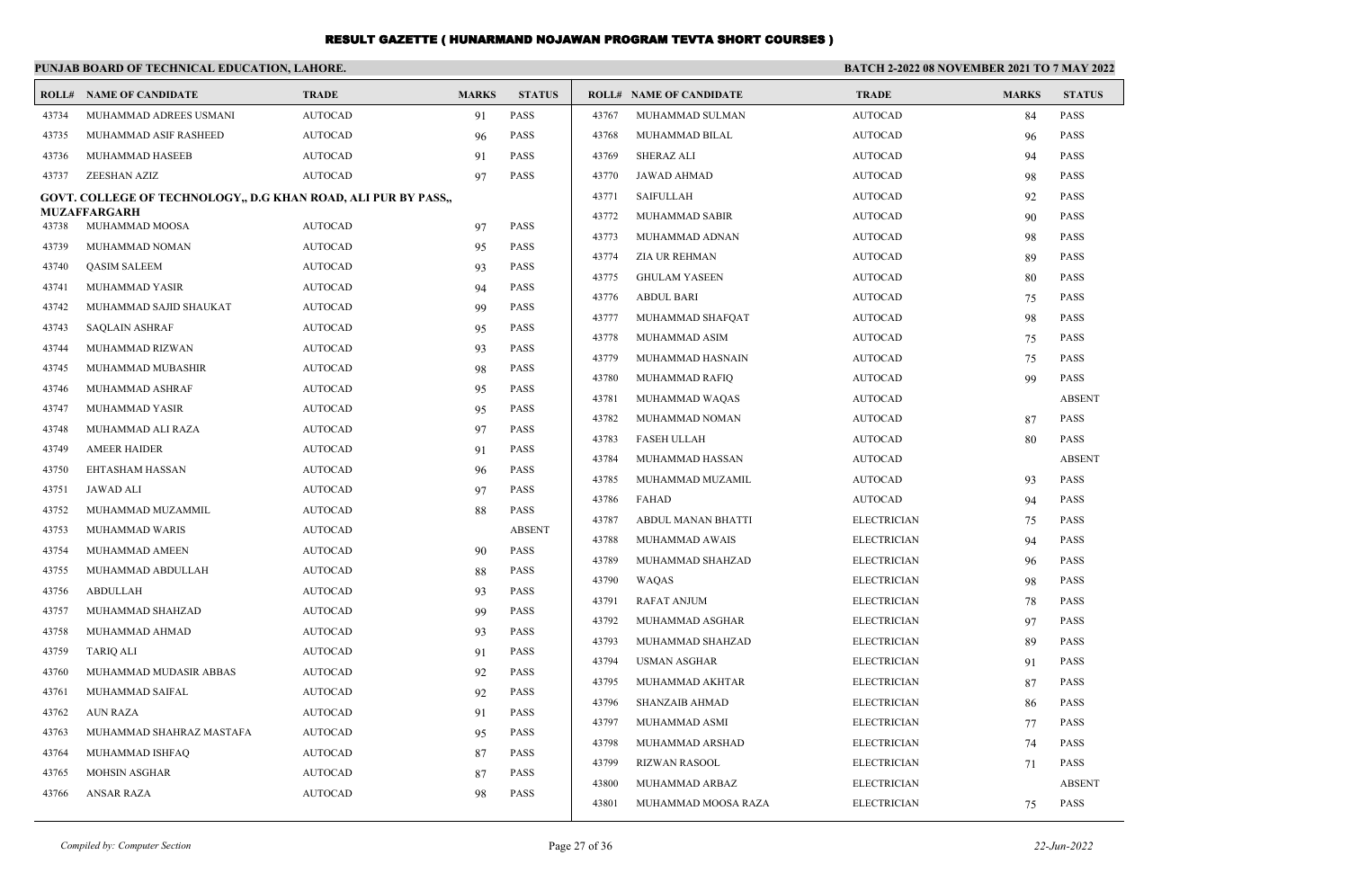# RESULT GAZETTE ( HUNARMAND NOJAWAN PROGRAM TEVTA SHORT COURSES )

**PUNJAB BOARD OF TECHNICAL EDUCATION, LAHORE.**

**BATCH 2-2022 08 NOVEMBER 2021 TO 7 MAY 2022**

| ROLL# | NAME OF CANDIDATE | TRADE | MARKS | STATUS |
|---|---|---|---|---|
| 43734 | MUHAMMAD ADREES USMANI | AUTOCAD | 91 | PASS |
| 43735 | MUHAMMAD ASIF RASHEED | AUTOCAD | 96 | PASS |
| 43736 | MUHAMMAD HASEEB | AUTOCAD | 91 | PASS |
| 43737 | ZEESHAN AZIZ | AUTOCAD | 97 | PASS |

**GOVT. COLLEGE OF TECHNOLOGY,, D.G KHAN ROAD, ALI PUR BY PASS,, MUZAFFARGARH**

| ROLL# | NAME OF CANDIDATE | TRADE | MARKS | STATUS |
|---|---|---|---|---|
| 43738 | MUHAMMAD MOOSA | AUTOCAD | 97 | PASS |
| 43739 | MUHAMMAD NOMAN | AUTOCAD | 95 | PASS |
| 43740 | QASIM SALEEM | AUTOCAD | 93 | PASS |
| 43741 | MUHAMMAD YASIR | AUTOCAD | 94 | PASS |
| 43742 | MUHAMMAD SAJID SHAUKAT | AUTOCAD | 99 | PASS |
| 43743 | SAQLAIN ASHRAF | AUTOCAD | 95 | PASS |
| 43744 | MUHAMMAD RIZWAN | AUTOCAD | 93 | PASS |
| 43745 | MUHAMMAD MUBASHIR | AUTOCAD | 98 | PASS |
| 43746 | MUHAMMAD ASHRAF | AUTOCAD | 95 | PASS |
| 43747 | MUHAMMAD YASIR | AUTOCAD | 95 | PASS |
| 43748 | MUHAMMAD ALI RAZA | AUTOCAD | 97 | PASS |
| 43749 | AMEER HAIDER | AUTOCAD | 91 | PASS |
| 43750 | EHTASHAM HASSAN | AUTOCAD | 96 | PASS |
| 43751 | JAWAD ALI | AUTOCAD | 97 | PASS |
| 43752 | MUHAMMAD MUZAMMIL | AUTOCAD | 88 | PASS |
| 43753 | MUHAMMAD WARIS | AUTOCAD | | ABSENT |
| 43754 | MUHAMMAD AMEEN | AUTOCAD | 90 | PASS |
| 43755 | MUHAMMAD ABDULLAH | AUTOCAD | 88 | PASS |
| 43756 | ABDULLAH | AUTOCAD | 93 | PASS |
| 43757 | MUHAMMAD SHAHZAD | AUTOCAD | 99 | PASS |
| 43758 | MUHAMMAD AHMAD | AUTOCAD | 93 | PASS |
| 43759 | TARIQ ALI | AUTOCAD | 91 | PASS |
| 43760 | MUHAMMAD MUDASIR ABBAS | AUTOCAD | 92 | PASS |
| 43761 | MUHAMMAD SAIFAL | AUTOCAD | 92 | PASS |
| 43762 | AUN RAZA | AUTOCAD | 91 | PASS |
| 43763 | MUHAMMAD SHAHRAZ MASTAFA | AUTOCAD | 95 | PASS |
| 43764 | MUHAMMAD ISHFAQ | AUTOCAD | 87 | PASS |
| 43765 | MOHSIN ASGHAR | AUTOCAD | 87 | PASS |
| 43766 | ANSAR RAZA | AUTOCAD | 98 | PASS |
| 43767 | MUHAMMAD SULMAN | AUTOCAD | 84 | PASS |
| 43768 | MUHAMMAD BILAL | AUTOCAD | 96 | PASS |
| 43769 | SHERAZ ALI | AUTOCAD | 94 | PASS |
| 43770 | JAWAD AHMAD | AUTOCAD | 98 | PASS |
| 43771 | SAIFULLAH | AUTOCAD | 92 | PASS |
| 43772 | MUHAMMAD SABIR | AUTOCAD | 90 | PASS |
| 43773 | MUHAMMAD ADNAN | AUTOCAD | 98 | PASS |
| 43774 | ZIA UR REHMAN | AUTOCAD | 89 | PASS |
| 43775 | GHULAM YASEEN | AUTOCAD | 80 | PASS |
| 43776 | ABDUL BARI | AUTOCAD | 75 | PASS |
| 43777 | MUHAMMAD SHAFQAT | AUTOCAD | 98 | PASS |
| 43778 | MUHAMMAD ASIM | AUTOCAD | 75 | PASS |
| 43779 | MUHAMMAD HASNAIN | AUTOCAD | 75 | PASS |
| 43780 | MUHAMMAD RAFIQ | AUTOCAD | 99 | PASS |
| 43781 | MUHAMMAD WAQAS | AUTOCAD | | ABSENT |
| 43782 | MUHAMMAD NOMAN | AUTOCAD | 87 | PASS |
| 43783 | FASEH ULLAH | AUTOCAD | 80 | PASS |
| 43784 | MUHAMMAD HASSAN | AUTOCAD | | ABSENT |
| 43785 | MUHAMMAD MUZAMIL | AUTOCAD | 93 | PASS |
| 43786 | FAHAD | AUTOCAD | 94 | PASS |
| 43787 | ABDUL MANAN BHATTI | ELECTRICIAN | 75 | PASS |
| 43788 | MUHAMMAD AWAIS | ELECTRICIAN | 94 | PASS |
| 43789 | MUHAMMAD SHAHZAD | ELECTRICIAN | 96 | PASS |
| 43790 | WAQAS | ELECTRICIAN | 98 | PASS |
| 43791 | RAFAT ANJUM | ELECTRICIAN | 78 | PASS |
| 43792 | MUHAMMAD ASGHAR | ELECTRICIAN | 97 | PASS |
| 43793 | MUHAMMAD SHAHZAD | ELECTRICIAN | 89 | PASS |
| 43794 | USMAN ASGHAR | ELECTRICIAN | 91 | PASS |
| 43795 | MUHAMMAD AKHTAR | ELECTRICIAN | 87 | PASS |
| 43796 | SHANZAIB AHMAD | ELECTRICIAN | 86 | PASS |
| 43797 | MUHAMMAD ASMI | ELECTRICIAN | 77 | PASS |
| 43798 | MUHAMMAD ARSHAD | ELECTRICIAN | 74 | PASS |
| 43799 | RIZWAN RASOOL | ELECTRICIAN | 71 | PASS |
| 43800 | MUHAMMAD ARBAZ | ELECTRICIAN | | ABSENT |
| 43801 | MUHAMMAD MOOSA RAZA | ELECTRICIAN | 75 | PASS |

*Compiled by: Computer Section* *22-Jun-2022*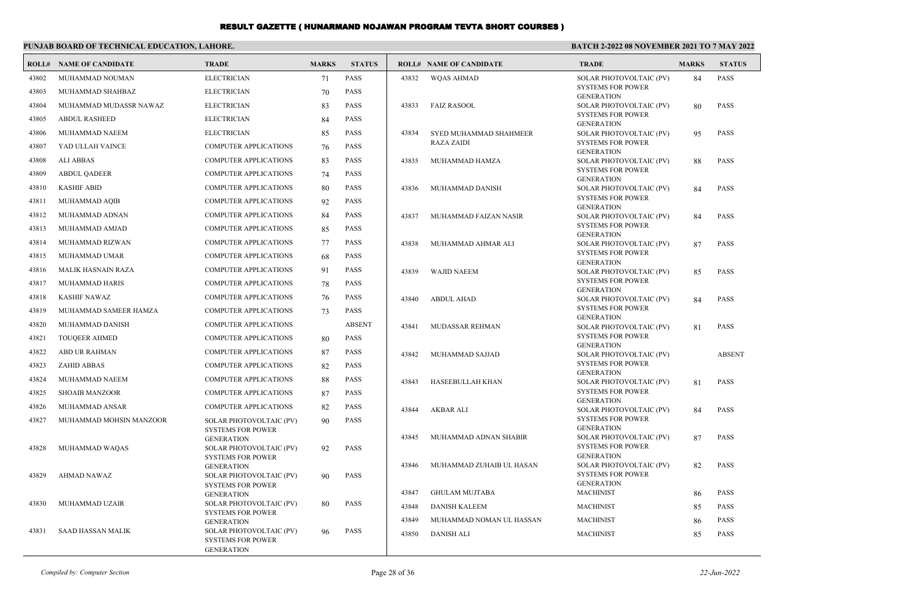# RESULT GAZETTE ( HUNARMAND NOJAWAN PROGRAM TEVTA SHORT COURSES )

**PUNJAB BOARD OF TECHNICAL EDUCATION, LAHORE.** **BATCH 2-2022 08 NOVEMBER 2021 TO 7 MAY 2022**

| ROLL# | NAME OF CANDIDATE | TRADE | MARKS | STATUS |
|---|---|---|---|---|
| 43802 | MUHAMMAD NOUMAN | ELECTRICIAN | 71 | PASS |
| 43803 | MUHAMMAD SHAHBAZ | ELECTRICIAN | 70 | PASS |
| 43804 | MUHAMMAD MUDASSR NAWAZ | ELECTRICIAN | 83 | PASS |
| 43805 | ABDUL RASHEED | ELECTRICIAN | 84 | PASS |
| 43806 | MUHAMMAD NAEEM | ELECTRICIAN | 85 | PASS |
| 43807 | YAD ULLAH VAINCE | COMPUTER APPLICATIONS | 76 | PASS |
| 43808 | ALI ABBAS | COMPUTER APPLICATIONS | 83 | PASS |
| 43809 | ABDUL QADEER | COMPUTER APPLICATIONS | 74 | PASS |
| 43810 | KASHIF ABID | COMPUTER APPLICATIONS | 80 | PASS |
| 43811 | MUHAMMAD AQIB | COMPUTER APPLICATIONS | 92 | PASS |
| 43812 | MUHAMMAD ADNAN | COMPUTER APPLICATIONS | 84 | PASS |
| 43813 | MUHAMMAD AMJAD | COMPUTER APPLICATIONS | 85 | PASS |
| 43814 | MUHAMMAD RIZWAN | COMPUTER APPLICATIONS | 77 | PASS |
| 43815 | MUHAMMAD UMAR | COMPUTER APPLICATIONS | 68 | PASS |
| 43816 | MALIK HASNAIN RAZA | COMPUTER APPLICATIONS | 91 | PASS |
| 43817 | MUHAMMAD HARIS | COMPUTER APPLICATIONS | 78 | PASS |
| 43818 | KASHIF NAWAZ | COMPUTER APPLICATIONS | 76 | PASS |
| 43819 | MUHAMMAD SAMEER HAMZA | COMPUTER APPLICATIONS | 73 | PASS |
| 43820 | MUHAMMAD DANISH | COMPUTER APPLICATIONS | | ABSENT |
| 43821 | TOUQEER AHMED | COMPUTER APPLICATIONS | 80 | PASS |
| 43822 | ABD UR RAHMAN | COMPUTER APPLICATIONS | 87 | PASS |
| 43823 | ZAHID ABBAS | COMPUTER APPLICATIONS | 82 | PASS |
| 43824 | MUHAMMAD NAEEM | COMPUTER APPLICATIONS | 88 | PASS |
| 43825 | SHOAIB MANZOOR | COMPUTER APPLICATIONS | 87 | PASS |
| 43826 | MUHAMMAD ANSAR | COMPUTER APPLICATIONS | 82 | PASS |
| 43827 | MUHAMMAD MOHSIN MANZOOR | SOLAR PHOTOVOLTAIC (PV) SYSTEMS FOR POWER GENERATION | 90 | PASS |
| 43828 | MUHAMMAD WAQAS | SOLAR PHOTOVOLTAIC (PV) SYSTEMS FOR POWER GENERATION | 92 | PASS |
| 43829 | AHMAD NAWAZ | SOLAR PHOTOVOLTAIC (PV) SYSTEMS FOR POWER GENERATION | 90 | PASS |
| 43830 | MUHAMMAD UZAIR | SOLAR PHOTOVOLTAIC (PV) SYSTEMS FOR POWER GENERATION | 80 | PASS |
| 43831 | SAAD HASSAN MALIK | SOLAR PHOTOVOLTAIC (PV) SYSTEMS FOR POWER GENERATION | 96 | PASS |
| 43832 | WQAS AHMAD | SOLAR PHOTOVOLTAIC (PV) SYSTEMS FOR POWER GENERATION | 84 | PASS |
| 43833 | FAIZ RASOOL | SOLAR PHOTOVOLTAIC (PV) SYSTEMS FOR POWER GENERATION | 80 | PASS |
| 43834 | SYED MUHAMMAD SHAHMEER RAZA ZAIDI | SOLAR PHOTOVOLTAIC (PV) SYSTEMS FOR POWER GENERATION | 95 | PASS |
| 43835 | MUHAMMAD HAMZA | SOLAR PHOTOVOLTAIC (PV) SYSTEMS FOR POWER GENERATION | 88 | PASS |
| 43836 | MUHAMMAD DANISH | SOLAR PHOTOVOLTAIC (PV) SYSTEMS FOR POWER GENERATION | 84 | PASS |
| 43837 | MUHAMMAD FAIZAN NASIR | SOLAR PHOTOVOLTAIC (PV) SYSTEMS FOR POWER GENERATION | 84 | PASS |
| 43838 | MUHAMMAD AHMAR ALI | SOLAR PHOTOVOLTAIC (PV) SYSTEMS FOR POWER GENERATION | 87 | PASS |
| 43839 | WAJID NAEEM | SOLAR PHOTOVOLTAIC (PV) SYSTEMS FOR POWER GENERATION | 85 | PASS |
| 43840 | ABDUL AHAD | SOLAR PHOTOVOLTAIC (PV) SYSTEMS FOR POWER GENERATION | 84 | PASS |
| 43841 | MUDASSAR REHMAN | SOLAR PHOTOVOLTAIC (PV) SYSTEMS FOR POWER GENERATION | 81 | PASS |
| 43842 | MUHAMMAD SAJJAD | SOLAR PHOTOVOLTAIC (PV) SYSTEMS FOR POWER GENERATION | | ABSENT |
| 43843 | HASEEBULLAH KHAN | SOLAR PHOTOVOLTAIC (PV) SYSTEMS FOR POWER GENERATION | 81 | PASS |
| 43844 | AKBAR ALI | SOLAR PHOTOVOLTAIC (PV) SYSTEMS FOR POWER GENERATION | 84 | PASS |
| 43845 | MUHAMMAD ADNAN SHABIR | SOLAR PHOTOVOLTAIC (PV) SYSTEMS FOR POWER GENERATION | 87 | PASS |
| 43846 | MUHAMMAD ZUHAIB UL HASAN | SOLAR PHOTOVOLTAIC (PV) SYSTEMS FOR POWER GENERATION | 82 | PASS |
| 43847 | GHULAM MUJTABA | MACHINIST | 86 | PASS |
| 43848 | DANISH KALEEM | MACHINIST | 85 | PASS |
| 43849 | MUHAMMAD NOMAN UL HASSAN | MACHINIST | 86 | PASS |
| 43850 | DANISH ALI | MACHINIST | 85 | PASS |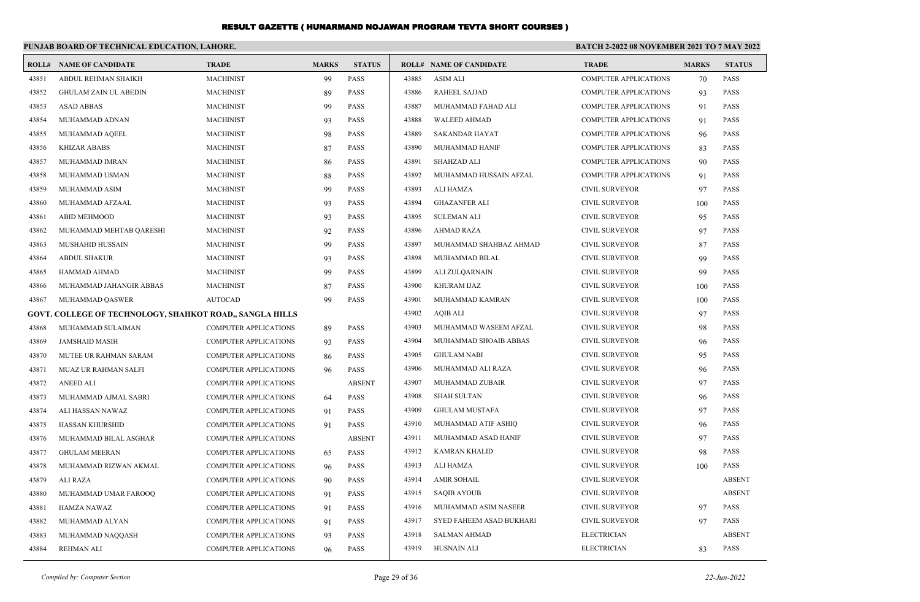# RESULT GAZETTE ( HUNARMAND NOJAWAN PROGRAM TEVTA SHORT COURSES )

**PUNJAB BOARD OF TECHNICAL EDUCATION, LAHORE.**

**BATCH 2-2022 08 NOVEMBER 2021 TO 7 MAY 2022**

| ROLL# | NAME OF CANDIDATE | TRADE | MARKS | STATUS |
|---|---|---|---|---|
| 43851 | ABDUL REHMAN SHAIKH | MACHINIST | 99 | PASS |
| 43852 | GHULAM ZAIN UL ABEDIN | MACHINIST | 89 | PASS |
| 43853 | ASAD ABBAS | MACHINIST | 99 | PASS |
| 43854 | MUHAMMAD ADNAN | MACHINIST | 93 | PASS |
| 43855 | MUHAMMAD AQEEL | MACHINIST | 98 | PASS |
| 43856 | KHIZAR ABABS | MACHINIST | 87 | PASS |
| 43857 | MUHAMMAD IMRAN | MACHINIST | 86 | PASS |
| 43858 | MUHAMMAD USMAN | MACHINIST | 88 | PASS |
| 43859 | MUHAMMAD ASIM | MACHINIST | 99 | PASS |
| 43860 | MUHAMMAD AFZAAL | MACHINIST | 93 | PASS |
| 43861 | ABID MEHMOOD | MACHINIST | 93 | PASS |
| 43862 | MUHAMMAD MEHTAB QARESHI | MACHINIST | 92 | PASS |
| 43863 | MUSHAHID HUSSAIN | MACHINIST | 99 | PASS |
| 43864 | ABDUL SHAKUR | MACHINIST | 93 | PASS |
| 43865 | HAMMAD AHMAD | MACHINIST | 99 | PASS |
| 43866 | MUHAMMAD JAHANGIR ABBAS | MACHINIST | 87 | PASS |
| 43867 | MUHAMMAD QASWER | AUTOCAD | 99 | PASS |

**GOVT. COLLEGE OF TECHNOLOGY, SHAHKOT ROAD,, SANGLA HILLS**

| ROLL# | NAME OF CANDIDATE | TRADE | MARKS | STATUS |
|---|---|---|---|---|
| 43868 | MUHAMMAD SULAIMAN | COMPUTER APPLICATIONS | 89 | PASS |
| 43869 | JAMSHAID MASIH | COMPUTER APPLICATIONS | 93 | PASS |
| 43870 | MUTEE UR RAHMAN SARAM | COMPUTER APPLICATIONS | 86 | PASS |
| 43871 | MUAZ UR RAHMAN SALFI | COMPUTER APPLICATIONS | 96 | PASS |
| 43872 | ANEED ALI | COMPUTER APPLICATIONS | | ABSENT |
| 43873 | MUHAMMAD AJMAL SABRI | COMPUTER APPLICATIONS | 64 | PASS |
| 43874 | ALI HASSAN NAWAZ | COMPUTER APPLICATIONS | 91 | PASS |
| 43875 | HASSAN KHURSHID | COMPUTER APPLICATIONS | 91 | PASS |
| 43876 | MUHAMMAD BILAL ASGHAR | COMPUTER APPLICATIONS | | ABSENT |
| 43877 | GHULAM MEERAN | COMPUTER APPLICATIONS | 65 | PASS |
| 43878 | MUHAMMAD RIZWAN AKMAL | COMPUTER APPLICATIONS | 96 | PASS |
| 43879 | ALI RAZA | COMPUTER APPLICATIONS | 90 | PASS |
| 43880 | MUHAMMAD UMAR FAROOQ | COMPUTER APPLICATIONS | 91 | PASS |
| 43881 | HAMZA NAWAZ | COMPUTER APPLICATIONS | 91 | PASS |
| 43882 | MUHAMMAD ALYAN | COMPUTER APPLICATIONS | 91 | PASS |
| 43883 | MUHAMMAD NAQQASH | COMPUTER APPLICATIONS | 93 | PASS |
| 43884 | REHMAN ALI | COMPUTER APPLICATIONS | 96 | PASS |
| 43885 | ASIM ALI | COMPUTER APPLICATIONS | 70 | PASS |
| 43886 | RAHEEL SAJJAD | COMPUTER APPLICATIONS | 93 | PASS |
| 43887 | MUHAMMAD FAHAD ALI | COMPUTER APPLICATIONS | 91 | PASS |
| 43888 | WALEED AHMAD | COMPUTER APPLICATIONS | 91 | PASS |
| 43889 | SAKANDAR HAYAT | COMPUTER APPLICATIONS | 96 | PASS |
| 43890 | MUHAMMAD HANIF | COMPUTER APPLICATIONS | 83 | PASS |
| 43891 | SHAHZAD ALI | COMPUTER APPLICATIONS | 90 | PASS |
| 43892 | MUHAMMAD HUSSAIN AFZAL | COMPUTER APPLICATIONS | 91 | PASS |
| 43893 | ALI HAMZA | CIVIL SURVEYOR | 97 | PASS |
| 43894 | GHAZANFER ALI | CIVIL SURVEYOR | 100 | PASS |
| 43895 | SULEMAN ALI | CIVIL SURVEYOR | 95 | PASS |
| 43896 | AHMAD RAZA | CIVIL SURVEYOR | 97 | PASS |
| 43897 | MUHAMMAD SHAHBAZ AHMAD | CIVIL SURVEYOR | 87 | PASS |
| 43898 | MUHAMMAD BILAL | CIVIL SURVEYOR | 99 | PASS |
| 43899 | ALI ZULQARNAIN | CIVIL SURVEYOR | 99 | PASS |
| 43900 | KHURAM IJAZ | CIVIL SURVEYOR | 100 | PASS |
| 43901 | MUHAMMAD KAMRAN | CIVIL SURVEYOR | 100 | PASS |
| 43902 | AQIB ALI | CIVIL SURVEYOR | 97 | PASS |
| 43903 | MUHAMMAD WASEEM AFZAL | CIVIL SURVEYOR | 98 | PASS |
| 43904 | MUHAMMAD SHOAIB ABBAS | CIVIL SURVEYOR | 96 | PASS |
| 43905 | GHULAM NABI | CIVIL SURVEYOR | 95 | PASS |
| 43906 | MUHAMMAD ALI RAZA | CIVIL SURVEYOR | 96 | PASS |
| 43907 | MUHAMMAD ZUBAIR | CIVIL SURVEYOR | 97 | PASS |
| 43908 | SHAH SULTAN | CIVIL SURVEYOR | 96 | PASS |
| 43909 | GHULAM MUSTAFA | CIVIL SURVEYOR | 97 | PASS |
| 43910 | MUHAMMAD ATIF ASHIQ | CIVIL SURVEYOR | 96 | PASS |
| 43911 | MUHAMMAD ASAD HANIF | CIVIL SURVEYOR | 97 | PASS |
| 43912 | KAMRAN KHALID | CIVIL SURVEYOR | 98 | PASS |
| 43913 | ALI HAMZA | CIVIL SURVEYOR | 100 | PASS |
| 43914 | AMIR SOHAIL | CIVIL SURVEYOR | | ABSENT |
| 43915 | SAQIB AYOUB | CIVIL SURVEYOR | | ABSENT |
| 43916 | MUHAMMAD ASIM NASEER | CIVIL SURVEYOR | 97 | PASS |
| 43917 | SYED FAHEEM ASAD BUKHARI | CIVIL SURVEYOR | 97 | PASS |
| 43918 | SALMAN AHMAD | ELECTRICIAN | | ABSENT |
| 43919 | HUSNAIN ALI | ELECTRICIAN | 83 | PASS |

*Compiled by: Computer Section*

*22-Jun-2022*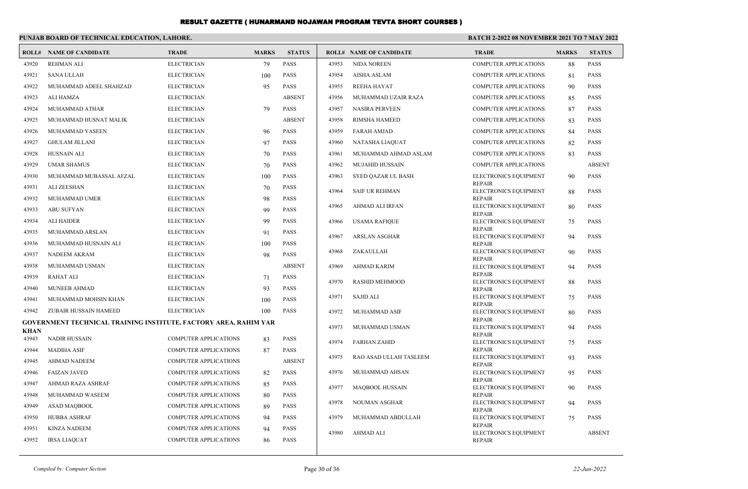# RESULT GAZETTE ( HUNARMAND NOJAWAN PROGRAM TEVTA SHORT COURSES )

**PUNJAB BOARD OF TECHNICAL EDUCATION, LAHORE.**

**BATCH 2-2022 08 NOVEMBER 2021 TO 7 MAY 2022**

| ROLL# | NAME OF CANDIDATE | TRADE | MARKS | STATUS |
|---|---|---|---|---|
| 43920 | REHMAN ALI | ELECTRICIAN | 79 | PASS |
| 43921 | SANA ULLAH | ELECTRICIAN | 100 | PASS |
| 43922 | MUHAMMAD ADEEL SHAHZAD | ELECTRICIAN | 95 | PASS |
| 43923 | ALI HAMZA | ELECTRICIAN | | ABSENT |
| 43924 | MUHAMMAD ATHAR | ELECTRICIAN | 79 | PASS |
| 43925 | MUHAMMAD HUSNAT MALIK | ELECTRICIAN | | ABSENT |
| 43926 | MUHAMMAD YASEEN | ELECTRICIAN | 96 | PASS |
| 43927 | GHULAM JILLANI | ELECTRICIAN | 97 | PASS |
| 43928 | HUSNAIN ALI | ELECTRICIAN | 70 | PASS |
| 43929 | UMAR SHAMUS | ELECTRICIAN | 70 | PASS |
| 43930 | MUHAMMAD MUBASSAL AFZAL | ELECTRICIAN | 100 | PASS |
| 43931 | ALI ZEESHAN | ELECTRICIAN | 70 | PASS |
| 43932 | MUHAMMAD UMER | ELECTRICIAN | 98 | PASS |
| 43933 | ABU SUFYAN | ELECTRICIAN | 99 | PASS |
| 43934 | ALI HAIDER | ELECTRICIAN | 99 | PASS |
| 43935 | MUHAMMAD ARSLAN | ELECTRICIAN | 91 | PASS |
| 43936 | MUHAMMAD HUSNAIN ALI | ELECTRICIAN | 100 | PASS |
| 43937 | NADEEM AKRAM | ELECTRICIAN | 98 | PASS |
| 43938 | MUHAMMAD USMAN | ELECTRICIAN | | ABSENT |
| 43939 | RAHAT ALI | ELECTRICIAN | 71 | PASS |
| 43940 | MUNEEB AHMAD | ELECTRICIAN | 93 | PASS |
| 43941 | MUHAMMAD MOHSIN KHAN | ELECTRICIAN | 100 | PASS |
| 43942 | ZUBAIR HUSSAIN HAMEED | ELECTRICIAN | 100 | PASS |

**GOVERNMENT TECHNICAL TRAINING INSTITUTE, FACTORY AREA, RAHIM YAR KHAN**

| ROLL# | NAME OF CANDIDATE | TRADE | MARKS | STATUS |
|---|---|---|---|---|
| 43943 | NADIR HUSSAIN | COMPUTER APPLICATIONS | 83 | PASS |
| 43944 | MADIHA ASIF | COMPUTER APPLICATIONS | 87 | PASS |
| 43945 | AHMAD NADEEM | COMPUTER APPLICATIONS | | ABSENT |
| 43946 | FAIZAN JAVED | COMPUTER APPLICATIONS | 82 | PASS |
| 43947 | AHMAD RAZA ASHRAF | COMPUTER APPLICATIONS | 85 | PASS |
| 43948 | MUHAMMAD WASEEM | COMPUTER APPLICATIONS | 80 | PASS |
| 43949 | ASAD MAQBOOL | COMPUTER APPLICATIONS | 89 | PASS |
| 43950 | HUBBA ASHRAF | COMPUTER APPLICATIONS | 94 | PASS |
| 43951 | KINZA NADEEM | COMPUTER APPLICATIONS | 94 | PASS |
| 43952 | IRSA LIAQUAT | COMPUTER APPLICATIONS | 86 | PASS |
| 43953 | NIDA NOREEN | COMPUTER APPLICATIONS | 88 | PASS |
| 43954 | AISHA ASLAM | COMPUTER APPLICATIONS | 81 | PASS |
| 43955 | REEHA HAYAT | COMPUTER APPLICATIONS | 90 | PASS |
| 43956 | MUHAMMAD UZAIR RAZA | COMPUTER APPLICATIONS | 85 | PASS |
| 43957 | NASIRA PERVEEN | COMPUTER APPLICATIONS | 87 | PASS |
| 43958 | RIMSHA HAMEED | COMPUTER APPLICATIONS | 83 | PASS |
| 43959 | FARAH AMJAD | COMPUTER APPLICATIONS | 84 | PASS |
| 43960 | NATASHA LIAQUAT | COMPUTER APPLICATIONS | 82 | PASS |
| 43961 | MUHAMMAD AHMAD ASLAM | COMPUTER APPLICATIONS | 83 | PASS |
| 43962 | MUJAHID HUSSAIN | COMPUTER APPLICATIONS | | ABSENT |
| 43963 | SYED QAZAR UL BASH | ELECTRONICS EQUIPMENT REPAIR | 90 | PASS |
| 43964 | SAIF UR REHMAN | ELECTRONICS EQUIPMENT REPAIR | 88 | PASS |
| 43965 | AHMAD ALI IRFAN | ELECTRONICS EQUIPMENT REPAIR | 80 | PASS |
| 43966 | USAMA RAFIQUE | ELECTRONICS EQUIPMENT REPAIR | 75 | PASS |
| 43967 | ARSLAN ASGHAR | ELECTRONICS EQUIPMENT REPAIR | 94 | PASS |
| 43968 | ZAKAULLAH | ELECTRONICS EQUIPMENT REPAIR | 90 | PASS |
| 43969 | AHMAD KARIM | ELECTRONICS EQUIPMENT REPAIR | 94 | PASS |
| 43970 | RASHID MEHMOOD | ELECTRONICS EQUIPMENT REPAIR | 88 | PASS |
| 43971 | SAJID ALI | ELECTRONICS EQUIPMENT REPAIR | 75 | PASS |
| 43972 | MUHAMMAD ASIF | ELECTRONICS EQUIPMENT REPAIR | 80 | PASS |
| 43973 | MUHAMMAD USMAN | ELECTRONICS EQUIPMENT REPAIR | 94 | PASS |
| 43974 | FARHAN ZAHID | ELECTRONICS EQUIPMENT REPAIR | 75 | PASS |
| 43975 | RAO ASAD ULLAH TASLEEM | ELECTRONICS EQUIPMENT REPAIR | 93 | PASS |
| 43976 | MUHAMMAD AHSAN | ELECTRONICS EQUIPMENT REPAIR | 95 | PASS |
| 43977 | MAQBOOL HUSSAIN | ELECTRONICS EQUIPMENT REPAIR | 90 | PASS |
| 43978 | NOUMAN ASGHAR | ELECTRONICS EQUIPMENT REPAIR | 94 | PASS |
| 43979 | MUHAMMAD ABDULLAH | ELECTRONICS EQUIPMENT REPAIR | 75 | PASS |
| 43980 | AHMAD ALI | ELECTRONICS EQUIPMENT REPAIR | | ABSENT |

*Compiled by: Computer Section*

*22-Jun-2022*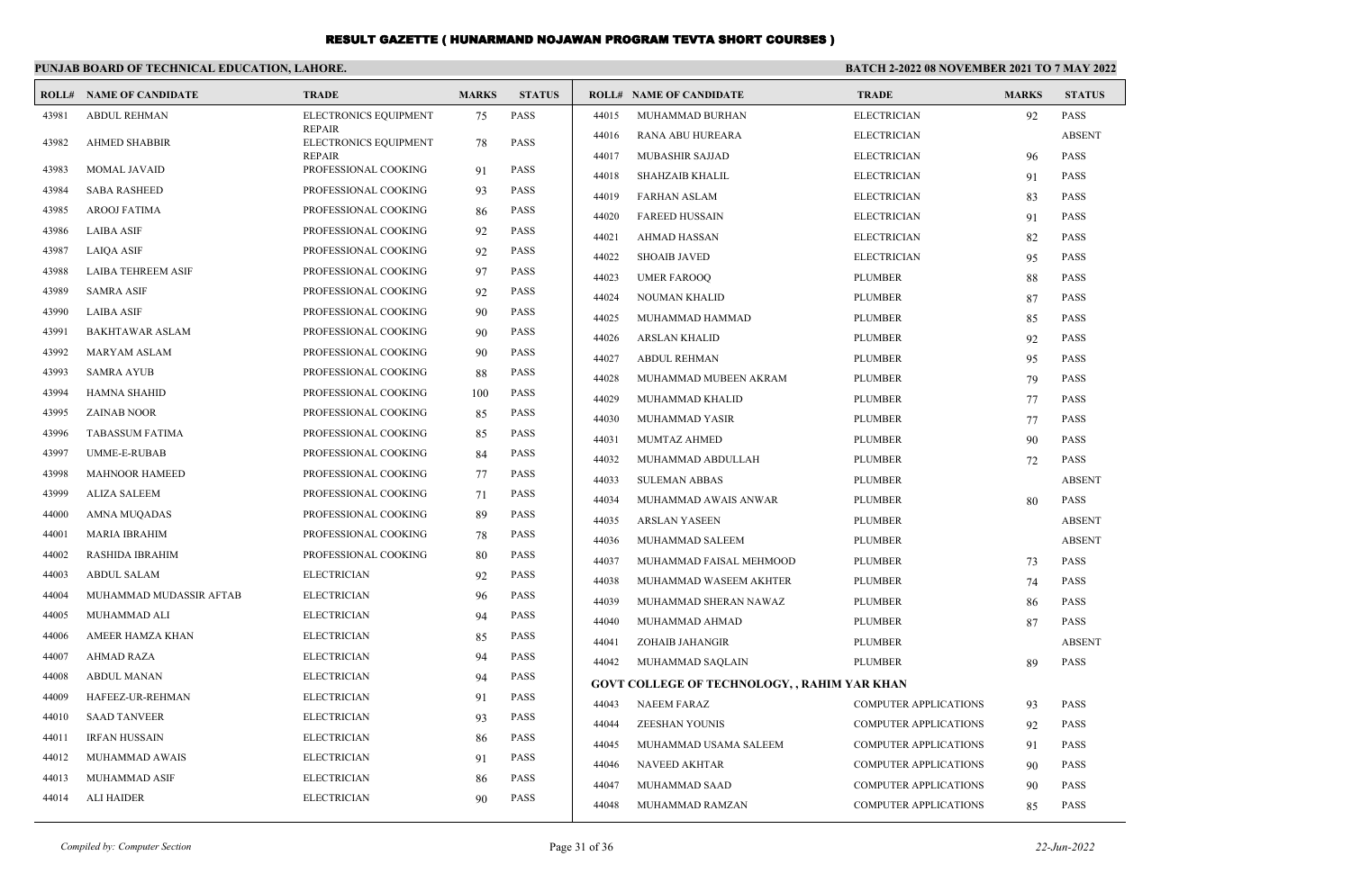# RESULT GAZETTE ( HUNARMAND NOJAWAN PROGRAM TEVTA SHORT COURSES )

**PUNJAB BOARD OF TECHNICAL EDUCATION, LAHORE.**

**BATCH 2-2022 08 NOVEMBER 2021 TO 7 MAY 2022**

| ROLL# | NAME OF CANDIDATE | TRADE | MARKS | STATUS |
|---|---|---|---|---|
| 43981 | ABDUL REHMAN | ELECTRONICS EQUIPMENT REPAIR | 75 | PASS |
| 43982 | AHMED SHABBIR | ELECTRONICS EQUIPMENT REPAIR | 78 | PASS |
| 43983 | MOMAL JAVAID | PROFESSIONAL COOKING | 91 | PASS |
| 43984 | SABA RASHEED | PROFESSIONAL COOKING | 93 | PASS |
| 43985 | AROOJ FATIMA | PROFESSIONAL COOKING | 86 | PASS |
| 43986 | LAIBA ASIF | PROFESSIONAL COOKING | 92 | PASS |
| 43987 | LAIQA ASIF | PROFESSIONAL COOKING | 92 | PASS |
| 43988 | LAIBA TEHREEM ASIF | PROFESSIONAL COOKING | 97 | PASS |
| 43989 | SAMRA ASIF | PROFESSIONAL COOKING | 92 | PASS |
| 43990 | LAIBA ASIF | PROFESSIONAL COOKING | 90 | PASS |
| 43991 | BAKHTAWAR ASLAM | PROFESSIONAL COOKING | 90 | PASS |
| 43992 | MARYAM ASLAM | PROFESSIONAL COOKING | 90 | PASS |
| 43993 | SAMRA AYUB | PROFESSIONAL COOKING | 88 | PASS |
| 43994 | HAMNA SHAHID | PROFESSIONAL COOKING | 100 | PASS |
| 43995 | ZAINAB NOOR | PROFESSIONAL COOKING | 85 | PASS |
| 43996 | TABASSUM FATIMA | PROFESSIONAL COOKING | 85 | PASS |
| 43997 | UMME-E-RUBAB | PROFESSIONAL COOKING | 84 | PASS |
| 43998 | MAHNOOR HAMEED | PROFESSIONAL COOKING | 77 | PASS |
| 43999 | ALIZA SALEEM | PROFESSIONAL COOKING | 71 | PASS |
| 44000 | AMNA MUQADAS | PROFESSIONAL COOKING | 89 | PASS |
| 44001 | MARIA IBRAHIM | PROFESSIONAL COOKING | 78 | PASS |
| 44002 | RASHIDA IBRAHIM | PROFESSIONAL COOKING | 80 | PASS |
| 44003 | ABDUL SALAM | ELECTRICIAN | 92 | PASS |
| 44004 | MUHAMMAD MUDASSIR AFTAB | ELECTRICIAN | 96 | PASS |
| 44005 | MUHAMMAD ALI | ELECTRICIAN | 94 | PASS |
| 44006 | AMEER HAMZA KHAN | ELECTRICIAN | 85 | PASS |
| 44007 | AHMAD RAZA | ELECTRICIAN | 94 | PASS |
| 44008 | ABDUL MANAN | ELECTRICIAN | 94 | PASS |
| 44009 | HAFEEZ-UR-REHMAN | ELECTRICIAN | 91 | PASS |
| 44010 | SAAD TANVEER | ELECTRICIAN | 93 | PASS |
| 44011 | IRFAN HUSSAIN | ELECTRICIAN | 86 | PASS |
| 44012 | MUHAMMAD AWAIS | ELECTRICIAN | 91 | PASS |
| 44013 | MUHAMMAD ASIF | ELECTRICIAN | 86 | PASS |
| 44014 | ALI HAIDER | ELECTRICIAN | 90 | PASS |
| 44015 | MUHAMMAD BURHAN | ELECTRICIAN | 92 | PASS |
| 44016 | RANA ABU HUREARA | ELECTRICIAN | | ABSENT |
| 44017 | MUBASHIR SAJJAD | ELECTRICIAN | 96 | PASS |
| 44018 | SHAHZAIB KHALIL | ELECTRICIAN | 91 | PASS |
| 44019 | FARHAN ASLAM | ELECTRICIAN | 83 | PASS |
| 44020 | FAREED HUSSAIN | ELECTRICIAN | 91 | PASS |
| 44021 | AHMAD HASSAN | ELECTRICIAN | 82 | PASS |
| 44022 | SHOAIB JAVED | ELECTRICIAN | 95 | PASS |
| 44023 | UMER FAROOQ | PLUMBER | 88 | PASS |
| 44024 | NOUMAN KHALID | PLUMBER | 87 | PASS |
| 44025 | MUHAMMAD HAMMAD | PLUMBER | 85 | PASS |
| 44026 | ARSLAN KHALID | PLUMBER | 92 | PASS |
| 44027 | ABDUL REHMAN | PLUMBER | 95 | PASS |
| 44028 | MUHAMMAD MUBEEN AKRAM | PLUMBER | 79 | PASS |
| 44029 | MUHAMMAD KHALID | PLUMBER | 77 | PASS |
| 44030 | MUHAMMAD YASIR | PLUMBER | 77 | PASS |
| 44031 | MUMTAZ AHMED | PLUMBER | 90 | PASS |
| 44032 | MUHAMMAD ABDULLAH | PLUMBER | 72 | PASS |
| 44033 | SULEMAN ABBAS | PLUMBER | | ABSENT |
| 44034 | MUHAMMAD AWAIS ANWAR | PLUMBER | 80 | PASS |
| 44035 | ARSLAN YASEEN | PLUMBER | | ABSENT |
| 44036 | MUHAMMAD SALEEM | PLUMBER | | ABSENT |
| 44037 | MUHAMMAD FAISAL MEHMOOD | PLUMBER | 73 | PASS |
| 44038 | MUHAMMAD WASEEM AKHTER | PLUMBER | 74 | PASS |
| 44039 | MUHAMMAD SHERAN NAWAZ | PLUMBER | 86 | PASS |
| 44040 | MUHAMMAD AHMAD | PLUMBER | 87 | PASS |
| 44041 | ZOHAIB JAHANGIR | PLUMBER | | ABSENT |
| 44042 | MUHAMMAD SAQLAIN | PLUMBER | 89 | PASS |

**GOVT COLLEGE OF TECHNOLOGY, , RAHIM YAR KHAN**

| ROLL# | NAME OF CANDIDATE | TRADE | MARKS | STATUS |
|---|---|---|---|---|
| 44043 | NAEEM FARAZ | COMPUTER APPLICATIONS | 93 | PASS |
| 44044 | ZEESHAN YOUNIS | COMPUTER APPLICATIONS | 92 | PASS |
| 44045 | MUHAMMAD USAMA SALEEM | COMPUTER APPLICATIONS | 91 | PASS |
| 44046 | NAVEED AKHTAR | COMPUTER APPLICATIONS | 90 | PASS |
| 44047 | MUHAMMAD SAAD | COMPUTER APPLICATIONS | 90 | PASS |
| 44048 | MUHAMMAD RAMZAN | COMPUTER APPLICATIONS | 85 | PASS |

*Compiled by: Computer Section* *22-Jun-2022*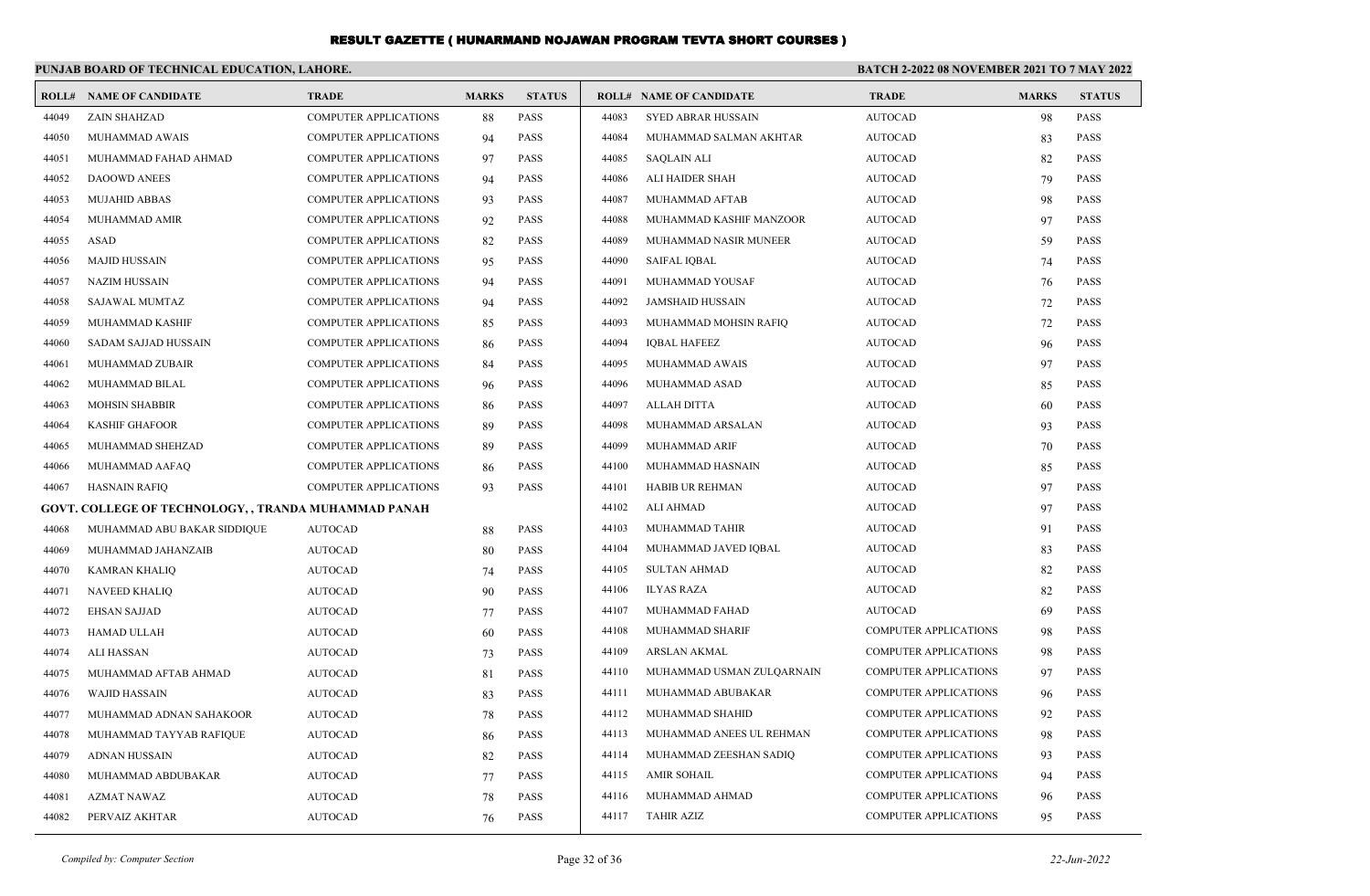# RESULT GAZETTE ( HUNARMAND NOJAWAN PROGRAM TEVTA SHORT COURSES )

**PUNJAB BOARD OF TECHNICAL EDUCATION, LAHORE.**

**BATCH 2-2022 08 NOVEMBER 2021 TO 7 MAY 2022**

| ROLL# | NAME OF CANDIDATE | TRADE | MARKS | STATUS |
|---|---|---|---|---|
| 44049 | ZAIN SHAHZAD | COMPUTER APPLICATIONS | 88 | PASS |
| 44050 | MUHAMMAD AWAIS | COMPUTER APPLICATIONS | 94 | PASS |
| 44051 | MUHAMMAD FAHAD AHMAD | COMPUTER APPLICATIONS | 97 | PASS |
| 44052 | DAOOWD ANEES | COMPUTER APPLICATIONS | 94 | PASS |
| 44053 | MUJAHID ABBAS | COMPUTER APPLICATIONS | 93 | PASS |
| 44054 | MUHAMMAD AMIR | COMPUTER APPLICATIONS | 92 | PASS |
| 44055 | ASAD | COMPUTER APPLICATIONS | 82 | PASS |
| 44056 | MAJID HUSSAIN | COMPUTER APPLICATIONS | 95 | PASS |
| 44057 | NAZIM HUSSAIN | COMPUTER APPLICATIONS | 94 | PASS |
| 44058 | SAJAWAL MUMTAZ | COMPUTER APPLICATIONS | 94 | PASS |
| 44059 | MUHAMMAD KASHIF | COMPUTER APPLICATIONS | 85 | PASS |
| 44060 | SADAM SAJJAD HUSSAIN | COMPUTER APPLICATIONS | 86 | PASS |
| 44061 | MUHAMMAD ZUBAIR | COMPUTER APPLICATIONS | 84 | PASS |
| 44062 | MUHAMMAD BILAL | COMPUTER APPLICATIONS | 96 | PASS |
| 44063 | MOHSIN SHABBIR | COMPUTER APPLICATIONS | 86 | PASS |
| 44064 | KASHIF GHAFOOR | COMPUTER APPLICATIONS | 89 | PASS |
| 44065 | MUHAMMAD SHEHZAD | COMPUTER APPLICATIONS | 89 | PASS |
| 44066 | MUHAMMAD AAFAQ | COMPUTER APPLICATIONS | 86 | PASS |
| 44067 | HASNAIN RAFIQ | COMPUTER APPLICATIONS | 93 | PASS |

**GOVT. COLLEGE OF TECHNOLOGY, , TRANDA MUHAMMAD PANAH**

| ROLL# | NAME OF CANDIDATE | TRADE | MARKS | STATUS |
|---|---|---|---|---|
| 44068 | MUHAMMAD ABU BAKAR SIDDIQUE | AUTOCAD | 88 | PASS |
| 44069 | MUHAMMAD JAHANZAIB | AUTOCAD | 80 | PASS |
| 44070 | KAMRAN KHALIQ | AUTOCAD | 74 | PASS |
| 44071 | NAVEED KHALIQ | AUTOCAD | 90 | PASS |
| 44072 | EHSAN SAJJAD | AUTOCAD | 77 | PASS |
| 44073 | HAMAD ULLAH | AUTOCAD | 60 | PASS |
| 44074 | ALI HASSAN | AUTOCAD | 73 | PASS |
| 44075 | MUHAMMAD AFTAB AHMAD | AUTOCAD | 81 | PASS |
| 44076 | WAJID HASSAIN | AUTOCAD | 83 | PASS |
| 44077 | MUHAMMAD ADNAN SAHAKOOR | AUTOCAD | 78 | PASS |
| 44078 | MUHAMMAD TAYYAB RAFIQUE | AUTOCAD | 86 | PASS |
| 44079 | ADNAN HUSSAIN | AUTOCAD | 82 | PASS |
| 44080 | MUHAMMAD ABDUBAKAR | AUTOCAD | 77 | PASS |
| 44081 | AZMAT NAWAZ | AUTOCAD | 78 | PASS |
| 44082 | PERVAIZ AKHTAR | AUTOCAD | 76 | PASS |
| 44083 | SYED ABRAR HUSSAIN | AUTOCAD | 98 | PASS |
| 44084 | MUHAMMAD SALMAN AKHTAR | AUTOCAD | 83 | PASS |
| 44085 | SAQLAIN ALI | AUTOCAD | 82 | PASS |
| 44086 | ALI HAIDER SHAH | AUTOCAD | 79 | PASS |
| 44087 | MUHAMMAD AFTAB | AUTOCAD | 98 | PASS |
| 44088 | MUHAMMAD KASHIF MANZOOR | AUTOCAD | 97 | PASS |
| 44089 | MUHAMMAD NASIR MUNEER | AUTOCAD | 59 | PASS |
| 44090 | SAIFAL IQBAL | AUTOCAD | 74 | PASS |
| 44091 | MUHAMMAD YOUSAF | AUTOCAD | 76 | PASS |
| 44092 | JAMSHAID HUSSAIN | AUTOCAD | 72 | PASS |
| 44093 | MUHAMMAD MOHSIN RAFIQ | AUTOCAD | 72 | PASS |
| 44094 | IQBAL HAFEEZ | AUTOCAD | 96 | PASS |
| 44095 | MUHAMMAD AWAIS | AUTOCAD | 97 | PASS |
| 44096 | MUHAMMAD ASAD | AUTOCAD | 85 | PASS |
| 44097 | ALLAH DITTA | AUTOCAD | 60 | PASS |
| 44098 | MUHAMMAD ARSALAN | AUTOCAD | 93 | PASS |
| 44099 | MUHAMMAD ARIF | AUTOCAD | 70 | PASS |
| 44100 | MUHAMMAD HASNAIN | AUTOCAD | 85 | PASS |
| 44101 | HABIB UR REHMAN | AUTOCAD | 97 | PASS |
| 44102 | ALI AHMAD | AUTOCAD | 97 | PASS |
| 44103 | MUHAMMAD TAHIR | AUTOCAD | 91 | PASS |
| 44104 | MUHAMMAD JAVED IQBAL | AUTOCAD | 83 | PASS |
| 44105 | SULTAN AHMAD | AUTOCAD | 82 | PASS |
| 44106 | ILYAS RAZA | AUTOCAD | 82 | PASS |
| 44107 | MUHAMMAD FAHAD | AUTOCAD | 69 | PASS |
| 44108 | MUHAMMAD SHARIF | COMPUTER APPLICATIONS | 98 | PASS |
| 44109 | ARSLAN AKMAL | COMPUTER APPLICATIONS | 98 | PASS |
| 44110 | MUHAMMAD USMAN ZULQARNAIN | COMPUTER APPLICATIONS | 97 | PASS |
| 44111 | MUHAMMAD ABUBAKAR | COMPUTER APPLICATIONS | 96 | PASS |
| 44112 | MUHAMMAD SHAHID | COMPUTER APPLICATIONS | 92 | PASS |
| 44113 | MUHAMMAD ANEES UL REHMAN | COMPUTER APPLICATIONS | 98 | PASS |
| 44114 | MUHAMMAD ZEESHAN SADIQ | COMPUTER APPLICATIONS | 93 | PASS |
| 44115 | AMIR SOHAIL | COMPUTER APPLICATIONS | 94 | PASS |
| 44116 | MUHAMMAD AHMAD | COMPUTER APPLICATIONS | 96 | PASS |
| 44117 | TAHIR AZIZ | COMPUTER APPLICATIONS | 95 | PASS |

*Compiled by: Computer Section*

*22-Jun-2022*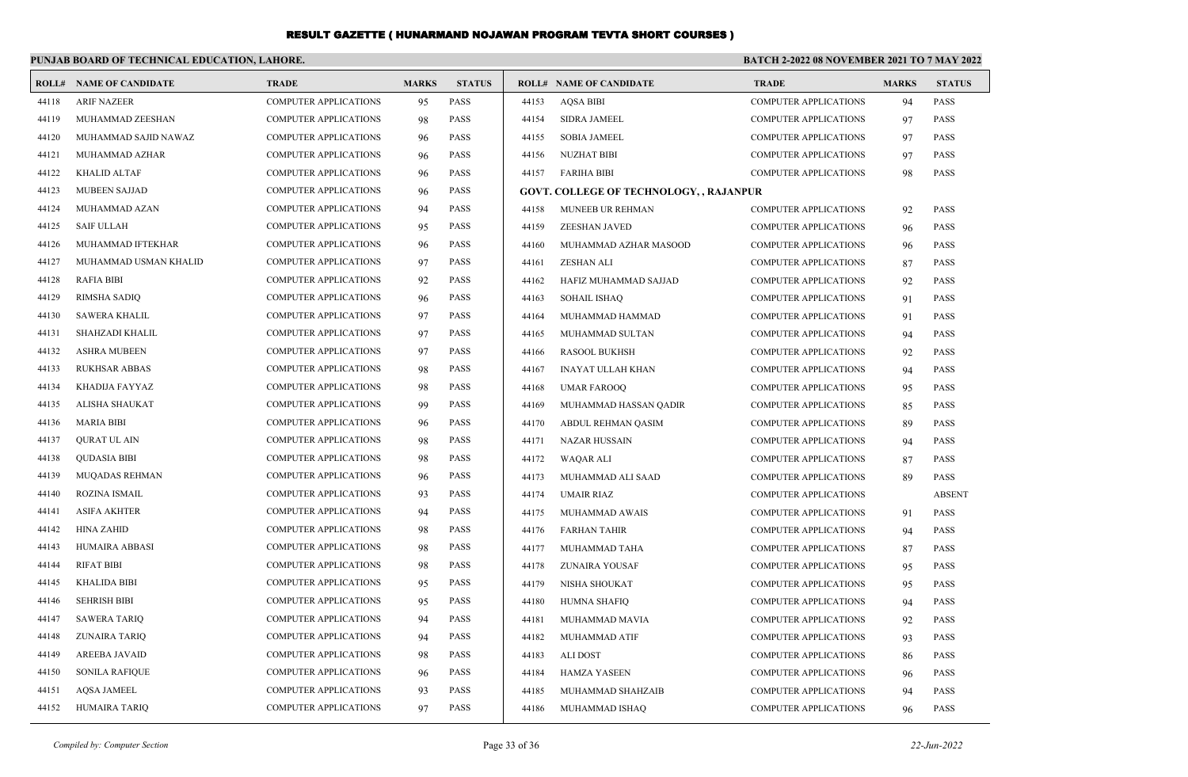# RESULT GAZETTE ( HUNARMAND NOJAWAN PROGRAM TEVTA SHORT COURSES )

**PUNJAB BOARD OF TECHNICAL EDUCATION, LAHORE.**

**BATCH 2-2022 08 NOVEMBER 2021 TO 7 MAY 2022**

| ROLL# | NAME OF CANDIDATE | TRADE | MARKS | STATUS |
|---|---|---|---|---|
| 44118 | ARIF NAZEER | COMPUTER APPLICATIONS | 95 | PASS |
| 44119 | MUHAMMAD ZEESHAN | COMPUTER APPLICATIONS | 98 | PASS |
| 44120 | MUHAMMAD SAJID NAWAZ | COMPUTER APPLICATIONS | 96 | PASS |
| 44121 | MUHAMMAD AZHAR | COMPUTER APPLICATIONS | 96 | PASS |
| 44122 | KHALID ALTAF | COMPUTER APPLICATIONS | 96 | PASS |
| 44123 | MUBEEN SAJJAD | COMPUTER APPLICATIONS | 96 | PASS |
| 44124 | MUHAMMAD AZAN | COMPUTER APPLICATIONS | 94 | PASS |
| 44125 | SAIF ULLAH | COMPUTER APPLICATIONS | 95 | PASS |
| 44126 | MUHAMMAD IFTEKHAR | COMPUTER APPLICATIONS | 96 | PASS |
| 44127 | MUHAMMAD USMAN KHALID | COMPUTER APPLICATIONS | 97 | PASS |
| 44128 | RAFIA BIBI | COMPUTER APPLICATIONS | 92 | PASS |
| 44129 | RIMSHA SADIQ | COMPUTER APPLICATIONS | 96 | PASS |
| 44130 | SAWERA KHALIL | COMPUTER APPLICATIONS | 97 | PASS |
| 44131 | SHAHZADI KHALIL | COMPUTER APPLICATIONS | 97 | PASS |
| 44132 | ASHRA MUBEEN | COMPUTER APPLICATIONS | 97 | PASS |
| 44133 | RUKHSAR ABBAS | COMPUTER APPLICATIONS | 98 | PASS |
| 44134 | KHADIJA FAYYAZ | COMPUTER APPLICATIONS | 98 | PASS |
| 44135 | ALISHA SHAUKAT | COMPUTER APPLICATIONS | 99 | PASS |
| 44136 | MARIA BIBI | COMPUTER APPLICATIONS | 96 | PASS |
| 44137 | QURAT UL AIN | COMPUTER APPLICATIONS | 98 | PASS |
| 44138 | QUDASIA BIBI | COMPUTER APPLICATIONS | 98 | PASS |
| 44139 | MUQADAS REHMAN | COMPUTER APPLICATIONS | 96 | PASS |
| 44140 | ROZINA ISMAIL | COMPUTER APPLICATIONS | 93 | PASS |
| 44141 | ASIFA AKHTER | COMPUTER APPLICATIONS | 94 | PASS |
| 44142 | HINA ZAHID | COMPUTER APPLICATIONS | 98 | PASS |
| 44143 | HUMAIRA ABBASI | COMPUTER APPLICATIONS | 98 | PASS |
| 44144 | RIFAT BIBI | COMPUTER APPLICATIONS | 98 | PASS |
| 44145 | KHALIDA BIBI | COMPUTER APPLICATIONS | 95 | PASS |
| 44146 | SEHRISH BIBI | COMPUTER APPLICATIONS | 95 | PASS |
| 44147 | SAWERA TARIQ | COMPUTER APPLICATIONS | 94 | PASS |
| 44148 | ZUNAIRA TARIQ | COMPUTER APPLICATIONS | 94 | PASS |
| 44149 | AREEBA JAVAID | COMPUTER APPLICATIONS | 98 | PASS |
| 44150 | SONILA RAFIQUE | COMPUTER APPLICATIONS | 96 | PASS |
| 44151 | AQSA JAMEEL | COMPUTER APPLICATIONS | 93 | PASS |
| 44152 | HUMAIRA TARIQ | COMPUTER APPLICATIONS | 97 | PASS |
| 44153 | AQSA BIBI | COMPUTER APPLICATIONS | 94 | PASS |
| 44154 | SIDRA JAMEEL | COMPUTER APPLICATIONS | 97 | PASS |
| 44155 | SOBIA JAMEEL | COMPUTER APPLICATIONS | 97 | PASS |
| 44156 | NUZHAT BIBI | COMPUTER APPLICATIONS | 97 | PASS |
| 44157 | FARIHA BIBI | COMPUTER APPLICATIONS | 98 | PASS |

**GOVT. COLLEGE OF TECHNOLOGY, , RAJANPUR**

| ROLL# | NAME OF CANDIDATE | TRADE | MARKS | STATUS |
|---|---|---|---|---|
| 44158 | MUNEEB UR REHMAN | COMPUTER APPLICATIONS | 92 | PASS |
| 44159 | ZEESHAN JAVED | COMPUTER APPLICATIONS | 96 | PASS |
| 44160 | MUHAMMAD AZHAR MASOOD | COMPUTER APPLICATIONS | 96 | PASS |
| 44161 | ZESHAN ALI | COMPUTER APPLICATIONS | 87 | PASS |
| 44162 | HAFIZ MUHAMMAD SAJJAD | COMPUTER APPLICATIONS | 92 | PASS |
| 44163 | SOHAIL ISHAQ | COMPUTER APPLICATIONS | 91 | PASS |
| 44164 | MUHAMMAD HAMMAD | COMPUTER APPLICATIONS | 91 | PASS |
| 44165 | MUHAMMAD SULTAN | COMPUTER APPLICATIONS | 94 | PASS |
| 44166 | RASOOL BUKHSH | COMPUTER APPLICATIONS | 92 | PASS |
| 44167 | INAYAT ULLAH KHAN | COMPUTER APPLICATIONS | 94 | PASS |
| 44168 | UMAR FAROOQ | COMPUTER APPLICATIONS | 95 | PASS |
| 44169 | MUHAMMAD HASSAN QADIR | COMPUTER APPLICATIONS | 85 | PASS |
| 44170 | ABDUL REHMAN QASIM | COMPUTER APPLICATIONS | 89 | PASS |
| 44171 | NAZAR HUSSAIN | COMPUTER APPLICATIONS | 94 | PASS |
| 44172 | WAQAR ALI | COMPUTER APPLICATIONS | 87 | PASS |
| 44173 | MUHAMMAD ALI SAAD | COMPUTER APPLICATIONS | 89 | PASS |
| 44174 | UMAIR RIAZ | COMPUTER APPLICATIONS | | ABSENT |
| 44175 | MUHAMMAD AWAIS | COMPUTER APPLICATIONS | 91 | PASS |
| 44176 | FARHAN TAHIR | COMPUTER APPLICATIONS | 94 | PASS |
| 44177 | MUHAMMAD TAHA | COMPUTER APPLICATIONS | 87 | PASS |
| 44178 | ZUNAIRA YOUSAF | COMPUTER APPLICATIONS | 95 | PASS |
| 44179 | NISHA SHOUKAT | COMPUTER APPLICATIONS | 95 | PASS |
| 44180 | HUMNA SHAFIQ | COMPUTER APPLICATIONS | 94 | PASS |
| 44181 | MUHAMMAD MAVIA | COMPUTER APPLICATIONS | 92 | PASS |
| 44182 | MUHAMMAD ATIF | COMPUTER APPLICATIONS | 93 | PASS |
| 44183 | ALI DOST | COMPUTER APPLICATIONS | 86 | PASS |
| 44184 | HAMZA YASEEN | COMPUTER APPLICATIONS | 96 | PASS |
| 44185 | MUHAMMAD SHAHZAIB | COMPUTER APPLICATIONS | 94 | PASS |
| 44186 | MUHAMMAD ISHAQ | COMPUTER APPLICATIONS | 96 | PASS |

*Compiled by: Computer Section*

*22-Jun-2022*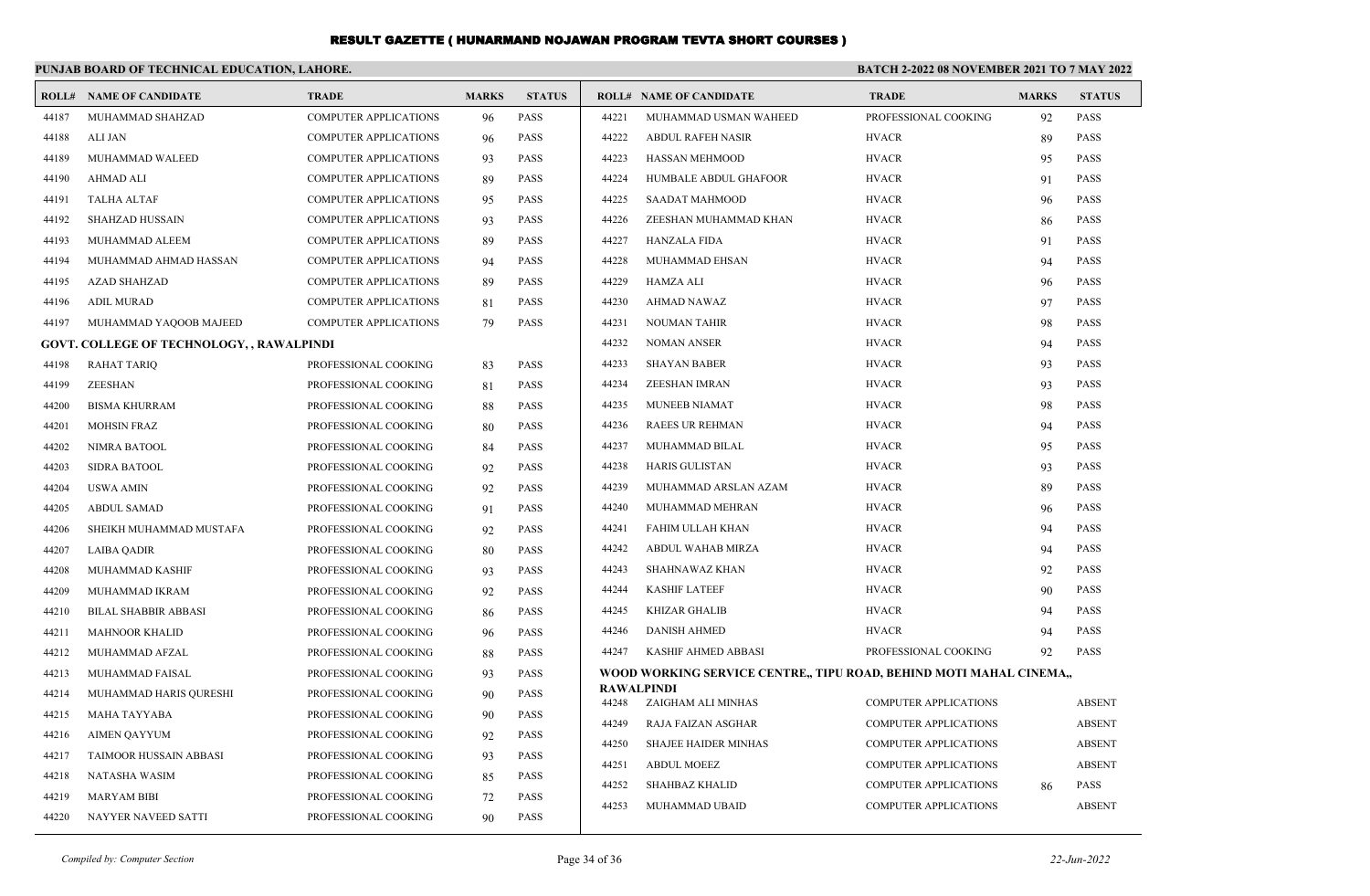# RESULT GAZETTE ( HUNARMAND NOJAWAN PROGRAM TEVTA SHORT COURSES )

**PUNJAB BOARD OF TECHNICAL EDUCATION, LAHORE.** | **BATCH 2-2022 08 NOVEMBER 2021 TO 7 MAY 2022**

| ROLL# | NAME OF CANDIDATE | TRADE | MARKS | STATUS |
|---|---|---|---|---|
| 44187 | MUHAMMAD SHAHZAD | COMPUTER APPLICATIONS | 96 | PASS |
| 44188 | ALI JAN | COMPUTER APPLICATIONS | 96 | PASS |
| 44189 | MUHAMMAD WALEED | COMPUTER APPLICATIONS | 93 | PASS |
| 44190 | AHMAD ALI | COMPUTER APPLICATIONS | 89 | PASS |
| 44191 | TALHA ALTAF | COMPUTER APPLICATIONS | 95 | PASS |
| 44192 | SHAHZAD HUSSAIN | COMPUTER APPLICATIONS | 93 | PASS |
| 44193 | MUHAMMAD ALEEM | COMPUTER APPLICATIONS | 89 | PASS |
| 44194 | MUHAMMAD AHMAD HASSAN | COMPUTER APPLICATIONS | 94 | PASS |
| 44195 | AZAD SHAHZAD | COMPUTER APPLICATIONS | 89 | PASS |
| 44196 | ADIL MURAD | COMPUTER APPLICATIONS | 81 | PASS |
| 44197 | MUHAMMAD YAQOOB MAJEED | COMPUTER APPLICATIONS | 79 | PASS |

**GOVT. COLLEGE OF TECHNOLOGY, , RAWALPINDI**

| ROLL# | NAME OF CANDIDATE | TRADE | MARKS | STATUS |
|---|---|---|---|---|
| 44198 | RAHAT TARIQ | PROFESSIONAL COOKING | 83 | PASS |
| 44199 | ZEESHAN | PROFESSIONAL COOKING | 81 | PASS |
| 44200 | BISMA KHURRAM | PROFESSIONAL COOKING | 88 | PASS |
| 44201 | MOHSIN FRAZ | PROFESSIONAL COOKING | 80 | PASS |
| 44202 | NIMRA BATOOL | PROFESSIONAL COOKING | 84 | PASS |
| 44203 | SIDRA BATOOL | PROFESSIONAL COOKING | 92 | PASS |
| 44204 | USWA AMIN | PROFESSIONAL COOKING | 92 | PASS |
| 44205 | ABDUL SAMAD | PROFESSIONAL COOKING | 91 | PASS |
| 44206 | SHEIKH MUHAMMAD MUSTAFA | PROFESSIONAL COOKING | 92 | PASS |
| 44207 | LAIBA QADIR | PROFESSIONAL COOKING | 80 | PASS |
| 44208 | MUHAMMAD KASHIF | PROFESSIONAL COOKING | 93 | PASS |
| 44209 | MUHAMMAD IKRAM | PROFESSIONAL COOKING | 92 | PASS |
| 44210 | BILAL SHABBIR ABBASI | PROFESSIONAL COOKING | 86 | PASS |
| 44211 | MAHNOOR KHALID | PROFESSIONAL COOKING | 96 | PASS |
| 44212 | MUHAMMAD AFZAL | PROFESSIONAL COOKING | 88 | PASS |
| 44213 | MUHAMMAD FAISAL | PROFESSIONAL COOKING | 93 | PASS |
| 44214 | MUHAMMAD HARIS QURESHI | PROFESSIONAL COOKING | 90 | PASS |
| 44215 | MAHA TAYYABA | PROFESSIONAL COOKING | 90 | PASS |
| 44216 | AIMEN QAYYUM | PROFESSIONAL COOKING | 92 | PASS |
| 44217 | TAIMOOR HUSSAIN ABBASI | PROFESSIONAL COOKING | 93 | PASS |
| 44218 | NATASHA WASIM | PROFESSIONAL COOKING | 85 | PASS |
| 44219 | MARYAM BIBI | PROFESSIONAL COOKING | 72 | PASS |
| 44220 | NAYYER NAVEED SATTI | PROFESSIONAL COOKING | 90 | PASS |
| 44221 | MUHAMMAD USMAN WAHEED | PROFESSIONAL COOKING | 92 | PASS |
| 44222 | ABDUL RAFEH NASIR | HVACR | 89 | PASS |
| 44223 | HASSAN MEHMOOD | HVACR | 95 | PASS |
| 44224 | HUMBALE ABDUL GHAFOOR | HVACR | 91 | PASS |
| 44225 | SAADAT MAHMOOD | HVACR | 96 | PASS |
| 44226 | ZEESHAN MUHAMMAD KHAN | HVACR | 86 | PASS |
| 44227 | HANZALA FIDA | HVACR | 91 | PASS |
| 44228 | MUHAMMAD EHSAN | HVACR | 94 | PASS |
| 44229 | HAMZA ALI | HVACR | 96 | PASS |
| 44230 | AHMAD NAWAZ | HVACR | 97 | PASS |
| 44231 | NOUMAN TAHIR | HVACR | 98 | PASS |
| 44232 | NOMAN ANSER | HVACR | 94 | PASS |
| 44233 | SHAYAN BABER | HVACR | 93 | PASS |
| 44234 | ZEESHAN IMRAN | HVACR | 93 | PASS |
| 44235 | MUNEEB NIAMAT | HVACR | 98 | PASS |
| 44236 | RAEES UR REHMAN | HVACR | 94 | PASS |
| 44237 | MUHAMMAD BILAL | HVACR | 95 | PASS |
| 44238 | HARIS GULISTAN | HVACR | 93 | PASS |
| 44239 | MUHAMMAD ARSLAN AZAM | HVACR | 89 | PASS |
| 44240 | MUHAMMAD MEHRAN | HVACR | 96 | PASS |
| 44241 | FAHIM ULLAH KHAN | HVACR | 94 | PASS |
| 44242 | ABDUL WAHAB MIRZA | HVACR | 94 | PASS |
| 44243 | SHAHNAWAZ KHAN | HVACR | 92 | PASS |
| 44244 | KASHIF LATEEF | HVACR | 90 | PASS |
| 44245 | KHIZAR GHALIB | HVACR | 94 | PASS |
| 44246 | DANISH AHMED | HVACR | 94 | PASS |
| 44247 | KASHIF AHMED ABBASI | PROFESSIONAL COOKING | 92 | PASS |

**WOOD WORKING SERVICE CENTRE,, TIPU ROAD, BEHIND MOTI MAHAL CINEMA,, RAWALPINDI**

| ROLL# | NAME OF CANDIDATE | TRADE | MARKS | STATUS |
|---|---|---|---|---|
| 44248 | ZAIGHAM ALI MINHAS | COMPUTER APPLICATIONS | | ABSENT |
| 44249 | RAJA FAIZAN ASGHAR | COMPUTER APPLICATIONS | | ABSENT |
| 44250 | SHAJEE HAIDER MINHAS | COMPUTER APPLICATIONS | | ABSENT |
| 44251 | ABDUL MOEEZ | COMPUTER APPLICATIONS | | ABSENT |
| 44252 | SHAHBAZ KHALID | COMPUTER APPLICATIONS | 86 | PASS |
| 44253 | MUHAMMAD UBAID | COMPUTER APPLICATIONS | | ABSENT |

*Compiled by: Computer Section* | *22-Jun-2022*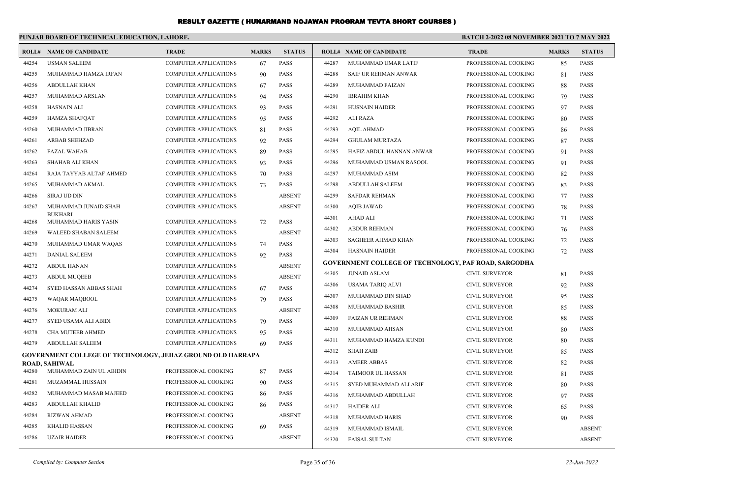# RESULT GAZETTE ( HUNARMAND NOJAWAN PROGRAM TEVTA SHORT COURSES )

**PUNJAB BOARD OF TECHNICAL EDUCATION, LAHORE.**

**BATCH 2-2022 08 NOVEMBER 2021 TO 7 MAY 2022**

| ROLL# | NAME OF CANDIDATE | TRADE | MARKS | STATUS |
|---|---|---|---|---|
| 44254 | USMAN SALEEM | COMPUTER APPLICATIONS | 67 | PASS |
| 44255 | MUHAMMAD HAMZA IRFAN | COMPUTER APPLICATIONS | 90 | PASS |
| 44256 | ABDULLAH KHAN | COMPUTER APPLICATIONS | 67 | PASS |
| 44257 | MUHAMMAD ARSLAN | COMPUTER APPLICATIONS | 94 | PASS |
| 44258 | HASNAIN ALI | COMPUTER APPLICATIONS | 93 | PASS |
| 44259 | HAMZA SHAFQAT | COMPUTER APPLICATIONS | 95 | PASS |
| 44260 | MUHAMMAD JIBRAN | COMPUTER APPLICATIONS | 81 | PASS |
| 44261 | ARBAB SHEHZAD | COMPUTER APPLICATIONS | 92 | PASS |
| 44262 | FAZAL WAHAB | COMPUTER APPLICATIONS | 89 | PASS |
| 44263 | SHAHAB ALI KHAN | COMPUTER APPLICATIONS | 93 | PASS |
| 44264 | RAJA TAYYAB ALTAF AHMED | COMPUTER APPLICATIONS | 70 | PASS |
| 44265 | MUHAMMAD AKMAL | COMPUTER APPLICATIONS | 73 | PASS |
| 44266 | SIRAJ UD DIN | COMPUTER APPLICATIONS | | ABSENT |
| 44267 | MUHAMMAD JUNAID SHAH BUKHARI | COMPUTER APPLICATIONS | | ABSENT |
| 44268 | MUHAMMAD HARIS YASIN | COMPUTER APPLICATIONS | 72 | PASS |
| 44269 | WALEED SHABAN SALEEM | COMPUTER APPLICATIONS | | ABSENT |
| 44270 | MUHAMMAD UMAR WAQAS | COMPUTER APPLICATIONS | 74 | PASS |
| 44271 | DANIAL SALEEM | COMPUTER APPLICATIONS | 92 | PASS |
| 44272 | ABDUL HANAN | COMPUTER APPLICATIONS | | ABSENT |
| 44273 | ABDUL MUQEEB | COMPUTER APPLICATIONS | | ABSENT |
| 44274 | SYED HASSAN ABBAS SHAH | COMPUTER APPLICATIONS | 67 | PASS |
| 44275 | WAQAR MAQBOOL | COMPUTER APPLICATIONS | 79 | PASS |
| 44276 | MOKURAM ALI | COMPUTER APPLICATIONS | | ABSENT |
| 44277 | SYED USAMA ALI ABIDI | COMPUTER APPLICATIONS | 79 | PASS |
| 44278 | CHA MUTEEB AHMED | COMPUTER APPLICATIONS | 95 | PASS |
| 44279 | ABDULLAH SALEEM | COMPUTER APPLICATIONS | 69 | PASS |

**GOVERNMENT COLLEGE OF TECHNOLOGY, JEHAZ GROUND OLD HARRAPA ROAD, SAHIWAL**

| ROLL# | NAME OF CANDIDATE | TRADE | MARKS | STATUS |
|---|---|---|---|---|
| 44280 | MUHAMMAD ZAIN UL ABIDIN | PROFESSIONAL COOKING | 87 | PASS |
| 44281 | MUZAMMAL HUSSAIN | PROFESSIONAL COOKING | 90 | PASS |
| 44282 | MUHAMMAD MASAB MAJEED | PROFESSIONAL COOKING | 86 | PASS |
| 44283 | ABDULLAH KHALID | PROFESSIONAL COOKING | 86 | PASS |
| 44284 | RIZWAN AHMAD | PROFESSIONAL COOKING | | ABSENT |
| 44285 | KHALID HASSAN | PROFESSIONAL COOKING | 69 | PASS |
| 44286 | UZAIR HAIDER | PROFESSIONAL COOKING | | ABSENT |
| 44287 | MUHAMMAD UMAR LATIF | PROFESSIONAL COOKING | 85 | PASS |
| 44288 | SAIF UR REHMAN ANWAR | PROFESSIONAL COOKING | 81 | PASS |
| 44289 | MUHAMMAD FAIZAN | PROFESSIONAL COOKING | 88 | PASS |
| 44290 | IBRAHIM KHAN | PROFESSIONAL COOKING | 79 | PASS |
| 44291 | HUSNAIN HAIDER | PROFESSIONAL COOKING | 97 | PASS |
| 44292 | ALI RAZA | PROFESSIONAL COOKING | 80 | PASS |
| 44293 | AQIL AHMAD | PROFESSIONAL COOKING | 86 | PASS |
| 44294 | GHULAM MURTAZA | PROFESSIONAL COOKING | 87 | PASS |
| 44295 | HAFIZ ABDUL HANNAN ANWAR | PROFESSIONAL COOKING | 91 | PASS |
| 44296 | MUHAMMAD USMAN RASOOL | PROFESSIONAL COOKING | 91 | PASS |
| 44297 | MUHAMMAD ASIM | PROFESSIONAL COOKING | 82 | PASS |
| 44298 | ABDULLAH SALEEM | PROFESSIONAL COOKING | 83 | PASS |
| 44299 | SAFDAR REHMAN | PROFESSIONAL COOKING | 77 | PASS |
| 44300 | AQIB JAWAD | PROFESSIONAL COOKING | 78 | PASS |
| 44301 | AHAD ALI | PROFESSIONAL COOKING | 71 | PASS |
| 44302 | ABDUR REHMAN | PROFESSIONAL COOKING | 76 | PASS |
| 44303 | SAGHEER AHMAD KHAN | PROFESSIONAL COOKING | 72 | PASS |
| 44304 | HASNAIN HAIDER | PROFESSIONAL COOKING | 72 | PASS |

**GOVERNMENT COLLEGE OF TECHNOLOGY, PAF ROAD, SARGODHA**

| ROLL# | NAME OF CANDIDATE | TRADE | MARKS | STATUS |
|---|---|---|---|---|
| 44305 | JUNAID ASLAM | CIVIL SURVEYOR | 81 | PASS |
| 44306 | USAMA TARIQ ALVI | CIVIL SURVEYOR | 92 | PASS |
| 44307 | MUHAMMAD DIN SHAD | CIVIL SURVEYOR | 95 | PASS |
| 44308 | MUHAMMAD BASHIR | CIVIL SURVEYOR | 85 | PASS |
| 44309 | FAIZAN UR REHMAN | CIVIL SURVEYOR | 88 | PASS |
| 44310 | MUHAMMAD AHSAN | CIVIL SURVEYOR | 80 | PASS |
| 44311 | MUHAMMAD HAMZA KUNDI | CIVIL SURVEYOR | 80 | PASS |
| 44312 | SHAH ZAIB | CIVIL SURVEYOR | 85 | PASS |
| 44313 | AMEER ABBAS | CIVIL SURVEYOR | 82 | PASS |
| 44314 | TAIMOOR UL HASSAN | CIVIL SURVEYOR | 81 | PASS |
| 44315 | SYED MUHAMMAD ALI ARIF | CIVIL SURVEYOR | 80 | PASS |
| 44316 | MUHAMMAD ABDULLAH | CIVIL SURVEYOR | 97 | PASS |
| 44317 | HAIDER ALI | CIVIL SURVEYOR | 65 | PASS |
| 44318 | MUHAMMAD HARIS | CIVIL SURVEYOR | 90 | PASS |
| 44319 | MUHAMMAD ISMAIL | CIVIL SURVEYOR | | ABSENT |
| 44320 | FAISAL SULTAN | CIVIL SURVEYOR | | ABSENT |

*Compiled by: Computer Section*

*22-Jun-2022*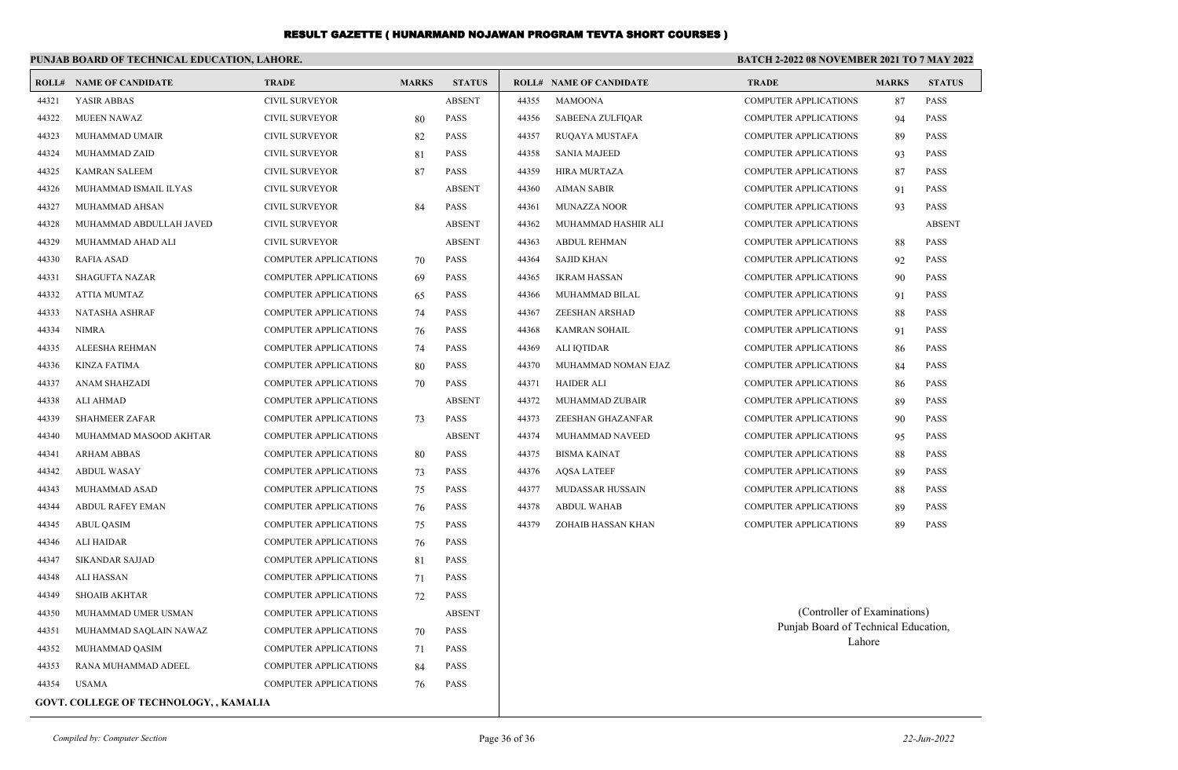# RESULT GAZETTE ( HUNARMAND NOJAWAN PROGRAM TEVTA SHORT COURSES )

**PUNJAB BOARD OF TECHNICAL EDUCATION, LAHORE.**

**BATCH 2-2022 08 NOVEMBER 2021 TO 7 MAY 2022**

| ROLL# | NAME OF CANDIDATE | TRADE | MARKS | STATUS |
|---|---|---|---|---|
| 44321 | YASIR ABBAS | CIVIL SURVEYOR | | ABSENT |
| 44322 | MUEEN NAWAZ | CIVIL SURVEYOR | 80 | PASS |
| 44323 | MUHAMMAD UMAIR | CIVIL SURVEYOR | 82 | PASS |
| 44324 | MUHAMMAD ZAID | CIVIL SURVEYOR | 81 | PASS |
| 44325 | KAMRAN SALEEM | CIVIL SURVEYOR | 87 | PASS |
| 44326 | MUHAMMAD ISMAIL ILYAS | CIVIL SURVEYOR | | ABSENT |
| 44327 | MUHAMMAD AHSAN | CIVIL SURVEYOR | 84 | PASS |
| 44328 | MUHAMMAD ABDULLAH JAVED | CIVIL SURVEYOR | | ABSENT |
| 44329 | MUHAMMAD AHAD ALI | CIVIL SURVEYOR | | ABSENT |
| 44330 | RAFIA ASAD | COMPUTER APPLICATIONS | 70 | PASS |
| 44331 | SHAGUFTA NAZAR | COMPUTER APPLICATIONS | 69 | PASS |
| 44332 | ATTIA MUMTAZ | COMPUTER APPLICATIONS | 65 | PASS |
| 44333 | NATASHA ASHRAF | COMPUTER APPLICATIONS | 74 | PASS |
| 44334 | NIMRA | COMPUTER APPLICATIONS | 76 | PASS |
| 44335 | ALEESHA REHMAN | COMPUTER APPLICATIONS | 74 | PASS |
| 44336 | KINZA FATIMA | COMPUTER APPLICATIONS | 80 | PASS |
| 44337 | ANAM SHAHZADI | COMPUTER APPLICATIONS | 70 | PASS |
| 44338 | ALI AHMAD | COMPUTER APPLICATIONS | | ABSENT |
| 44339 | SHAHMEER ZAFAR | COMPUTER APPLICATIONS | 73 | PASS |
| 44340 | MUHAMMAD MASOOD AKHTAR | COMPUTER APPLICATIONS | | ABSENT |
| 44341 | ARHAM ABBAS | COMPUTER APPLICATIONS | 80 | PASS |
| 44342 | ABDUL WASAY | COMPUTER APPLICATIONS | 73 | PASS |
| 44343 | MUHAMMAD ASAD | COMPUTER APPLICATIONS | 75 | PASS |
| 44344 | ABDUL RAFEY EMAN | COMPUTER APPLICATIONS | 76 | PASS |
| 44345 | ABUL QASIM | COMPUTER APPLICATIONS | 75 | PASS |
| 44346 | ALI HAIDAR | COMPUTER APPLICATIONS | 76 | PASS |
| 44347 | SIKANDAR SAJJAD | COMPUTER APPLICATIONS | 81 | PASS |
| 44348 | ALI HASSAN | COMPUTER APPLICATIONS | 71 | PASS |
| 44349 | SHOAIB AKHTAR | COMPUTER APPLICATIONS | 72 | PASS |
| 44350 | MUHAMMAD UMER USMAN | COMPUTER APPLICATIONS | | ABSENT |
| 44351 | MUHAMMAD SAQLAIN NAWAZ | COMPUTER APPLICATIONS | 70 | PASS |
| 44352 | MUHAMMAD QASIM | COMPUTER APPLICATIONS | 71 | PASS |
| 44353 | RANA MUHAMMAD ADEEL | COMPUTER APPLICATIONS | 84 | PASS |
| 44354 | USAMA | COMPUTER APPLICATIONS | 76 | PASS |

**GOVT. COLLEGE OF TECHNOLOGY, , KAMALIA**

| ROLL# | NAME OF CANDIDATE | TRADE | MARKS | STATUS |
|---|---|---|---|---|
| 44355 | MAMOONA | COMPUTER APPLICATIONS | 87 | PASS |
| 44356 | SABEENA ZULFIQAR | COMPUTER APPLICATIONS | 94 | PASS |
| 44357 | RUQAYA MUSTAFA | COMPUTER APPLICATIONS | 89 | PASS |
| 44358 | SANIA MAJEED | COMPUTER APPLICATIONS | 93 | PASS |
| 44359 | HIRA MURTAZA | COMPUTER APPLICATIONS | 87 | PASS |
| 44360 | AIMAN SABIR | COMPUTER APPLICATIONS | 91 | PASS |
| 44361 | MUNAZZA NOOR | COMPUTER APPLICATIONS | 93 | PASS |
| 44362 | MUHAMMAD HASHIR ALI | COMPUTER APPLICATIONS | | ABSENT |
| 44363 | ABDUL REHMAN | COMPUTER APPLICATIONS | 88 | PASS |
| 44364 | SAJID KHAN | COMPUTER APPLICATIONS | 92 | PASS |
| 44365 | IKRAM HASSAN | COMPUTER APPLICATIONS | 90 | PASS |
| 44366 | MUHAMMAD BILAL | COMPUTER APPLICATIONS | 91 | PASS |
| 44367 | ZEESHAN ARSHAD | COMPUTER APPLICATIONS | 88 | PASS |
| 44368 | KAMRAN SOHAIL | COMPUTER APPLICATIONS | 91 | PASS |
| 44369 | ALI IQTIDAR | COMPUTER APPLICATIONS | 86 | PASS |
| 44370 | MUHAMMAD NOMAN EJAZ | COMPUTER APPLICATIONS | 84 | PASS |
| 44371 | HAIDER ALI | COMPUTER APPLICATIONS | 86 | PASS |
| 44372 | MUHAMMAD ZUBAIR | COMPUTER APPLICATIONS | 89 | PASS |
| 44373 | ZEESHAN GHAZANFAR | COMPUTER APPLICATIONS | 90 | PASS |
| 44374 | MUHAMMAD NAVEED | COMPUTER APPLICATIONS | 95 | PASS |
| 44375 | BISMA KAINAT | COMPUTER APPLICATIONS | 88 | PASS |
| 44376 | AQSA LATEEF | COMPUTER APPLICATIONS | 89 | PASS |
| 44377 | MUDASSAR HUSSAIN | COMPUTER APPLICATIONS | 88 | PASS |
| 44378 | ABDUL WAHAB | COMPUTER APPLICATIONS | 89 | PASS |
| 44379 | ZOHAIB HASSAN KHAN | COMPUTER APPLICATIONS | 89 | PASS |

(Controller of Examinations)
Punjab Board of Technical Education,
Lahore

*Compiled by: Computer Section*

*22-Jun-2022*